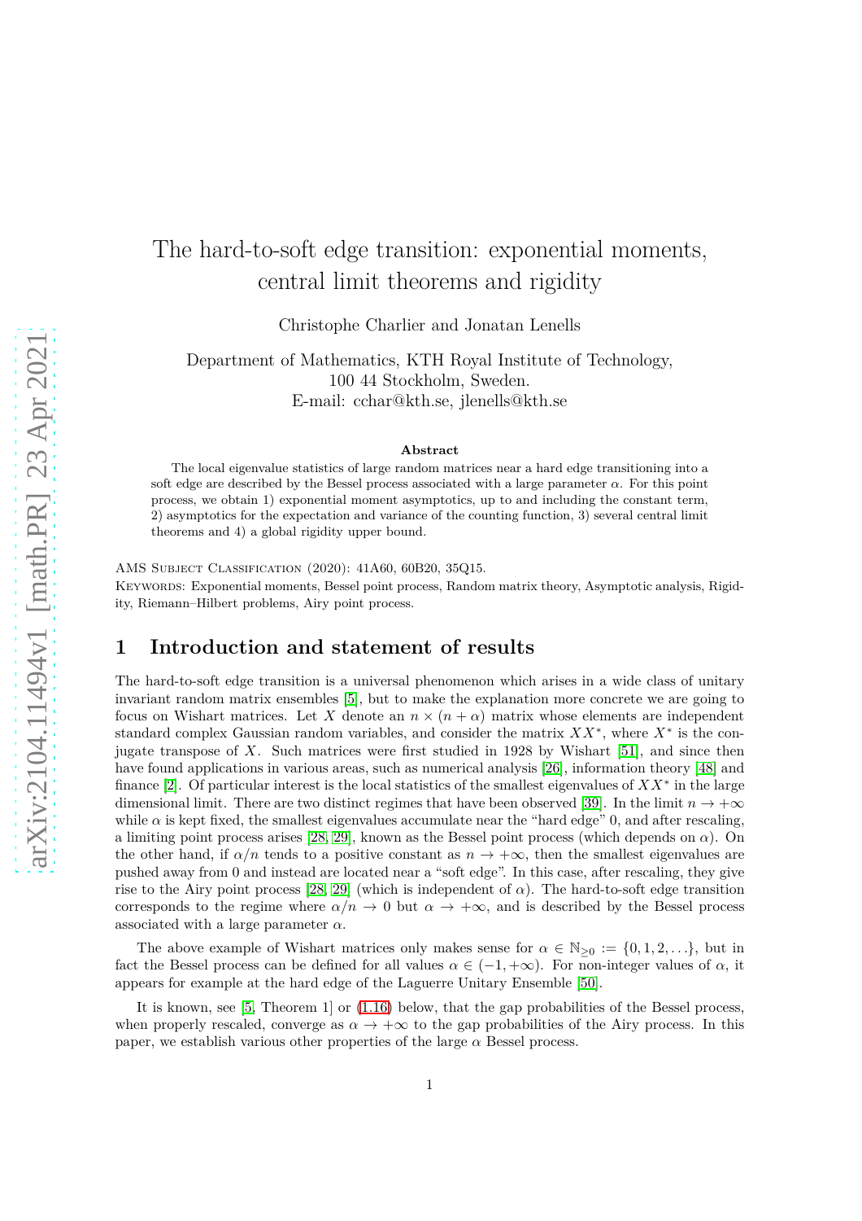# The hard-to-soft edge transition: exponential moments, central limit theorems and rigidity

Christophe Charlier and Jonatan Lenells

Department of Mathematics, KTH Royal Institute of Technology,
100 44 Stockholm, Sweden.
E-mail: cchar@kth.se, jlenells@kth.se

**Abstract**

The local eigenvalue statistics of large random matrices near a hard edge transitioning into a soft edge are described by the Bessel process associated with a large parameter $\alpha$. For this point process, we obtain 1) exponential moment asymptotics, up to and including the constant term, 2) asymptotics for the expectation and variance of the counting function, 3) several central limit theorems and 4) a global rigidity upper bound.

AMS Subject Classification (2020): 41A60, 60B20, 35Q15.

Keywords: Exponential moments, Bessel point process, Random matrix theory, Asymptotic analysis, Rigidity, Riemann–Hilbert problems, Airy point process.

## 1 Introduction and statement of results

The hard-to-soft edge transition is a universal phenomenon which arises in a wide class of unitary invariant random matrix ensembles [5], but to make the explanation more concrete we are going to focus on Wishart matrices. Let $X$ denote an $n \times (n+\alpha)$ matrix whose elements are independent standard complex Gaussian random variables, and consider the matrix $XX^*$, where $X^*$ is the conjugate transpose of $X$. Such matrices were first studied in 1928 by Wishart [51], and since then have found applications in various areas, such as numerical analysis [26], information theory [48] and finance [2]. Of particular interest is the local statistics of the smallest eigenvalues of $XX^*$ in the large dimensional limit. There are two distinct regimes that have been observed [39]. In the limit $n \to +\infty$ while $\alpha$ is kept fixed, the smallest eigenvalues accumulate near the "hard edge" 0, and after rescaling, a limiting point process arises [28, 29], known as the Bessel point process (which depends on $\alpha$). On the other hand, if $\alpha/n$ tends to a positive constant as $n \to +\infty$, then the smallest eigenvalues are pushed away from 0 and instead are located near a "soft edge". In this case, after rescaling, they give rise to the Airy point process [28, 29] (which is independent of $\alpha$). The hard-to-soft edge transition corresponds to the regime where $\alpha/n \to 0$ but $\alpha \to +\infty$, and is described by the Bessel process associated with a large parameter $\alpha$.

The above example of Wishart matrices only makes sense for $\alpha \in \mathbb{N}_{\geq 0} := \{0, 1, 2, \ldots\}$, but in fact the Bessel process can be defined for all values $\alpha \in (-1, +\infty)$. For non-integer values of $\alpha$, it appears for example at the hard edge of the Laguerre Unitary Ensemble [50].

It is known, see [5, Theorem 1] or (1.16) below, that the gap probabilities of the Bessel process, when properly rescaled, converge as $\alpha \to +\infty$ to the gap probabilities of the Airy process. In this paper, we establish various other properties of the large $\alpha$ Bessel process.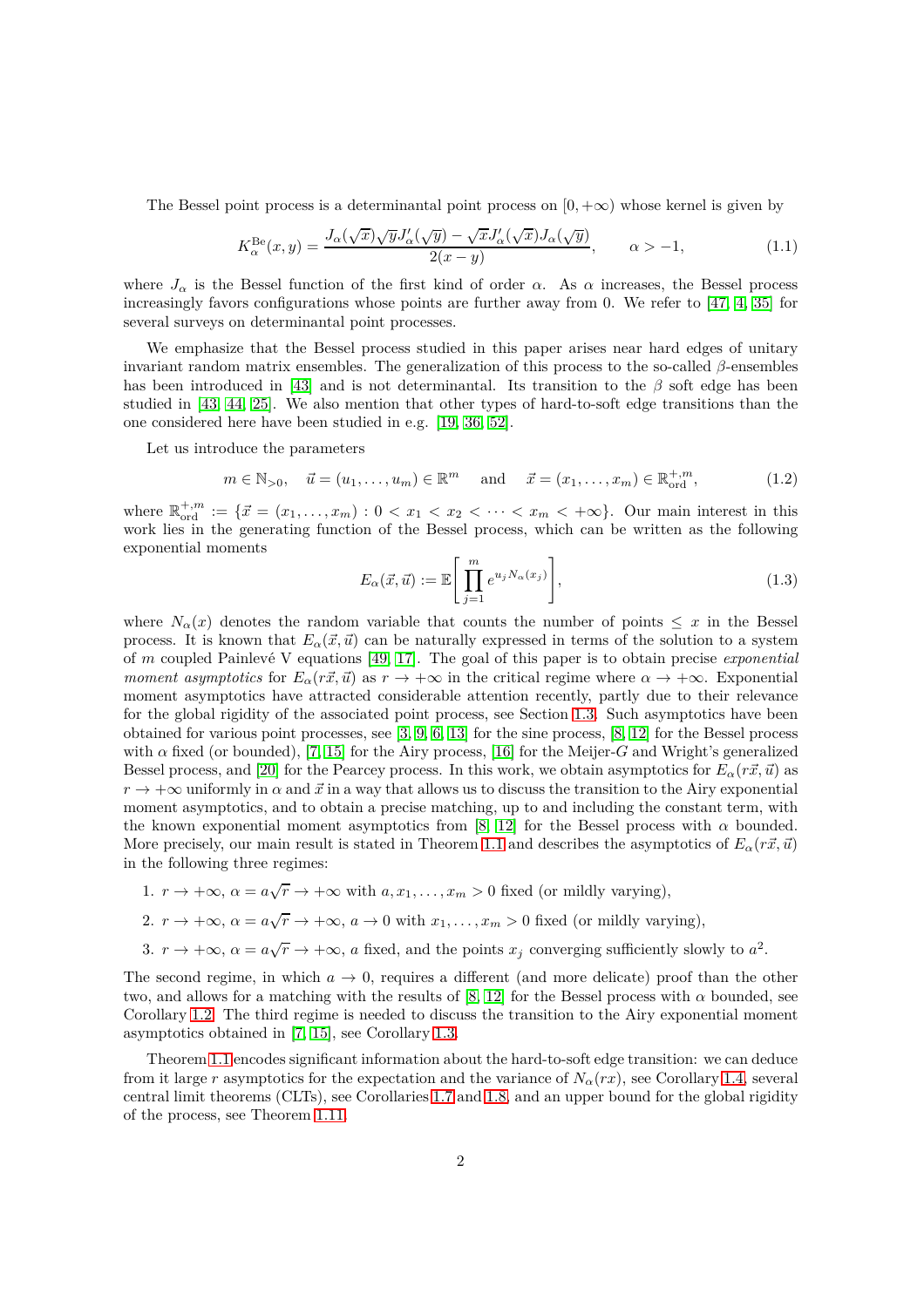The Bessel point process is a determinantal point process on $[0,+\infty)$ whose kernel is given by

$$K_\alpha^{\mathrm{Be}}(x,y) = \frac{J_\alpha(\sqrt{x})\sqrt{y}J_\alpha'(\sqrt{y}) - \sqrt{x}J_\alpha'(\sqrt{x})J_\alpha(\sqrt{y})}{2(x-y)}, \qquad \alpha > -1, \tag{1.1}$$

where $J_\alpha$ is the Bessel function of the first kind of order $\alpha$. As $\alpha$ increases, the Bessel process increasingly favors configurations whose points are further away from 0. We refer to [47, 4, 35] for several surveys on determinantal point processes.

We emphasize that the Bessel process studied in this paper arises near hard edges of unitary invariant random matrix ensembles. The generalization of this process to the so-called $\beta$-ensembles has been introduced in [43] and is not determinantal. Its transition to the $\beta$ soft edge has been studied in [43, 44, 25]. We also mention that other types of hard-to-soft edge transitions than the one considered here have been studied in e.g. [19, 36, 52].

Let us introduce the parameters

$$m \in \mathbb{N}_{>0}, \quad \vec{u} = (u_1, \ldots, u_m) \in \mathbb{R}^m \quad \text{ and } \quad \vec{x} = (x_1, \ldots, x_m) \in \mathbb{R}^{+,m}_{\mathrm{ord}}, \tag{1.2}$$

where $\mathbb{R}^{+,m}_{\mathrm{ord}} := \{\vec{x} = (x_1, \ldots, x_m) : 0 < x_1 < x_2 < \cdots < x_m < +\infty\}$. Our main interest in this work lies in the generating function of the Bessel process, which can be written as the following exponential moments

$$E_\alpha(\vec{x}, \vec{u}) := \mathbb{E}\Bigg[\prod_{j=1}^m e^{u_j N_\alpha(x_j)}\Bigg], \tag{1.3}$$

where $N_\alpha(x)$ denotes the random variable that counts the number of points $\leq x$ in the Bessel process. It is known that $E_\alpha(\vec{x}, \vec{u})$ can be naturally expressed in terms of the solution to a system of $m$ coupled Painlevé V equations [49, 17]. The goal of this paper is to obtain precise *exponential moment asymptotics* for $E_\alpha(r\vec{x}, \vec{u})$ as $r \to +\infty$ in the critical regime where $\alpha \to +\infty$. Exponential moment asymptotics have attracted considerable attention recently, partly due to their relevance for the global rigidity of the associated point process, see Section 1.3. Such asymptotics have been obtained for various point processes, see [3, 9, 6, 13] for the sine process, [8, 12] for the Bessel process with $\alpha$ fixed (or bounded), [7, 15] for the Airy process, [16] for the Meijer-$G$ and Wright's generalized Bessel process, and [20] for the Pearcey process. In this work, we obtain asymptotics for $E_\alpha(r\vec{x}, \vec{u})$ as $r \to +\infty$ uniformly in $\alpha$ and $\vec{x}$ in a way that allows us to discuss the transition to the Airy exponential moment asymptotics, and to obtain a precise matching, up to and including the constant term, with the known exponential moment asymptotics from [8, 12] for the Bessel process with $\alpha$ bounded. More precisely, our main result is stated in Theorem 1.1 and describes the asymptotics of $E_\alpha(r\vec{x}, \vec{u})$ in the following three regimes:

1. $r \to +\infty$, $\alpha = a\sqrt{r} \to +\infty$ with $a, x_1, \ldots, x_m > 0$ fixed (or mildly varying),
2. $r \to +\infty$, $\alpha = a\sqrt{r} \to +\infty$, $a \to 0$ with $x_1, \ldots, x_m > 0$ fixed (or mildly varying),
3. $r \to +\infty$, $\alpha = a\sqrt{r} \to +\infty$, $a$ fixed, and the points $x_j$ converging sufficiently slowly to $a^2$.

The second regime, in which $a \to 0$, requires a different (and more delicate) proof than the other two, and allows for a matching with the results of [8, 12] for the Bessel process with $\alpha$ bounded, see Corollary 1.2. The third regime is needed to discuss the transition to the Airy exponential moment asymptotics obtained in [7, 15], see Corollary 1.3.

Theorem 1.1 encodes significant information about the hard-to-soft edge transition: we can deduce from it large $r$ asymptotics for the expectation and the variance of $N_\alpha(rx)$, see Corollary 1.4, several central limit theorems (CLTs), see Corollaries 1.7 and 1.8, and an upper bound for the global rigidity of the process, see Theorem 1.11.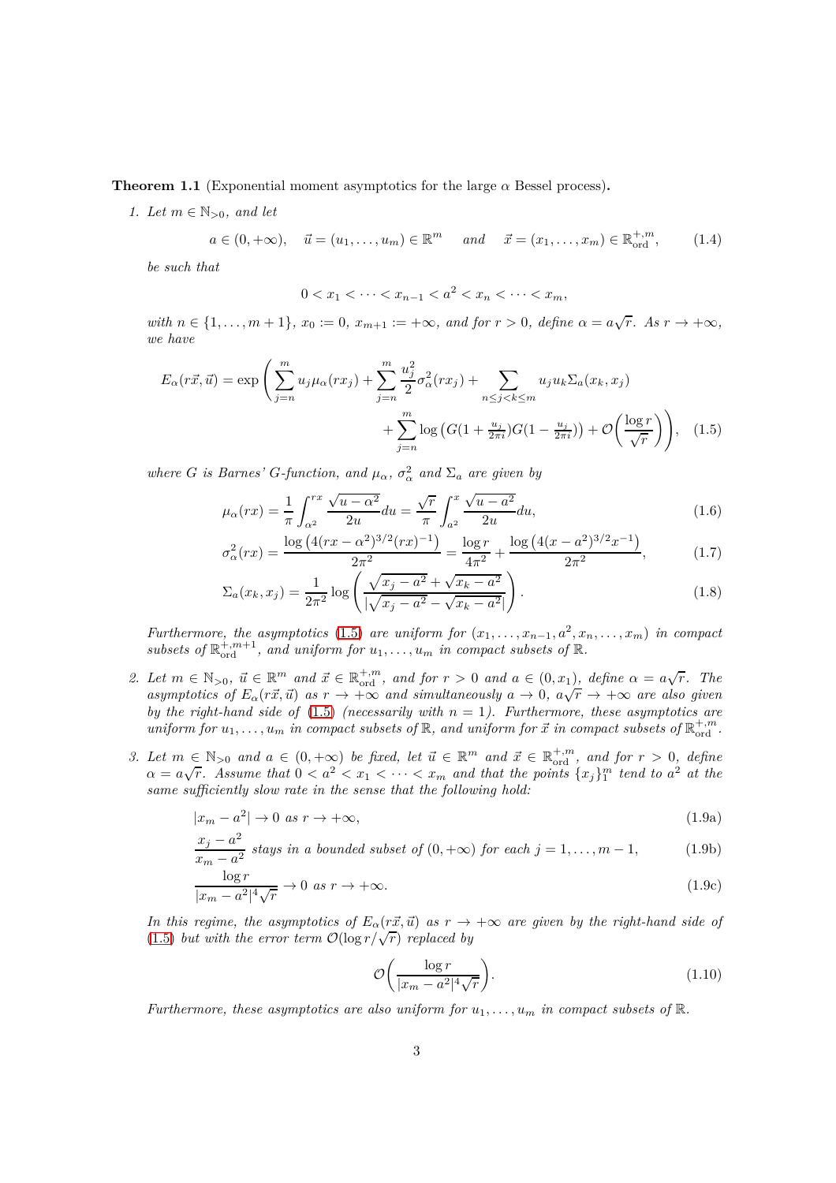**Theorem 1.1** (Exponential moment asymptotics for the large $\alpha$ Bessel process)**.**

*1. Let $m \in \mathbb{N}_{>0}$, and let*

$$a \in (0,+\infty), \quad \vec{u} = (u_1, \ldots, u_m) \in \mathbb{R}^m \quad \text{and} \quad \vec{x} = (x_1, \ldots, x_m) \in \mathbb{R}^{+,m}_{\mathrm{ord}}, \tag{1.4}$$

*be such that*

$$0 < x_1 < \cdots < x_{n-1} < a^2 < x_n < \cdots < x_m,$$

*with $n \in \{1, \ldots, m+1\}$, $x_0 := 0$, $x_{m+1} := +\infty$, and for $r > 0$, define $\alpha = a\sqrt{r}$. As $r \to +\infty$, we have*

$$E_\alpha(r\vec{x}, \vec{u}) = \exp\Bigg( \sum_{j=n}^{m} u_j \mu_\alpha(rx_j) + \sum_{j=n}^{m} \frac{u_j^2}{2} \sigma_\alpha^2(rx_j) + \sum_{n \le j < k \le m} u_j u_k \Sigma_a(x_k, x_j) + \sum_{j=n}^{m} \log\left( G(1 + \tfrac{u_j}{2\pi i}) G(1 - \tfrac{u_j}{2\pi i}) \right) + \mathcal{O}\Big( \frac{\log r}{\sqrt{r}} \Big) \Bigg), \tag{1.5}$$

*where $G$ is Barnes' G-function, and $\mu_\alpha$, $\sigma_\alpha^2$ and $\Sigma_a$ are given by*

$$\mu_\alpha(rx) = \frac{1}{\pi} \int_{\alpha^2}^{rx} \frac{\sqrt{u - \alpha^2}}{2u} du = \frac{\sqrt{r}}{\pi} \int_{a^2}^{x} \frac{\sqrt{u - a^2}}{2u} du, \tag{1.6}$$

$$\sigma_\alpha^2(rx) = \frac{\log\left(4(rx - \alpha^2)^{3/2}(rx)^{-1}\right)}{2\pi^2} = \frac{\log r}{4\pi^2} + \frac{\log\left(4(x - a^2)^{3/2}x^{-1}\right)}{2\pi^2}, \tag{1.7}$$

$$\Sigma_a(x_k, x_j) = \frac{1}{2\pi^2} \log\left( \frac{\sqrt{x_j - a^2} + \sqrt{x_k - a^2}}{|\sqrt{x_j - a^2} - \sqrt{x_k - a^2}|} \right). \tag{1.8}$$

*Furthermore, the asymptotics (1.5) are uniform for $(x_1, \ldots, x_{n-1}, a^2, x_n, \ldots, x_m)$ in compact subsets of $\mathbb{R}^{+,m+1}_{\mathrm{ord}}$, and uniform for $u_1, \ldots, u_m$ in compact subsets of $\mathbb{R}$.*

*2. Let $m \in \mathbb{N}_{>0}$, $\vec{u} \in \mathbb{R}^m$ and $\vec{x} \in \mathbb{R}^{+,m}_{\mathrm{ord}}$, and for $r > 0$ and $a \in (0, x_1)$, define $\alpha = a\sqrt{r}$. The asymptotics of $E_\alpha(r\vec{x}, \vec{u})$ as $r \to +\infty$ and simultaneously $a \to 0$, $a\sqrt{r} \to +\infty$ are also given by the right-hand side of (1.5) (necessarily with $n = 1$). Furthermore, these asymptotics are uniform for $u_1, \ldots, u_m$ in compact subsets of $\mathbb{R}$, and uniform for $\vec{x}$ in compact subsets of $\mathbb{R}^{+,m}_{\mathrm{ord}}$.*

*3. Let $m \in \mathbb{N}_{>0}$ and $a \in (0,+\infty)$ be fixed, let $\vec{u} \in \mathbb{R}^m$ and $\vec{x} \in \mathbb{R}^{+,m}_{\mathrm{ord}}$, and for $r > 0$, define $\alpha = a\sqrt{r}$. Assume that $0 < a^2 < x_1 < \cdots < x_m$ and that the points $\{x_j\}_1^m$ tend to $a^2$ at the same sufficiently slow rate in the sense that the following hold:*

$$|x_m - a^2| \to 0 \text{ as } r \to +\infty, \tag{1.9a}$$

$$\frac{x_j - a^2}{x_m - a^2} \text{ stays in a bounded subset of } (0,+\infty) \text{ for each } j = 1, \ldots, m-1, \tag{1.9b}$$

$$\frac{\log r}{|x_m - a^2|^4 \sqrt{r}} \to 0 \text{ as } r \to +\infty. \tag{1.9c}$$

*In this regime, the asymptotics of $E_\alpha(r\vec{x}, \vec{u})$ as $r \to +\infty$ are given by the right-hand side of (1.5) but with the error term $\mathcal{O}(\log r/\sqrt{r})$ replaced by*

$$\mathcal{O}\Big( \frac{\log r}{|x_m - a^2|^4 \sqrt{r}} \Big). \tag{1.10}$$

*Furthermore, these asymptotics are also uniform for $u_1, \ldots, u_m$ in compact subsets of $\mathbb{R}$.*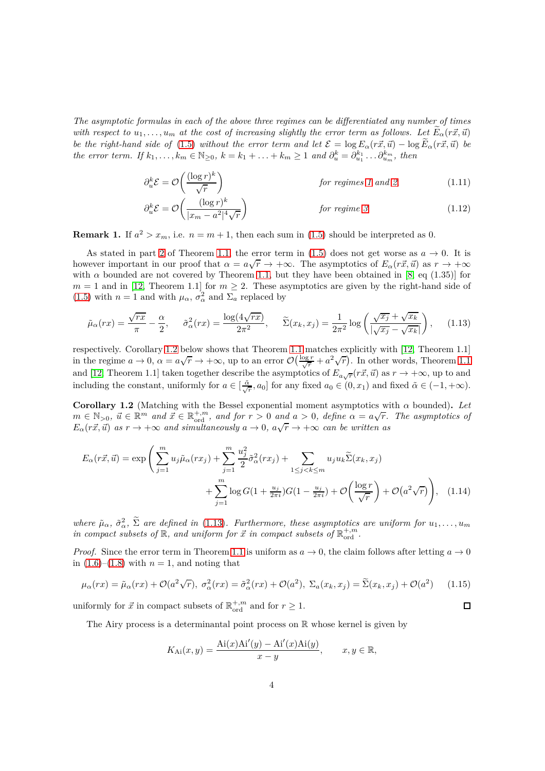*The asymptotic formulas in each of the above three regimes can be differentiated any number of times with respect to $u_1, \ldots, u_m$ at the cost of increasing slightly the error term as follows. Let $\widetilde{E}_\alpha(r\vec{x}, \vec{u})$ be the right-hand side of (1.5) without the error term and let $\mathcal{E} = \log E_\alpha(r\vec{x}, \vec{u}) - \log \widetilde{E}_\alpha(r\vec{x}, \vec{u})$ be the error term. If $k_1, \ldots, k_m \in \mathbb{N}_{\geq 0}$, $k = k_1 + \ldots + k_m \geq 1$ and $\partial_u^k = \partial_{u_1}^{k_1} \ldots \partial_{u_m}^{k_m}$, then*

$$\partial_u^k \mathcal{E} = \mathcal{O}\bigg(\frac{(\log r)^k}{\sqrt{r}}\bigg) \qquad \textit{for regimes 1 and 2} \tag{1.11}$$

$$\partial_u^k \mathcal{E} = \mathcal{O}\bigg(\frac{(\log r)^k}{|x_m - a^2|^4 \sqrt{r}}\bigg) \qquad \textit{for regime 3} \tag{1.12}$$

**Remark 1.** If $a^2 > x_m$, i.e. $n = m+1$, then each sum in (1.5) should be interpreted as 0.

As stated in part 2 of Theorem 1.1, the error term in (1.5) does not get worse as $a \to 0$. It is however important in our proof that $\alpha = a\sqrt{r} \to +\infty$. The asymptotics of $E_\alpha(r\vec{x}, \vec{u})$ as $r \to +\infty$ with $\alpha$ bounded are not covered by Theorem 1.1, but they have been obtained in [8, eq (1.35)] for $m = 1$ and in [12, Theorem 1.1] for $m \geq 2$. These asymptotics are given by the right-hand side of (1.5) with $n = 1$ and with $\mu_\alpha$, $\sigma_\alpha^2$ and $\Sigma_a$ replaced by

$$\tilde{\mu}_\alpha(rx) = \frac{\sqrt{rx}}{\pi} - \frac{\alpha}{2}, \qquad \tilde{\sigma}_\alpha^2(rx) = \frac{\log(4\sqrt{rx})}{2\pi^2}, \qquad \widetilde{\Sigma}(x_k, x_j) = \frac{1}{2\pi^2}\log\bigg(\frac{\sqrt{x_j} + \sqrt{x_k}}{|\sqrt{x_j} - \sqrt{x_k}|}\bigg), \tag{1.13}$$

respectively. Corollary 1.2 below shows that Theorem 1.1 matches explicitly with [12, Theorem 1.1] in the regime $a \to 0$, $\alpha = a\sqrt{r} \to +\infty$, up to an error $\mathcal{O}(\frac{\log r}{\sqrt{r}} + a^2\sqrt{r})$. In other words, Theorem 1.1 and [12, Theorem 1.1] taken together describe the asymptotics of $E_{a\sqrt{r}}(r\vec{x}, \vec{u})$ as $r \to +\infty$, up to and including the constant, uniformly for $a \in [\frac{\tilde{\alpha}}{\sqrt{r}}, a_0]$ for any fixed $a_0 \in (0, x_1)$ and fixed $\tilde{\alpha} \in (-1, +\infty)$.

**Corollary 1.2** (Matching with the Bessel exponential moment asymptotics with $\alpha$ bounded)**.** *Let $m \in \mathbb{N}_{>0}$, $\vec{u} \in \mathbb{R}^m$ and $\vec{x} \in \mathbb{R}^{+,m}_{\mathrm{ord}}$, and for $r > 0$ and $a > 0$, define $\alpha = a\sqrt{r}$. The asymptotics of $E_\alpha(r\vec{x}, \vec{u})$ as $r \to +\infty$ and simultaneously $a \to 0$, $a\sqrt{r} \to +\infty$ can be written as*

$$E_\alpha(r\vec{x}, \vec{u}) = \exp\Bigg(\sum_{j=1}^m u_j \tilde{\mu}_\alpha(rx_j) + \sum_{j=1}^m \frac{u_j^2}{2}\tilde{\sigma}_\alpha^2(rx_j) + \sum_{1 \leq j < k \leq m} u_j u_k \widetilde{\Sigma}(x_k, x_j)$$
$$+ \sum_{j=1}^m \log G(1 + \tfrac{u_j}{2\pi i})G(1 - \tfrac{u_j}{2\pi i}) + \mathcal{O}\bigg(\frac{\log r}{\sqrt{r}}\bigg) + \mathcal{O}(a^2\sqrt{r})\Bigg), \tag{1.14}$$

*where $\tilde{\mu}_\alpha$, $\tilde{\sigma}_\alpha^2$, $\widetilde{\Sigma}$ are defined in (1.13). Furthermore, these asymptotics are uniform for $u_1, \ldots, u_m$ in compact subsets of $\mathbb{R}$, and uniform for $\vec{x}$ in compact subsets of $\mathbb{R}^{+,m}_{\mathrm{ord}}$.*

*Proof.* Since the error term in Theorem 1.1 is uniform as $a \to 0$, the claim follows after letting $a \to 0$ in (1.6)–(1.8) with $n = 1$, and noting that

$$\mu_\alpha(rx) = \tilde{\mu}_\alpha(rx) + \mathcal{O}(a^2\sqrt{r}),\ \sigma_\alpha^2(rx) = \tilde{\sigma}_\alpha^2(rx) + \mathcal{O}(a^2),\ \Sigma_a(x_k, x_j) = \widetilde{\Sigma}(x_k, x_j) + \mathcal{O}(a^2) \tag{1.15}$$

uniformly for $\vec{x}$ in compact subsets of $\mathbb{R}^{+,m}_{\mathrm{ord}}$ and for $r \geq 1$. $\square$

The Airy process is a determinantal point process on $\mathbb{R}$ whose kernel is given by

$$K_{\mathrm{Ai}}(x, y) = \frac{\mathrm{Ai}(x)\mathrm{Ai}'(y) - \mathrm{Ai}'(x)\mathrm{Ai}(y)}{x - y}, \qquad x, y \in \mathbb{R},$$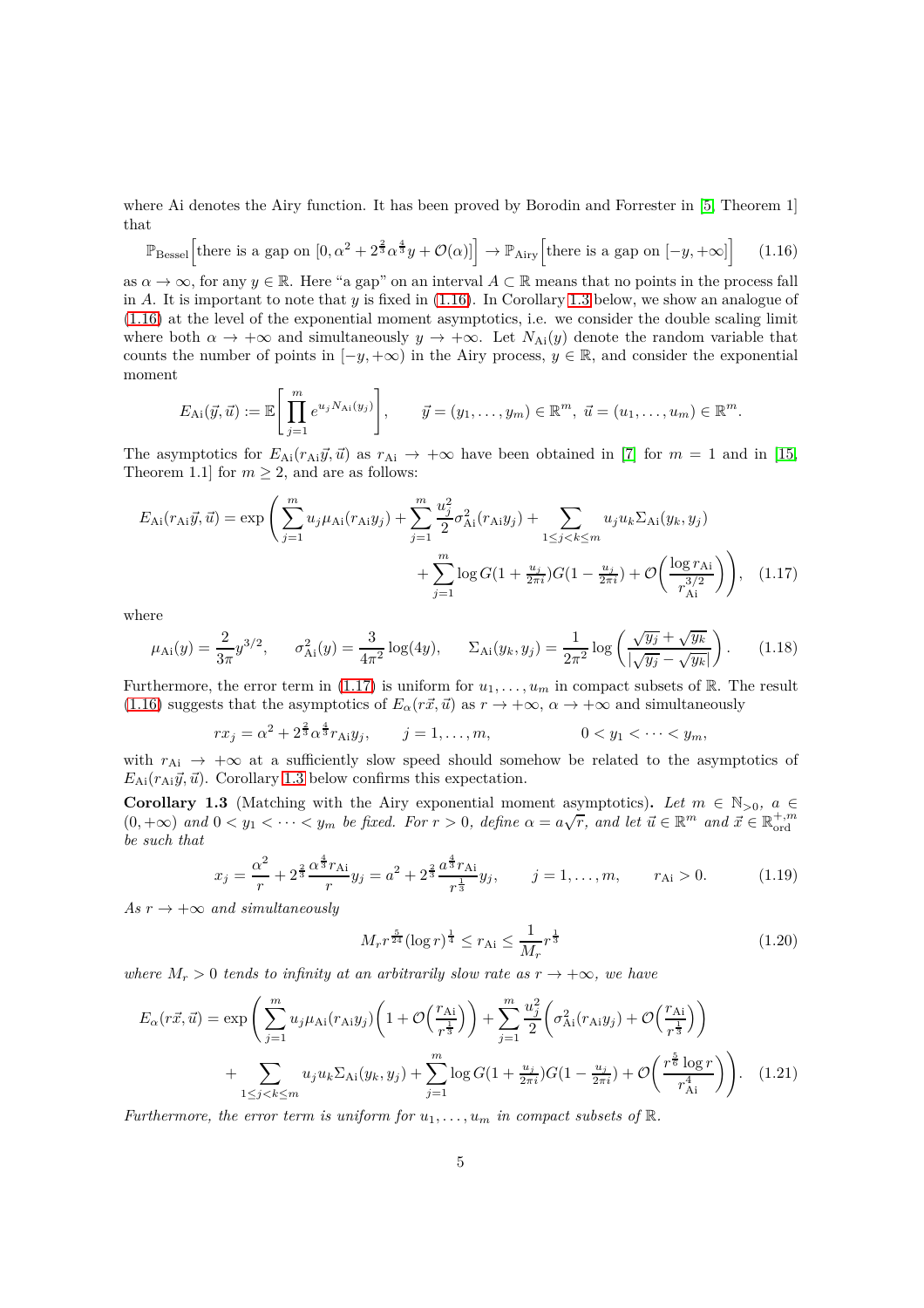where Ai denotes the Airy function. It has been proved by Borodin and Forrester in [5, Theorem 1] that

$$\mathbb{P}_{\mathrm{Bessel}}\Big[\text{there is a gap on } [0,\alpha^2+2^{\frac{2}{3}}\alpha^{\frac{4}{3}}y+\mathcal{O}(\alpha)]\Big] \to \mathbb{P}_{\mathrm{Airy}}\Big[\text{there is a gap on } [-y,+\infty]\Big] \tag{1.16}$$

as $\alpha \to \infty$, for any $y \in \mathbb{R}$. Here "a gap" on an interval $A \subset \mathbb{R}$ means that no points in the process fall in $A$. It is important to note that $y$ is fixed in (1.16). In Corollary 1.3 below, we show an analogue of (1.16) at the level of the exponential moment asymptotics, i.e. we consider the double scaling limit where both $\alpha \to +\infty$ and simultaneously $y \to +\infty$. Let $N_{\mathrm{Ai}}(y)$ denote the random variable that counts the number of points in $[-y,+\infty)$ in the Airy process, $y \in \mathbb{R}$, and consider the exponential moment

$$E_{\mathrm{Ai}}(\vec{y},\vec{u}) := \mathbb{E}\Bigg[\prod_{j=1}^{m} e^{u_j N_{\mathrm{Ai}}(y_j)}\Bigg], \qquad \vec{y}=(y_1,\dots,y_m)\in\mathbb{R}^m,\ \vec{u}=(u_1,\dots,u_m)\in\mathbb{R}^m.$$

The asymptotics for $E_{\mathrm{Ai}}(r_{\mathrm{Ai}}\vec{y},\vec{u})$ as $r_{\mathrm{Ai}} \to +\infty$ have been obtained in [7] for $m=1$ and in [15, Theorem 1.1] for $m \geq 2$, and are as follows:

$$\begin{aligned}E_{\mathrm{Ai}}(r_{\mathrm{Ai}}\vec{y},\vec{u}) = \exp\Bigg(&\sum_{j=1}^{m} u_j \mu_{\mathrm{Ai}}(r_{\mathrm{Ai}}y_j) + \sum_{j=1}^{m}\frac{u_j^2}{2}\sigma_{\mathrm{Ai}}^2(r_{\mathrm{Ai}}y_j) + \sum_{1\leq j<k\leq m} u_j u_k \Sigma_{\mathrm{Ai}}(y_k,y_j)\\ &+ \sum_{j=1}^{m}\log G(1+\tfrac{u_j}{2\pi i})G(1-\tfrac{u_j}{2\pi i}) + \mathcal{O}\Big(\frac{\log r_{\mathrm{Ai}}}{r_{\mathrm{Ai}}^{3/2}}\Big)\Bigg),\end{aligned} \tag{1.17}$$

where

$$\mu_{\mathrm{Ai}}(y) = \frac{2}{3\pi}y^{3/2}, \qquad \sigma_{\mathrm{Ai}}^2(y) = \frac{3}{4\pi^2}\log(4y), \qquad \Sigma_{\mathrm{Ai}}(y_k,y_j) = \frac{1}{2\pi^2}\log\left(\frac{\sqrt{y_j}+\sqrt{y_k}}{|\sqrt{y_j}-\sqrt{y_k}|}\right). \tag{1.18}$$

Furthermore, the error term in (1.17) is uniform for $u_1,\dots,u_m$ in compact subsets of $\mathbb{R}$. The result (1.16) suggests that the asymptotics of $E_\alpha(r\vec{x},\vec{u})$ as $r \to +\infty$, $\alpha \to +\infty$ and simultaneously

$$rx_j = \alpha^2 + 2^{\frac{2}{3}}\alpha^{\frac{4}{3}} r_{\mathrm{Ai}} y_j, \qquad j=1,\dots,m, \qquad\qquad 0<y_1<\dots<y_m,$$

with $r_{\mathrm{Ai}} \to +\infty$ at a sufficiently slow speed should somehow be related to the asymptotics of $E_{\mathrm{Ai}}(r_{\mathrm{Ai}}\vec{y},\vec{u})$. Corollary 1.3 below confirms this expectation.

**Corollary 1.3** (Matching with the Airy exponential moment asymptotics)**.** *Let $m \in \mathbb{N}_{>0}$, $a \in (0,+\infty)$ and $0<y_1<\dots<y_m$ be fixed. For $r>0$, define $\alpha = a\sqrt{r}$, and let $\vec{u}\in\mathbb{R}^m$ and $\vec{x}\in\mathbb{R}^{+,m}_{\mathrm{ord}}$ be such that*

$$x_j = \frac{\alpha^2}{r} + 2^{\frac{2}{3}}\frac{\alpha^{\frac{4}{3}}r_{\mathrm{Ai}}}{r}y_j = a^2 + 2^{\frac{2}{3}}\frac{a^{\frac{4}{3}}r_{\mathrm{Ai}}}{r^{\frac{1}{3}}}y_j, \qquad j=1,\dots,m, \qquad r_{\mathrm{Ai}}>0. \tag{1.19}$$

*As $r \to +\infty$ and simultaneously*

$$M_r r^{\frac{5}{24}}(\log r)^{\frac{1}{4}} \leq r_{\mathrm{Ai}} \leq \frac{1}{M_r}r^{\frac{1}{3}} \tag{1.20}$$

*where $M_r>0$ tends to infinity at an arbitrarily slow rate as $r \to +\infty$, we have*

$$\begin{aligned}E_\alpha(r\vec{x},\vec{u}) = \exp\Bigg(&\sum_{j=1}^{m} u_j\mu_{\mathrm{Ai}}(r_{\mathrm{Ai}}y_j)\Big(1+\mathcal{O}\Big(\frac{r_{\mathrm{Ai}}}{r^{\frac{1}{3}}}\Big)\Big) + \sum_{j=1}^{m}\frac{u_j^2}{2}\Big(\sigma_{\mathrm{Ai}}^2(r_{\mathrm{Ai}}y_j) + \mathcal{O}\Big(\frac{r_{\mathrm{Ai}}}{r^{\frac{1}{3}}}\Big)\Big)\\ &+ \sum_{1\leq j<k\leq m} u_j u_k\Sigma_{\mathrm{Ai}}(y_k,y_j) + \sum_{j=1}^{m}\log G(1+\tfrac{u_j}{2\pi i})G(1-\tfrac{u_j}{2\pi i}) + \mathcal{O}\Big(\frac{r^{\frac{5}{6}}\log r}{r_{\mathrm{Ai}}^4}\Big)\Bigg).\end{aligned} \tag{1.21}$$

*Furthermore, the error term is uniform for $u_1,\dots,u_m$ in compact subsets of $\mathbb{R}$.*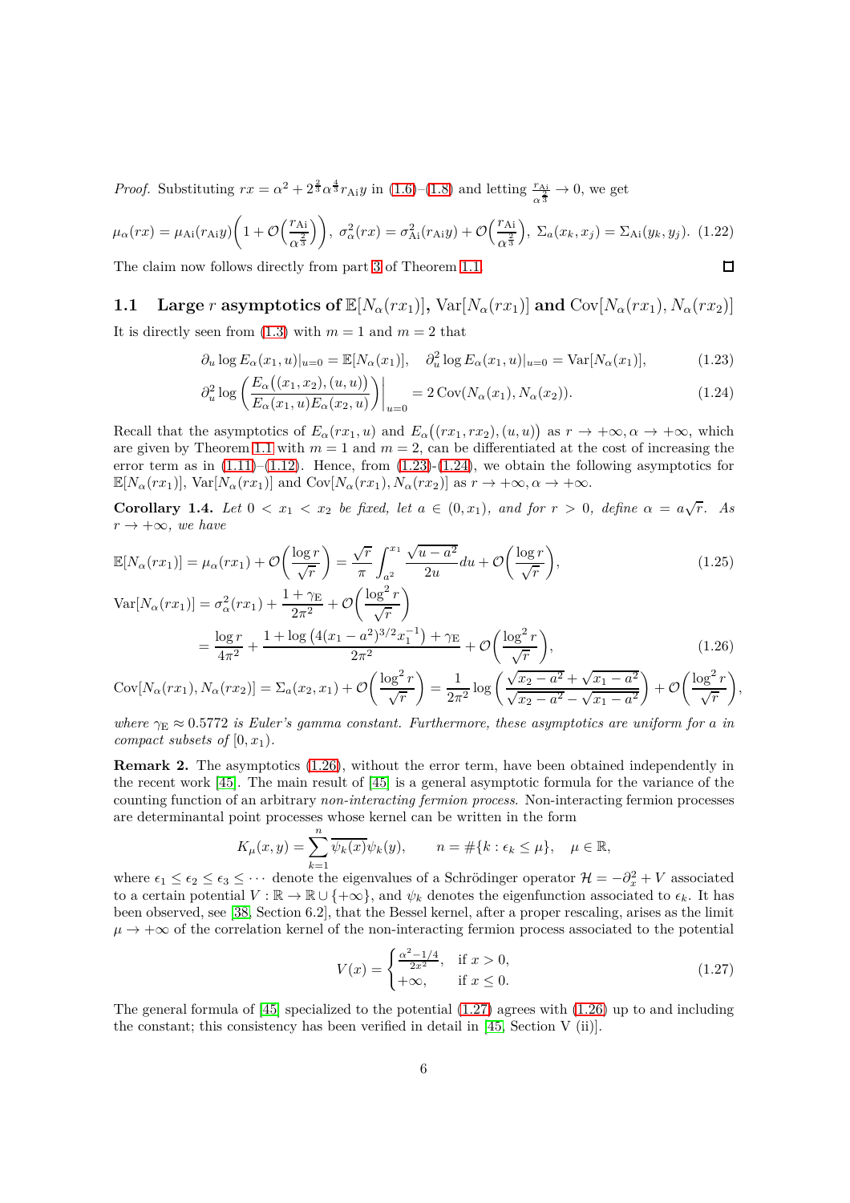*Proof.* Substituting $rx = \alpha^2 + 2^{\frac{2}{3}}\alpha^{\frac{4}{3}} r_{\mathrm{Ai}} y$ in (1.6)–(1.8) and letting $\frac{r_{\mathrm{Ai}}}{\alpha^{\frac{2}{3}}} \to 0$, we get

$$\mu_\alpha(rx) = \mu_{\mathrm{Ai}}(r_{\mathrm{Ai}} y)\bigg(1 + \mathcal{O}\Big(\frac{r_{\mathrm{Ai}}}{\alpha^{\frac{2}{3}}}\Big)\bigg),\ \sigma_\alpha^2(rx) = \sigma_{\mathrm{Ai}}^2(r_{\mathrm{Ai}} y) + \mathcal{O}\Big(\frac{r_{\mathrm{Ai}}}{\alpha^{\frac{2}{3}}}\Big),\ \Sigma_a(x_k, x_j) = \Sigma_{\mathrm{Ai}}(y_k, y_j). \quad (1.22)$$

The claim now follows directly from part 3 of Theorem 1.1. $\square$

## 1.1 Large $r$ asymptotics of $\mathbb{E}[N_\alpha(rx_1)]$, $\mathrm{Var}[N_\alpha(rx_1)]$ and $\mathrm{Cov}[N_\alpha(rx_1), N_\alpha(rx_2)]$

It is directly seen from (1.3) with $m = 1$ and $m = 2$ that

$$\partial_u \log E_\alpha(x_1, u)|_{u=0} = \mathbb{E}[N_\alpha(x_1)], \quad \partial_u^2 \log E_\alpha(x_1, u)|_{u=0} = \mathrm{Var}[N_\alpha(x_1)], \qquad (1.23)$$

$$\partial_u^2 \log\left(\frac{E_\alpha\big((x_1, x_2), (u, u)\big)}{E_\alpha(x_1, u) E_\alpha(x_2, u)}\right)\bigg|_{u=0} = 2\,\mathrm{Cov}(N_\alpha(x_1), N_\alpha(x_2)). \qquad (1.24)$$

Recall that the asymptotics of $E_\alpha(rx_1, u)$ and $E_\alpha\big((rx_1, rx_2), (u, u)\big)$ as $r \to +\infty, \alpha \to +\infty$, which are given by Theorem 1.1 with $m = 1$ and $m = 2$, can be differentiated at the cost of increasing the error term as in (1.11)–(1.12). Hence, from (1.23)-(1.24), we obtain the following asymptotics for $\mathbb{E}[N_\alpha(rx_1)]$, $\mathrm{Var}[N_\alpha(rx_1)]$ and $\mathrm{Cov}[N_\alpha(rx_1), N_\alpha(rx_2)]$ as $r \to +\infty, \alpha \to +\infty$.

**Corollary 1.4.** *Let $0 < x_1 < x_2$ be fixed, let $a \in (0, x_1)$, and for $r > 0$, define $\alpha = a\sqrt{r}$. As $r \to +\infty$, we have*

$$\mathbb{E}[N_\alpha(rx_1)] = \mu_\alpha(rx_1) + \mathcal{O}\Big(\frac{\log r}{\sqrt{r}}\Big) = \frac{\sqrt{r}}{\pi}\int_{a^2}^{x_1} \frac{\sqrt{u - a^2}}{2u}du + \mathcal{O}\Big(\frac{\log r}{\sqrt{r}}\Big), \qquad (1.25)$$

$$\begin{aligned}
\mathrm{Var}[N_\alpha(rx_1)] &= \sigma_\alpha^2(rx_1) + \frac{1 + \gamma_{\mathrm{E}}}{2\pi^2} + \mathcal{O}\Big(\frac{\log^2 r}{\sqrt{r}}\Big) \\
&= \frac{\log r}{4\pi^2} + \frac{1 + \log\big(4(x_1 - a^2)^{3/2} x_1^{-1}\big) + \gamma_{\mathrm{E}}}{2\pi^2} + \mathcal{O}\Big(\frac{\log^2 r}{\sqrt{r}}\Big),
\end{aligned} \qquad (1.26)$$

$$\mathrm{Cov}[N_\alpha(rx_1), N_\alpha(rx_2)] = \Sigma_a(x_2, x_1) + \mathcal{O}\Big(\frac{\log^2 r}{\sqrt{r}}\Big) = \frac{1}{2\pi^2}\log\bigg(\frac{\sqrt{x_2 - a^2} + \sqrt{x_1 - a^2}}{\sqrt{x_2 - a^2} - \sqrt{x_1 - a^2}}\bigg) + \mathcal{O}\Big(\frac{\log^2 r}{\sqrt{r}}\Big),$$

*where $\gamma_{\mathrm{E}} \approx 0.5772$ is Euler's gamma constant. Furthermore, these asymptotics are uniform for $a$ in compact subsets of $[0, x_1)$.*

**Remark 2.** The asymptotics (1.26), without the error term, have been obtained independently in the recent work [45]. The main result of [45] is a general asymptotic formula for the variance of the counting function of an arbitrary *non-interacting fermion process*. Non-interacting fermion processes are determinantal point processes whose kernel can be written in the form

$$K_\mu(x, y) = \sum_{k=1}^{n} \overline{\psi_k(x)}\psi_k(y), \qquad n = \#\{k : \epsilon_k \le \mu\}, \quad \mu \in \mathbb{R},$$

where $\epsilon_1 \le \epsilon_2 \le \epsilon_3 \le \cdots$ denote the eigenvalues of a Schrödinger operator $\mathcal{H} = -\partial_x^2 + V$ associated to a certain potential $V : \mathbb{R} \to \mathbb{R} \cup \{+\infty\}$, and $\psi_k$ denotes the eigenfunction associated to $\epsilon_k$. It has been observed, see [38, Section 6.2], that the Bessel kernel, after a proper rescaling, arises as the limit $\mu \to +\infty$ of the correlation kernel of the non-interacting fermion process associated to the potential

$$V(x) = \begin{cases} \frac{\alpha^2 - 1/4}{2x^2}, & \text{if } x > 0, \\ +\infty, & \text{if } x \le 0. \end{cases} \qquad (1.27)$$

The general formula of [45] specialized to the potential (1.27) agrees with (1.26) up to and including the constant; this consistency has been verified in detail in [45, Section V (ii)].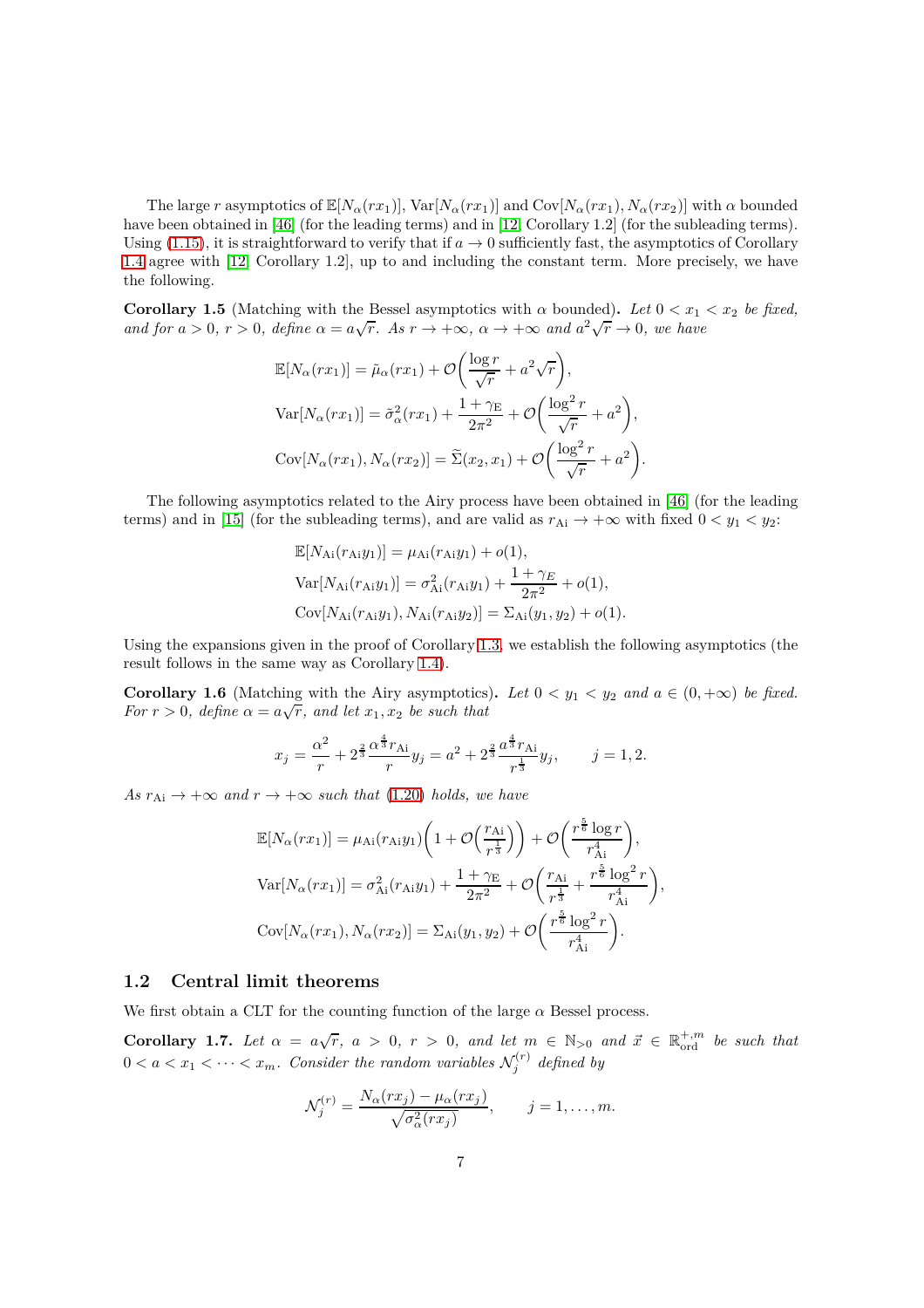The large $r$ asymptotics of $\mathbb{E}[N_\alpha(rx_1)]$, $\mathrm{Var}[N_\alpha(rx_1)]$ and $\mathrm{Cov}[N_\alpha(rx_1), N_\alpha(rx_2)]$ with $\alpha$ bounded have been obtained in [46] (for the leading terms) and in [12, Corollary 1.2] (for the subleading terms). Using (1.15), it is straightforward to verify that if $a \to 0$ sufficiently fast, the asymptotics of Corollary 1.4 agree with [12, Corollary 1.2], up to and including the constant term. More precisely, we have the following.

**Corollary 1.5** (Matching with the Bessel asymptotics with $\alpha$ bounded)**.** *Let $0 < x_1 < x_2$ be fixed, and for $a > 0$, $r > 0$, define $\alpha = a\sqrt{r}$. As $r \to +\infty$, $\alpha \to +\infty$ and $a^2\sqrt{r} \to 0$, we have*

$$\mathbb{E}[N_\alpha(rx_1)] = \tilde{\mu}_\alpha(rx_1) + \mathcal{O}\bigg(\frac{\log r}{\sqrt{r}} + a^2\sqrt{r}\bigg),$$

$$\mathrm{Var}[N_\alpha(rx_1)] = \tilde{\sigma}_\alpha^2(rx_1) + \frac{1+\gamma_{\mathrm{E}}}{2\pi^2} + \mathcal{O}\bigg(\frac{\log^2 r}{\sqrt{r}} + a^2\bigg),$$

$$\mathrm{Cov}[N_\alpha(rx_1), N_\alpha(rx_2)] = \widetilde{\Sigma}(x_2, x_1) + \mathcal{O}\bigg(\frac{\log^2 r}{\sqrt{r}} + a^2\bigg).$$

The following asymptotics related to the Airy process have been obtained in [46] (for the leading terms) and in [15] (for the subleading terms), and are valid as $r_{\mathrm{Ai}} \to +\infty$ with fixed $0 < y_1 < y_2$:

$$\mathbb{E}[N_{\mathrm{Ai}}(r_{\mathrm{Ai}}y_1)] = \mu_{\mathrm{Ai}}(r_{\mathrm{Ai}}y_1) + o(1),$$

$$\mathrm{Var}[N_{\mathrm{Ai}}(r_{\mathrm{Ai}}y_1)] = \sigma_{\mathrm{Ai}}^2(r_{\mathrm{Ai}}y_1) + \frac{1+\gamma_E}{2\pi^2} + o(1),$$

$$\mathrm{Cov}[N_{\mathrm{Ai}}(r_{\mathrm{Ai}}y_1), N_{\mathrm{Ai}}(r_{\mathrm{Ai}}y_2)] = \Sigma_{\mathrm{Ai}}(y_1, y_2) + o(1).$$

Using the expansions given in the proof of Corollary 1.3, we establish the following asymptotics (the result follows in the same way as Corollary 1.4).

**Corollary 1.6** (Matching with the Airy asymptotics)**.** *Let $0 < y_1 < y_2$ and $a \in (0, +\infty)$ be fixed. For $r > 0$, define $\alpha = a\sqrt{r}$, and let $x_1, x_2$ be such that*

$$x_j = \frac{\alpha^2}{r} + 2^{\frac{2}{3}}\frac{\alpha^{\frac{4}{3}} r_{\mathrm{Ai}}}{r} y_j = a^2 + 2^{\frac{2}{3}}\frac{a^{\frac{4}{3}} r_{\mathrm{Ai}}}{r^{\frac{1}{3}}} y_j, \qquad j = 1, 2.$$

*As $r_{\mathrm{Ai}} \to +\infty$ and $r \to +\infty$ such that (1.20) holds, we have*

$$\mathbb{E}[N_\alpha(rx_1)] = \mu_{\mathrm{Ai}}(r_{\mathrm{Ai}}y_1)\bigg(1 + \mathcal{O}\bigg(\frac{r_{\mathrm{Ai}}}{r^{\frac{1}{3}}}\bigg)\bigg) + \mathcal{O}\bigg(\frac{r^{\frac{5}{6}}\log r}{r_{\mathrm{Ai}}^4}\bigg),$$

$$\mathrm{Var}[N_\alpha(rx_1)] = \sigma_{\mathrm{Ai}}^2(r_{\mathrm{Ai}}y_1) + \frac{1+\gamma_{\mathrm{E}}}{2\pi^2} + \mathcal{O}\bigg(\frac{r_{\mathrm{Ai}}}{r^{\frac{1}{3}}} + \frac{r^{\frac{5}{6}}\log^2 r}{r_{\mathrm{Ai}}^4}\bigg),$$

$$\mathrm{Cov}[N_\alpha(rx_1), N_\alpha(rx_2)] = \Sigma_{\mathrm{Ai}}(y_1, y_2) + \mathcal{O}\bigg(\frac{r^{\frac{5}{6}}\log^2 r}{r_{\mathrm{Ai}}^4}\bigg).$$

## 1.2 Central limit theorems

We first obtain a CLT for the counting function of the large $\alpha$ Bessel process.

**Corollary 1.7.** *Let $\alpha = a\sqrt{r}$, $a > 0$, $r > 0$, and let $m \in \mathbb{N}_{>0}$ and $\vec{x} \in \mathbb{R}_{\mathrm{ord}}^{+,m}$ be such that $0 < a < x_1 < \cdots < x_m$. Consider the random variables $\mathcal{N}_j^{(r)}$ defined by*

$$\mathcal{N}_j^{(r)} = \frac{N_\alpha(rx_j) - \mu_\alpha(rx_j)}{\sqrt{\sigma_\alpha^2(rx_j)}}, \qquad j = 1, \ldots, m.$$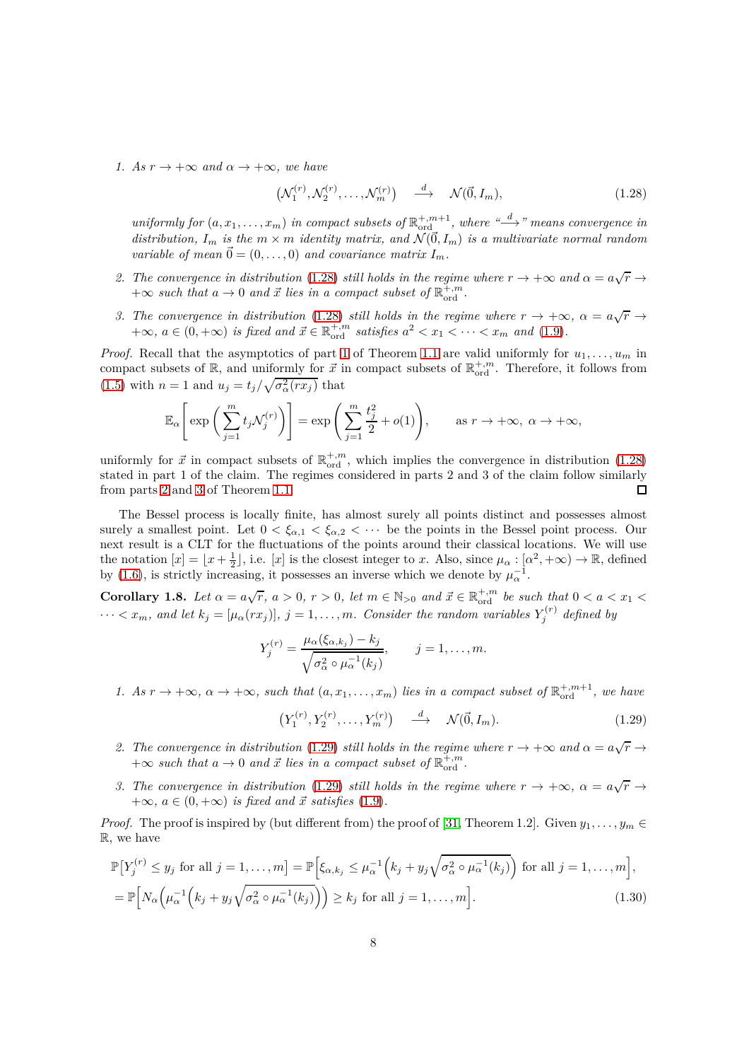1. *As $r \to +\infty$ and $\alpha \to +\infty$, we have*

$$\big(\mathcal{N}_1^{(r)}, \mathcal{N}_2^{(r)}, \ldots, \mathcal{N}_m^{(r)}\big) \quad \overset{d}{\longrightarrow} \quad \mathcal{N}(\vec{0}, I_m), \tag{1.28}$$

*uniformly for $(a, x_1, \ldots, x_m)$ in compact subsets of $\mathbb{R}_{\mathrm{ord}}^{+,m+1}$, where "$\overset{d}{\longrightarrow}$" means convergence in distribution, $I_m$ is the $m \times m$ identity matrix, and $\mathcal{N}(\vec{0}, I_m)$ is a multivariate normal random variable of mean $\vec{0} = (0, \ldots, 0)$ and covariance matrix $I_m$.*

2. *The convergence in distribution (1.28) still holds in the regime where $r \to +\infty$ and $\alpha = a\sqrt{r} \to +\infty$ such that $a \to 0$ and $\vec{x}$ lies in a compact subset of $\mathbb{R}_{\mathrm{ord}}^{+,m}$.*

3. *The convergence in distribution (1.28) still holds in the regime where $r \to +\infty$, $\alpha = a\sqrt{r} \to +\infty$, $a \in (0, +\infty)$ is fixed and $\vec{x} \in \mathbb{R}_{\mathrm{ord}}^{+,m}$ satisfies $a^2 < x_1 < \cdots < x_m$ and (1.9).*

*Proof.* Recall that the asymptotics of part 1 of Theorem 1.1 are valid uniformly for $u_1, \ldots, u_m$ in compact subsets of $\mathbb{R}$, and uniformly for $\vec{x}$ in compact subsets of $\mathbb{R}_{\mathrm{ord}}^{+,m}$. Therefore, it follows from (1.5) with $n = 1$ and $u_j = t_j / \sqrt{\sigma_\alpha^2(rx_j)}$ that

$$\mathbb{E}_\alpha\left[\exp\left(\sum_{j=1}^m t_j \mathcal{N}_j^{(r)}\right)\right] = \exp\left(\sum_{j=1}^m \frac{t_j^2}{2} + o(1)\right), \qquad \text{as } r \to +\infty,\ \alpha \to +\infty,$$

uniformly for $\vec{x}$ in compact subsets of $\mathbb{R}_{\mathrm{ord}}^{+,m}$, which implies the convergence in distribution (1.28) stated in part 1 of the claim. The regimes considered in parts 2 and 3 of the claim follow similarly from parts 2 and 3 of Theorem 1.1. □

The Bessel process is locally finite, has almost surely all points distinct and possesses almost surely a smallest point. Let $0 < \xi_{\alpha,1} < \xi_{\alpha,2} < \cdots$ be the points in the Bessel point process. Our next result is a CLT for the fluctuations of the points around their classical locations. We will use the notation $[x] = \lfloor x + \frac{1}{2} \rfloor$, i.e. $[x]$ is the closest integer to $x$. Also, since $\mu_\alpha : [\alpha^2, +\infty) \to \mathbb{R}$, defined by (1.6), is strictly increasing, it possesses an inverse which we denote by $\mu_\alpha^{-1}$.

**Corollary 1.8.** *Let $\alpha = a\sqrt{r}$, $a > 0$, $r > 0$, let $m \in \mathbb{N}_{>0}$ and $\vec{x} \in \mathbb{R}_{\mathrm{ord}}^{+,m}$ be such that $0 < a < x_1 < \cdots < x_m$, and let $k_j = [\mu_\alpha(rx_j)]$, $j = 1, \ldots, m$. Consider the random variables $Y_j^{(r)}$ defined by*

$$Y_j^{(r)} = \frac{\mu_\alpha(\xi_{\alpha,k_j}) - k_j}{\sqrt{\sigma_\alpha^2 \circ \mu_\alpha^{-1}(k_j)}}, \qquad j = 1, \ldots, m.$$

1. *As $r \to +\infty$, $\alpha \to +\infty$, such that $(a, x_1, \ldots, x_m)$ lies in a compact subset of $\mathbb{R}_{\mathrm{ord}}^{+,m+1}$, we have*

$$\big(Y_1^{(r)}, Y_2^{(r)}, \ldots, Y_m^{(r)}\big) \quad \overset{d}{\longrightarrow} \quad \mathcal{N}(\vec{0}, I_m). \tag{1.29}$$

2. *The convergence in distribution (1.29) still holds in the regime where $r \to +\infty$ and $\alpha = a\sqrt{r} \to +\infty$ such that $a \to 0$ and $\vec{x}$ lies in a compact subset of $\mathbb{R}_{\mathrm{ord}}^{+,m}$.*

3. *The convergence in distribution (1.29) still holds in the regime where $r \to +\infty$, $\alpha = a\sqrt{r} \to +\infty$, $a \in (0, +\infty)$ is fixed and $\vec{x}$ satisfies (1.9).*

*Proof.* The proof is inspired by (but different from) the proof of [31, Theorem 1.2]. Given $y_1, \ldots, y_m \in \mathbb{R}$, we have

$$\begin{aligned}
\mathbb{P}\big[Y_j^{(r)} \leq y_j \text{ for all } j = 1, \ldots, m\big] &= \mathbb{P}\Big[\xi_{\alpha,k_j} \leq \mu_\alpha^{-1}\Big(k_j + y_j\sqrt{\sigma_\alpha^2 \circ \mu_\alpha^{-1}(k_j)}\Big) \text{ for all } j = 1, \ldots, m\Big], \\
&= \mathbb{P}\Big[N_\alpha\Big(\mu_\alpha^{-1}\Big(k_j + y_j\sqrt{\sigma_\alpha^2 \circ \mu_\alpha^{-1}(k_j)}\Big)\Big) \geq k_j \text{ for all } j = 1, \ldots, m\Big].
\end{aligned} \tag{1.30}$$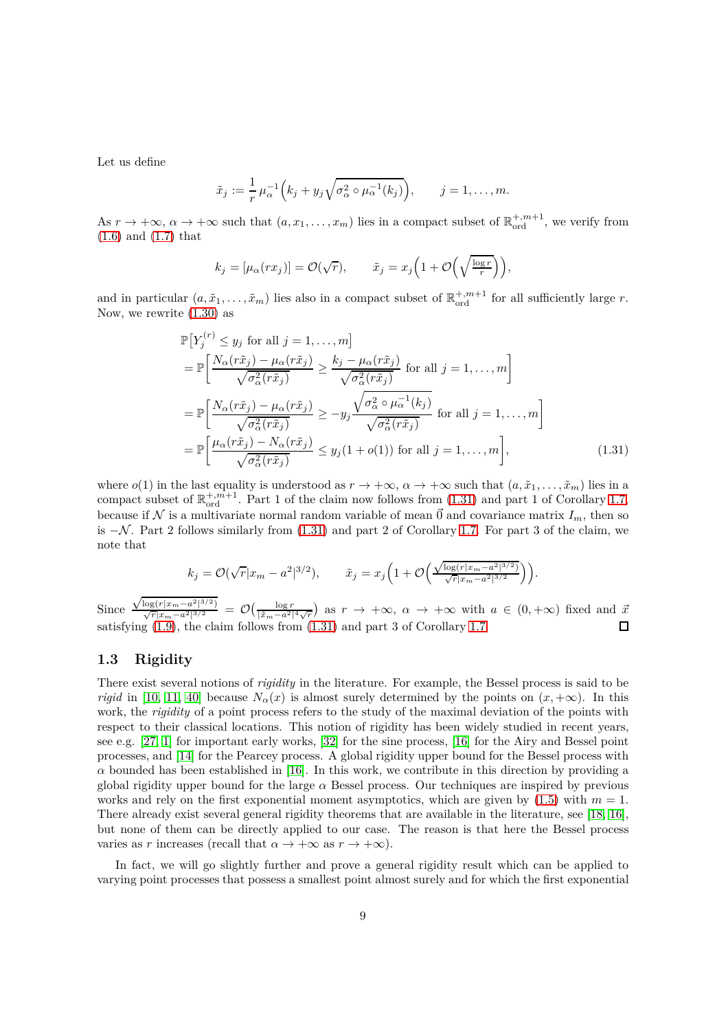Let us define

$$\tilde{x}_j := \frac{1}{r}\,\mu_\alpha^{-1}\Big(k_j + y_j\sqrt{\sigma_\alpha^2 \circ \mu_\alpha^{-1}(k_j)}\Big), \qquad j = 1, \ldots, m.$$

As $r \to +\infty$, $\alpha \to +\infty$ such that $(a, x_1, \ldots, x_m)$ lies in a compact subset of $\mathbb{R}_{\mathrm{ord}}^{+,m+1}$, we verify from (1.6) and (1.7) that

$$k_j = [\mu_\alpha(rx_j)] = \mathcal{O}(\sqrt{r}), \qquad \tilde{x}_j = x_j\Big(1 + \mathcal{O}\Big(\sqrt{\tfrac{\log r}{r}}\Big)\Big),$$

and in particular $(a, \tilde{x}_1, \ldots, \tilde{x}_m)$ lies also in a compact subset of $\mathbb{R}_{\mathrm{ord}}^{+,m+1}$ for all sufficiently large $r$. Now, we rewrite (1.30) as

$$\begin{aligned}
&\mathbb{P}\big[Y_j^{(r)} \le y_j \text{ for all } j = 1, \ldots, m\big] \\
&= \mathbb{P}\bigg[\frac{N_\alpha(r\tilde{x}_j) - \mu_\alpha(r\tilde{x}_j)}{\sqrt{\sigma_\alpha^2(r\tilde{x}_j)}} \ge \frac{k_j - \mu_\alpha(r\tilde{x}_j)}{\sqrt{\sigma_\alpha^2(r\tilde{x}_j)}} \text{ for all } j = 1, \ldots, m\bigg] \\
&= \mathbb{P}\bigg[\frac{N_\alpha(r\tilde{x}_j) - \mu_\alpha(r\tilde{x}_j)}{\sqrt{\sigma_\alpha^2(r\tilde{x}_j)}} \ge -y_j\frac{\sqrt{\sigma_\alpha^2 \circ \mu_\alpha^{-1}(k_j)}}{\sqrt{\sigma_\alpha^2(r\tilde{x}_j)}} \text{ for all } j = 1, \ldots, m\bigg] \\
&= \mathbb{P}\bigg[\frac{\mu_\alpha(r\tilde{x}_j) - N_\alpha(r\tilde{x}_j)}{\sqrt{\sigma_\alpha^2(r\tilde{x}_j)}} \le y_j(1 + o(1)) \text{ for all } j = 1, \ldots, m\bigg],
\end{aligned} \tag{1.31}$$

where $o(1)$ in the last equality is understood as $r \to +\infty$, $\alpha \to +\infty$ such that $(a, \tilde{x}_1, \ldots, \tilde{x}_m)$ lies in a compact subset of $\mathbb{R}_{\mathrm{ord}}^{+,m+1}$. Part 1 of the claim now follows from (1.31) and part 1 of Corollary 1.7, because if $\mathcal{N}$ is a multivariate normal random variable of mean $\vec{0}$ and covariance matrix $I_m$, then so is $-\mathcal{N}$. Part 2 follows similarly from (1.31) and part 2 of Corollary 1.7. For part 3 of the claim, we note that

$$k_j = \mathcal{O}(\sqrt{r}|x_m - a^2|^{3/2}), \qquad \tilde{x}_j = x_j\Big(1 + \mathcal{O}\Big(\tfrac{\sqrt{\log(r|x_m - a^2|^{3/2})}}{\sqrt{r}|x_m - a^2|^{3/2}}\Big)\Big).$$

Since $\frac{\sqrt{\log(r|x_m - a^2|^{3/2})}}{\sqrt{r}|x_m - a^2|^{3/2}} = \mathcal{O}\big(\frac{\log r}{|\tilde{x}_m - a^2|^4\sqrt{r}}\big)$ as $r \to +\infty$, $\alpha \to +\infty$ with $a \in (0, +\infty)$ fixed and $\vec{x}$ satisfying (1.9), the claim follows from (1.31) and part 3 of Corollary 1.7. □

## 1.3 Rigidity

There exist several notions of *rigidity* in the literature. For example, the Bessel process is said to be *rigid* in [10, 11, 40] because $N_\alpha(x)$ is almost surely determined by the points on $(x, +\infty)$. In this work, the *rigidity* of a point process refers to the study of the maximal deviation of the points with respect to their classical locations. This notion of rigidity has been widely studied in recent years, see e.g. [27, 1] for important early works, [32] for the sine process, [16] for the Airy and Bessel point processes, and [14] for the Pearcey process. A global rigidity upper bound for the Bessel process with $\alpha$ bounded has been established in [16]. In this work, we contribute in this direction by providing a global rigidity upper bound for the large $\alpha$ Bessel process. Our techniques are inspired by previous works and rely on the first exponential moment asymptotics, which are given by (1.5) with $m = 1$. There already exist several general rigidity theorems that are available in the literature, see [18, 16], but none of them can be directly applied to our case. The reason is that here the Bessel process varies as $r$ increases (recall that $\alpha \to +\infty$ as $r \to +\infty$).

In fact, we will go slightly further and prove a general rigidity result which can be applied to varying point processes that possess a smallest point almost surely and for which the first exponential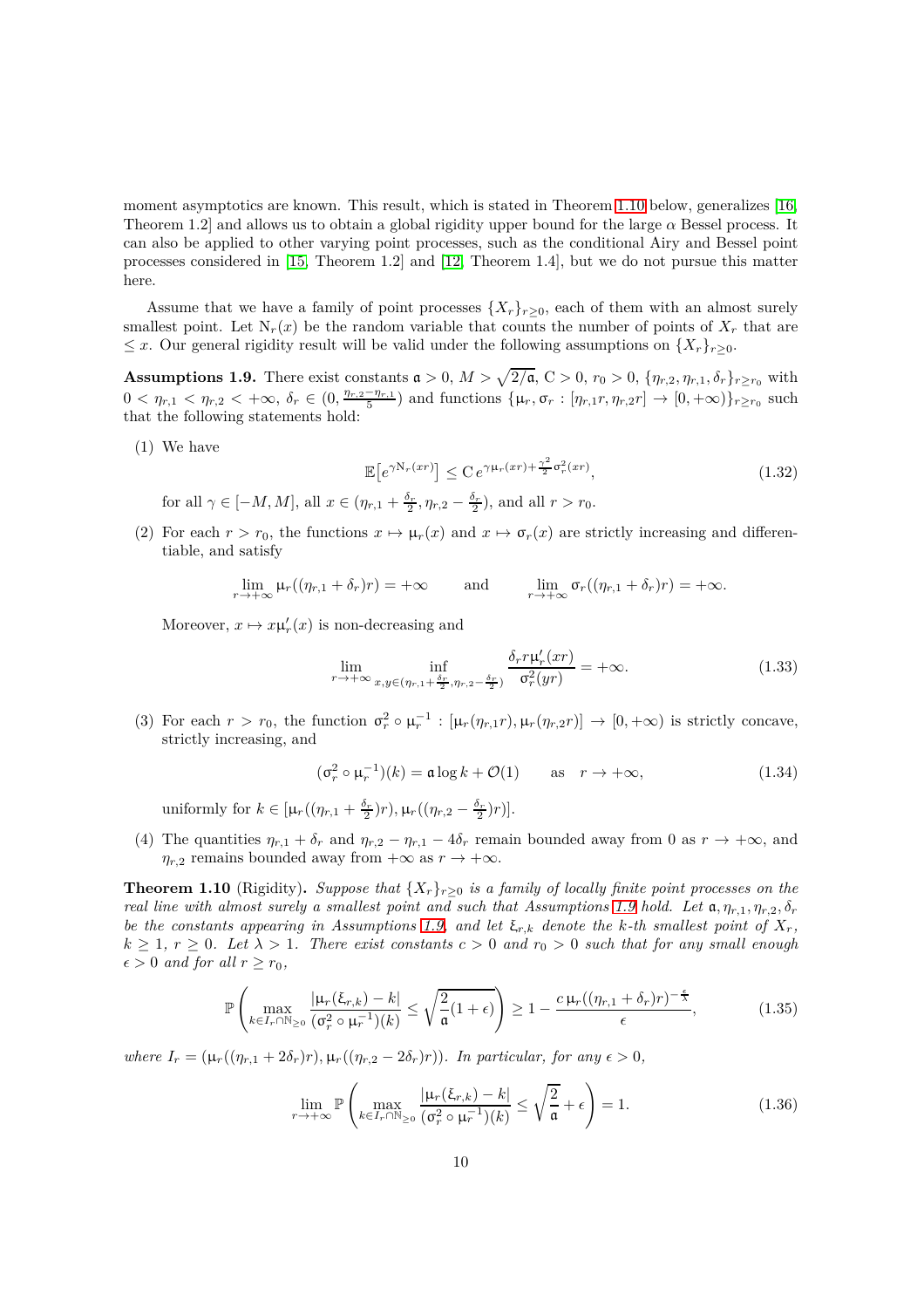moment asymptotics are known. This result, which is stated in Theorem 1.10 below, generalizes [16, Theorem 1.2] and allows us to obtain a global rigidity upper bound for the large $\alpha$ Bessel process. It can also be applied to other varying point processes, such as the conditional Airy and Bessel point processes considered in [15, Theorem 1.2] and [12, Theorem 1.4], but we do not pursue this matter here.

Assume that we have a family of point processes $\{X_r\}_{r\geq 0}$, each of them with an almost surely smallest point. Let $\mathrm{N}_r(x)$ be the random variable that counts the number of points of $X_r$ that are $\leq x$. Our general rigidity result will be valid under the following assumptions on $\{X_r\}_{r\geq 0}$.

**Assumptions 1.9.** There exist constants $\mathfrak{a} > 0$, $M > \sqrt{2/\mathfrak{a}}$, $\mathrm{C} > 0$, $r_0 > 0$, $\{\eta_{r,2}, \eta_{r,1}, \delta_r\}_{r\geq r_0}$ with $0 < \eta_{r,1} < \eta_{r,2} < +\infty$, $\delta_r \in (0, \frac{\eta_{r,2}-\eta_{r,1}}{5})$ and functions $\{\upmu_r, \upsigma_r : [\eta_{r,1}r, \eta_{r,2}r] \to [0,+\infty)\}_{r\geq r_0}$ such that the following statements hold:

(1) We have
$$\mathbb{E}\big[e^{\gamma \mathrm{N}_r(xr)}\big] \leq \mathrm{C}\, e^{\gamma \upmu_r(xr) + \frac{\gamma^2}{2}\upsigma_r^2(xr)}, \tag{1.32}$$
for all $\gamma \in [-M, M]$, all $x \in (\eta_{r,1} + \frac{\delta_r}{2}, \eta_{r,2} - \frac{\delta_r}{2})$, and all $r > r_0$.

(2) For each $r > r_0$, the functions $x \mapsto \upmu_r(x)$ and $x \mapsto \upsigma_r(x)$ are strictly increasing and differentiable, and satisfy
$$\lim_{r\to+\infty} \upmu_r((\eta_{r,1}+\delta_r)r) = +\infty \qquad \text{and} \qquad \lim_{r\to+\infty} \upsigma_r((\eta_{r,1}+\delta_r)r) = +\infty.$$
Moreover, $x \mapsto x\upmu_r'(x)$ is non-decreasing and
$$\lim_{r\to+\infty} \inf_{x,y\in(\eta_{r,1}+\frac{\delta_r}{2}, \eta_{r,2}-\frac{\delta_r}{2})} \frac{\delta_r r \upmu_r'(xr)}{\upsigma_r^2(yr)} = +\infty. \tag{1.33}$$

(3) For each $r > r_0$, the function $\upsigma_r^2 \circ \upmu_r^{-1} : [\upmu_r(\eta_{r,1}r), \upmu_r(\eta_{r,2}r)] \to [0,+\infty)$ is strictly concave, strictly increasing, and
$$(\upsigma_r^2 \circ \upmu_r^{-1})(k) = \mathfrak{a}\log k + \mathcal{O}(1) \qquad \text{as} \quad r \to +\infty, \tag{1.34}$$
uniformly for $k \in [\upmu_r((\eta_{r,1}+\frac{\delta_r}{2})r), \upmu_r((\eta_{r,2}-\frac{\delta_r}{2})r)]$.

(4) The quantities $\eta_{r,1}+\delta_r$ and $\eta_{r,2}-\eta_{r,1}-4\delta_r$ remain bounded away from 0 as $r \to +\infty$, and $\eta_{r,2}$ remains bounded away from $+\infty$ as $r \to +\infty$.

**Theorem 1.10** (Rigidity)**.** *Suppose that $\{X_r\}_{r\geq 0}$ is a family of locally finite point processes on the real line with almost surely a smallest point and such that Assumptions 1.9 hold. Let $\mathfrak{a}, \eta_{r,1}, \eta_{r,2}, \delta_r$ be the constants appearing in Assumptions 1.9, and let $\upxi_{r,k}$ denote the $k$-th smallest point of $X_r$, $k \geq 1$, $r \geq 0$. Let $\lambda > 1$. There exist constants $c > 0$ and $r_0 > 0$ such that for any small enough $\epsilon > 0$ and for all $r \geq r_0$,*
$$\mathbb{P}\left(\max_{k\in I_r\cap\mathbb{N}_{\geq 0}} \frac{|\upmu_r(\upxi_{r,k}) - k|}{(\upsigma_r^2 \circ \upmu_r^{-1})(k)} \leq \sqrt{\frac{2}{\mathfrak{a}}(1+\epsilon)}\right) \geq 1 - \frac{c\,\upmu_r((\eta_{r,1}+\delta_r)r)^{-\frac{\epsilon}{\lambda}}}{\epsilon}, \tag{1.35}$$
*where $I_r = (\upmu_r((\eta_{r,1}+2\delta_r)r), \upmu_r((\eta_{r,2}-2\delta_r)r))$. In particular, for any $\epsilon > 0$,*
$$\lim_{r\to+\infty} \mathbb{P}\left(\max_{k\in I_r\cap\mathbb{N}_{\geq 0}} \frac{|\upmu_r(\upxi_{r,k}) - k|}{(\upsigma_r^2 \circ \upmu_r^{-1})(k)} \leq \sqrt{\frac{2}{\mathfrak{a}}} + \epsilon\right) = 1. \tag{1.36}$$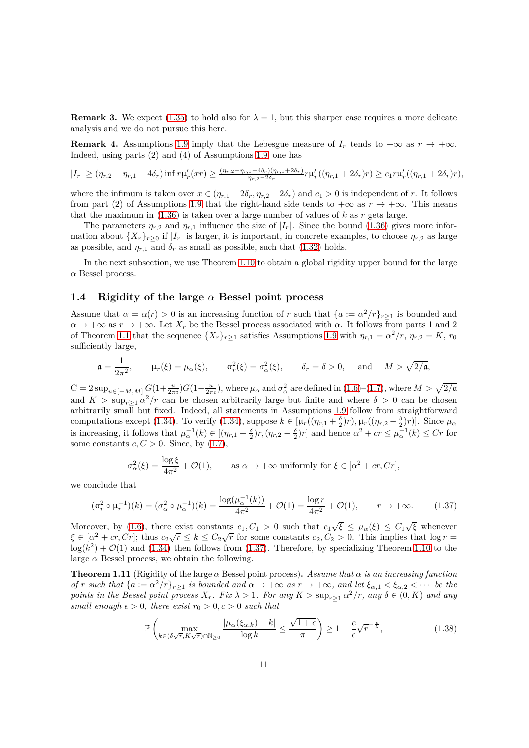**Remark 3.** We expect (1.35) to hold also for $\lambda = 1$, but this sharper case requires a more delicate analysis and we do not pursue this here.

**Remark 4.** Assumptions 1.9 imply that the Lebesgue measure of $I_r$ tends to $+\infty$ as $r \to +\infty$. Indeed, using parts (2) and (4) of Assumptions 1.9, one has

$$|I_r| \geq (\eta_{r,2} - \eta_{r,1} - 4\delta_r) \inf r\mathfrak{\mu}_r'(xr) \geq \tfrac{(\eta_{r,2}-\eta_{r,1}-4\delta_r)(\eta_{r,1}+2\delta_r)}{\eta_{r,2}-2\delta_r} r\mathfrak{\mu}_r'((\eta_{r,1}+2\delta_r)r) \geq c_1 r\mathfrak{\mu}_r'((\eta_{r,1}+2\delta_r)r),$$

where the infimum is taken over $x \in (\eta_{r,1}+2\delta_r, \eta_{r,2}-2\delta_r)$ and $c_1 > 0$ is independent of $r$. It follows from part (2) of Assumptions 1.9 that the right-hand side tends to $+\infty$ as $r \to +\infty$. This means that the maximum in (1.36) is taken over a large number of values of $k$ as $r$ gets large.

The parameters $\eta_{r,2}$ and $\eta_{r,1}$ influence the size of $|I_r|$. Since the bound (1.36) gives more information about $\{X_r\}_{r\geq 0}$ if $|I_r|$ is larger, it is important, in concrete examples, to choose $\eta_{r,2}$ as large as possible, and $\eta_{r,1}$ and $\delta_r$ as small as possible, such that (1.32) holds.

In the next subsection, we use Theorem 1.10 to obtain a global rigidity upper bound for the large $\alpha$ Bessel process.

### 1.4 Rigidity of the large $\alpha$ Bessel point process

Assume that $\alpha = \alpha(r) > 0$ is an increasing function of $r$ such that $\{a := \alpha^2/r\}_{r\geq 1}$ is bounded and $\alpha \to +\infty$ as $r \to +\infty$. Let $X_r$ be the Bessel process associated with $\alpha$. It follows from parts 1 and 2 of Theorem 1.1 that the sequence $\{X_r\}_{r\geq 1}$ satisfies Assumptions 1.9 with $\eta_{r,1} = \alpha^2/r$, $\eta_{r,2} = K$, $r_0$ sufficiently large,

$$\mathfrak{a} = \frac{1}{2\pi^2}, \qquad \mathfrak{\mu}_r(\xi) = \mu_\alpha(\xi), \qquad \mathfrak{\sigma}_r^2(\xi) = \sigma_\alpha^2(\xi), \qquad \delta_r = \delta > 0, \qquad \text{and} \qquad M > \sqrt{2/\mathfrak{a}},$$

$\mathrm{C} = 2\sup_{u\in[-M,M]} G(1+\frac{u}{2\pi i})G(1-\frac{u}{2\pi i})$, where $\mu_\alpha$ and $\sigma_\alpha^2$ are defined in (1.6)–(1.7), where $M > \sqrt{2/\mathfrak{a}}$ and $K > \sup_{r\geq 1}\alpha^2/r$ can be chosen arbitrarily large but finite and where $\delta > 0$ can be chosen arbitrarily small but fixed. Indeed, all statements in Assumptions 1.9 follow from straightforward computations except (1.34). To verify (1.34), suppose $k \in [\mathfrak{\mu}_r((\eta_{r,1}+\frac{\delta}{2})r), \mathfrak{\mu}_r((\eta_{r,2}-\frac{\delta}{2})r)]$. Since $\mu_\alpha$ is increasing, it follows that $\mu_\alpha^{-1}(k) \in [(\eta_{r,1}+\frac{\delta}{2})r, (\eta_{r,2}-\frac{\delta}{2})r]$ and hence $\alpha^2 + cr \leq \mu_\alpha^{-1}(k) \leq Cr$ for some constants $c, C > 0$. Since, by (1.7),

$$\sigma_\alpha^2(\xi) = \frac{\log \xi}{4\pi^2} + \mathcal{O}(1), \qquad \text{as } \alpha \to +\infty \text{ uniformly for } \xi \in [\alpha^2 + cr, Cr],$$

we conclude that

$$(\mathfrak{\sigma}_r^2 \circ \mathfrak{\mu}_r^{-1})(k) = (\sigma_\alpha^2 \circ \mu_\alpha^{-1})(k) = \frac{\log(\mu_\alpha^{-1}(k))}{4\pi^2} + \mathcal{O}(1) = \frac{\log r}{4\pi^2} + \mathcal{O}(1), \qquad r \to +\infty. \tag{1.37}$$

Moreover, by (1.6), there exist constants $c_1, C_1 > 0$ such that $c_1\sqrt{\xi} \leq \mu_\alpha(\xi) \leq C_1\sqrt{\xi}$ whenever $\xi \in [\alpha^2 + cr, Cr]$; thus $c_2\sqrt{r} \leq k \leq C_2\sqrt{r}$ for some constants $c_2, C_2 > 0$. This implies that $\log r = \log(k^2) + \mathcal{O}(1)$ and (1.34) then follows from (1.37). Therefore, by specializing Theorem 1.10 to the large $\alpha$ Bessel process, we obtain the following.

**Theorem 1.11** (Rigidity of the large $\alpha$ Bessel point process)**.** *Assume that $\alpha$ is an increasing function of $r$ such that $\{a := \alpha^2/r\}_{r\geq 1}$ is bounded and $\alpha \to +\infty$ as $r \to +\infty$, and let $\xi_{\alpha,1} < \xi_{\alpha,2} < \cdots$ be the points in the Bessel point process $X_r$. Fix $\lambda > 1$. For any $K > \sup_{r\geq 1}\alpha^2/r$, any $\delta \in (0, K)$ and any small enough $\epsilon > 0$, there exist $r_0 > 0, c > 0$ such that*

$$\mathbb{P}\left(\max_{k\in(\delta\sqrt{r}, K\sqrt{r})\cap\mathbb{N}_{\geq 0}} \frac{|\mu_\alpha(\xi_{\alpha,k}) - k|}{\log k} \leq \frac{\sqrt{1+\epsilon}}{\pi}\right) \geq 1 - \frac{c}{\epsilon}\sqrt{r}^{-\frac{\epsilon}{\lambda}}, \tag{1.38}$$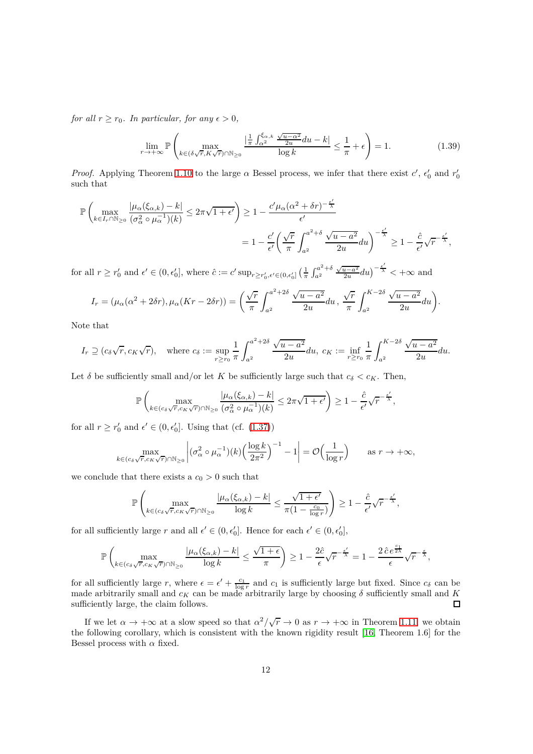*for all $r \geq r_0$. In particular, for any $\epsilon > 0$,*

$$\lim_{r\to+\infty} \mathbb{P}\left( \max_{k\in(\delta\sqrt{r},K\sqrt{r})\cap\mathbb{N}_{\geq 0}} \frac{|\frac{1}{\pi}\int_{\alpha^2}^{\xi_{\alpha,k}} \frac{\sqrt{u-\alpha^2}}{2u}du - k|}{\log k} \leq \frac{1}{\pi} + \epsilon \right) = 1. \tag{1.39}$$

*Proof.* Applying Theorem 1.10 to the large $\alpha$ Bessel process, we infer that there exist $c'$, $\epsilon_0'$ and $r_0'$ such that

$$\begin{aligned}\mathbb{P}\left( \max_{k\in I_r\cap\mathbb{N}_{\geq 0}} \frac{|\mu_\alpha(\xi_{\alpha,k}) - k|}{(\sigma_\alpha^2\circ\mu_\alpha^{-1})(k)} \leq 2\pi\sqrt{1+\epsilon'} \right) &\geq 1 - \frac{c'\mu_\alpha(\alpha^2+\delta r)^{-\frac{\epsilon'}{\lambda}}}{\epsilon'} \\ &= 1 - \frac{c'}{\epsilon'}\left( \frac{\sqrt{r}}{\pi}\int_{a^2}^{a^2+\delta} \frac{\sqrt{u-a^2}}{2u}du \right)^{-\frac{\epsilon'}{\lambda}} \geq 1 - \frac{\hat{c}}{\epsilon'}\sqrt{r}^{-\frac{\epsilon'}{\lambda}},\end{aligned}$$

for all $r \geq r_0'$ and $\epsilon' \in (0, \epsilon_0']$, where $\hat{c} := c' \sup_{r\geq r_0',\epsilon'\in(0,\epsilon_0']} \left( \frac{1}{\pi}\int_{a^2}^{a^2+\delta} \frac{\sqrt{u-a^2}}{2u}du \right)^{-\frac{\epsilon'}{\lambda}} < +\infty$ and

$$I_r = (\mu_\alpha(\alpha^2+2\delta r), \mu_\alpha(Kr-2\delta r)) = \left( \frac{\sqrt{r}}{\pi}\int_{a^2}^{a^2+2\delta} \frac{\sqrt{u-a^2}}{2u}du\,,\ \frac{\sqrt{r}}{\pi}\int_{a^2}^{K-2\delta} \frac{\sqrt{u-a^2}}{2u}du \right).$$

Note that

$$I_r \supseteq (c_\delta\sqrt{r}, c_K\sqrt{r}), \quad \text{where } c_\delta := \sup_{r\geq r_0} \frac{1}{\pi}\int_{a^2}^{a^2+2\delta} \frac{\sqrt{u-a^2}}{2u}du,\ c_K := \inf_{r\geq r_0} \frac{1}{\pi}\int_{a^2}^{K-2\delta} \frac{\sqrt{u-a^2}}{2u}du.$$

Let $\delta$ be sufficiently small and/or let $K$ be sufficiently large such that $c_\delta < c_K$. Then,

$$\mathbb{P}\left( \max_{k\in(c_\delta\sqrt{r},c_K\sqrt{r})\cap\mathbb{N}_{\geq 0}} \frac{|\mu_\alpha(\xi_{\alpha,k}) - k|}{(\sigma_\alpha^2\circ\mu_\alpha^{-1})(k)} \leq 2\pi\sqrt{1+\epsilon'} \right) \geq 1 - \frac{\hat{c}}{\epsilon'}\sqrt{r}^{-\frac{\epsilon'}{\lambda}},$$

for all $r \geq r_0'$ and $\epsilon' \in (0, \epsilon_0']$. Using that (cf. (1.37))

$$\max_{k\in(c_\delta\sqrt{r},c_K\sqrt{r})\cap\mathbb{N}_{\geq 0}} \left| (\sigma_\alpha^2\circ\mu_\alpha^{-1})(k)\Big(\frac{\log k}{2\pi^2}\Big)^{-1} - 1 \right| = \mathcal{O}\Big(\frac{1}{\log r}\Big) \qquad \text{as } r \to +\infty,$$

we conclude that there exists a $c_0 > 0$ such that

$$\mathbb{P}\left( \max_{k\in(c_\delta\sqrt{r},c_K\sqrt{r})\cap\mathbb{N}_{\geq 0}} \frac{|\mu_\alpha(\xi_{\alpha,k}) - k|}{\log k} \leq \frac{\sqrt{1+\epsilon'}}{\pi(1-\frac{c_0}{\log r})} \right) \geq 1 - \frac{\hat{c}}{\epsilon'}\sqrt{r}^{-\frac{\epsilon'}{\lambda}},$$

for all sufficiently large $r$ and all $\epsilon' \in (0, \epsilon_0']$. Hence for each $\epsilon' \in (0, \epsilon_0']$,

$$\mathbb{P}\left( \max_{k\in(c_\delta\sqrt{r},c_K\sqrt{r})\cap\mathbb{N}_{\geq 0}} \frac{|\mu_\alpha(\xi_{\alpha,k}) - k|}{\log k} \leq \frac{\sqrt{1+\epsilon}}{\pi} \right) \geq 1 - \frac{2\hat{c}}{\epsilon}\sqrt{r}^{-\frac{\epsilon'}{\lambda}} = 1 - \frac{2\,\hat{c}\,e^{\frac{c_1}{2\lambda}}}{\epsilon}\sqrt{r}^{-\frac{\epsilon}{\lambda}},$$

for all sufficiently large $r$, where $\epsilon = \epsilon' + \frac{c_1}{\log r}$ and $c_1$ is sufficiently large but fixed. Since $c_\delta$ can be made arbitrarily small and $c_K$ can be made arbitrarily large by choosing $\delta$ sufficiently small and $K$ sufficiently large, the claim follows. ☐

If we let $\alpha \to +\infty$ at a slow speed so that $\alpha^2/\sqrt{r} \to 0$ as $r \to +\infty$ in Theorem 1.11, we obtain the following corollary, which is consistent with the known rigidity result [16, Theorem 1.6] for the Bessel process with $\alpha$ fixed.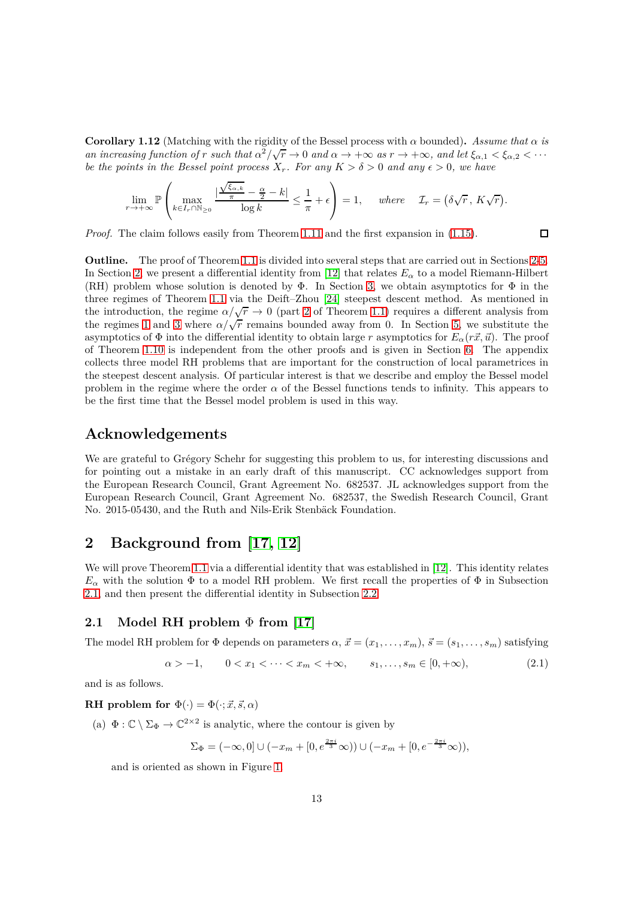**Corollary 1.12** (Matching with the rigidity of the Bessel process with $\alpha$ bounded)**.** *Assume that $\alpha$ is an increasing function of $r$ such that $\alpha^2/\sqrt{r} \to 0$ and $\alpha \to +\infty$ as $r \to +\infty$, and let $\xi_{\alpha,1} < \xi_{\alpha,2} < \cdots$ be the points in the Bessel point process $X_r$. For any $K > \delta > 0$ and any $\epsilon > 0$, we have*

$$\lim_{r\to+\infty} \mathbb{P}\left( \max_{k \in I_r \cap \mathbb{N}_{\geq 0}} \frac{|\frac{\sqrt{\xi_{\alpha,k}}}{\pi} - \frac{\alpha}{2} - k|}{\log k} \leq \frac{1}{\pi} + \epsilon \right) = 1, \qquad \textit{where} \quad \mathcal{I}_r = \left(\delta\sqrt{r}\,,\, K\sqrt{r}\right).$$

*Proof.* The claim follows easily from Theorem 1.11 and the first expansion in (1.15). □

**Outline.** The proof of Theorem 1.1 is divided into several steps that are carried out in Sections 2-5. In Section 2, we present a differential identity from [12] that relates $E_\alpha$ to a model Riemann-Hilbert (RH) problem whose solution is denoted by $\Phi$. In Section 3, we obtain asymptotics for $\Phi$ in the three regimes of Theorem 1.1 via the Deift–Zhou [24] steepest descent method. As mentioned in the introduction, the regime $\alpha/\sqrt{r} \to 0$ (part 2 of Theorem 1.1) requires a different analysis from the regimes 1 and 3 where $\alpha/\sqrt{r}$ remains bounded away from 0. In Section 5, we substitute the asymptotics of $\Phi$ into the differential identity to obtain large $r$ asymptotics for $E_\alpha(r\vec{x}, \vec{u})$. The proof of Theorem 1.10 is independent from the other proofs and is given in Section 6. The appendix collects three model RH problems that are important for the construction of local parametrices in the steepest descent analysis. Of particular interest is that we describe and employ the Bessel model problem in the regime where the order $\alpha$ of the Bessel functions tends to infinity. This appears to be the first time that the Bessel model problem is used in this way.

## Acknowledgements

We are grateful to Grégory Schehr for suggesting this problem to us, for interesting discussions and for pointing out a mistake in an early draft of this manuscript. CC acknowledges support from the European Research Council, Grant Agreement No. 682537. JL acknowledges support from the European Research Council, Grant Agreement No. 682537, the Swedish Research Council, Grant No. 2015-05430, and the Ruth and Nils-Erik Stenbäck Foundation.

## 2 Background from [17, 12]

We will prove Theorem 1.1 via a differential identity that was established in [12]. This identity relates $E_\alpha$ with the solution $\Phi$ to a model RH problem. We first recall the properties of $\Phi$ in Subsection 2.1, and then present the differential identity in Subsection 2.2.

### 2.1 Model RH problem $\Phi$ from [17]

The model RH problem for $\Phi$ depends on parameters $\alpha$, $\vec{x} = (x_1, \ldots, x_m)$, $\vec{s} = (s_1, \ldots, s_m)$ satisfying

$$\alpha > -1, \qquad 0 < x_1 < \cdots < x_m < +\infty, \qquad s_1, \ldots, s_m \in [0, +\infty), \tag{2.1}$$

and is as follows.

**RH problem for $\Phi(\cdot) = \Phi(\cdot; \vec{x}, \vec{s}, \alpha)$**

(a) $\Phi : \mathbb{C} \setminus \Sigma_\Phi \to \mathbb{C}^{2\times 2}$ is analytic, where the contour is given by

$$\Sigma_\Phi = (-\infty, 0] \cup (-x_m + [0, e^{\frac{2\pi i}{3}}\infty)) \cup (-x_m + [0, e^{-\frac{2\pi i}{3}}\infty)),$$

and is oriented as shown in Figure 1.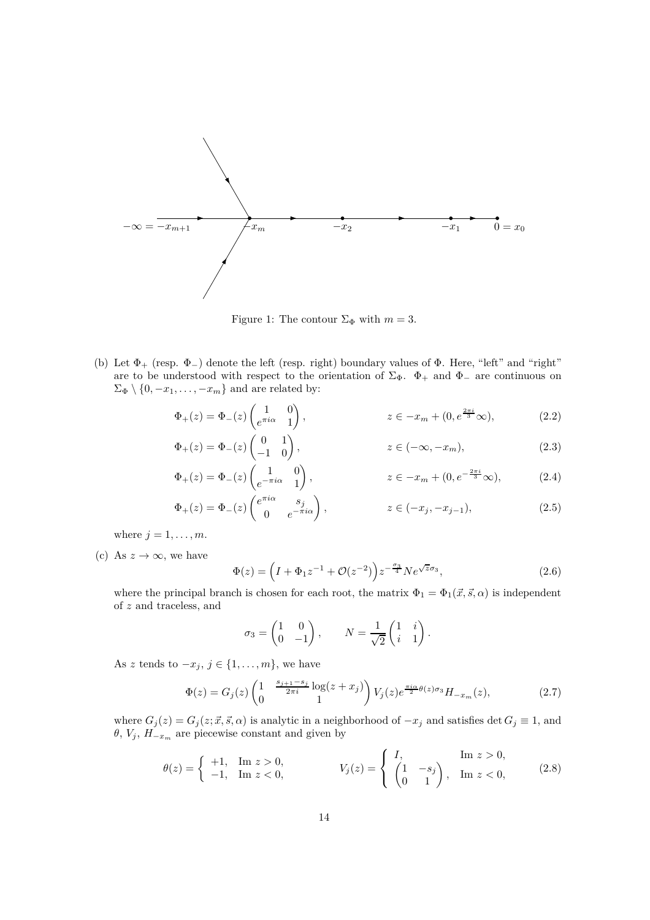Figure 1: The contour $\Sigma_\Phi$ with $m = 3$.

(b) Let $\Phi_+$ (resp. $\Phi_-$) denote the left (resp. right) boundary values of $\Phi$. Here, "left" and "right" are to be understood with respect to the orientation of $\Sigma_\Phi$. $\Phi_+$ and $\Phi_-$ are continuous on $\Sigma_\Phi \setminus \{0, -x_1, \ldots, -x_m\}$ and are related by:

$$\Phi_+(z) = \Phi_-(z) \begin{pmatrix} 1 & 0 \\ e^{\pi i \alpha} & 1 \end{pmatrix}, \qquad z \in -x_m + (0, e^{\frac{2\pi i}{3}}\infty), \tag{2.2}$$

$$\Phi_+(z) = \Phi_-(z) \begin{pmatrix} 0 & 1 \\ -1 & 0 \end{pmatrix}, \qquad z \in (-\infty, -x_m), \tag{2.3}$$

$$\Phi_+(z) = \Phi_-(z) \begin{pmatrix} 1 & 0 \\ e^{-\pi i \alpha} & 1 \end{pmatrix}, \qquad z \in -x_m + (0, e^{-\frac{2\pi i}{3}}\infty), \tag{2.4}$$

$$\Phi_+(z) = \Phi_-(z) \begin{pmatrix} e^{\pi i \alpha} & s_j \\ 0 & e^{-\pi i \alpha} \end{pmatrix}, \qquad z \in (-x_j, -x_{j-1}), \tag{2.5}$$

where $j = 1, \ldots, m$.

(c) As $z \to \infty$, we have

$$\Phi(z) = \Big( I + \Phi_1 z^{-1} + \mathcal{O}(z^{-2}) \Big) z^{-\frac{\sigma_3}{4}} N e^{\sqrt{z}\sigma_3}, \tag{2.6}$$

where the principal branch is chosen for each root, the matrix $\Phi_1 = \Phi_1(\vec{x}, \vec{s}, \alpha)$ is independent of $z$ and traceless, and

$$\sigma_3 = \begin{pmatrix} 1 & 0 \\ 0 & -1 \end{pmatrix}, \qquad N = \frac{1}{\sqrt{2}} \begin{pmatrix} 1 & i \\ i & 1 \end{pmatrix}.$$

As $z$ tends to $-x_j$, $j \in \{1, \ldots, m\}$, we have

$$\Phi(z) = G_j(z) \begin{pmatrix} 1 & \frac{s_{j+1} - s_j}{2\pi i} \log(z + x_j) \\ 0 & 1 \end{pmatrix} V_j(z) e^{\frac{\pi i \alpha}{2}\theta(z)\sigma_3} H_{-x_m}(z), \tag{2.7}$$

where $G_j(z) = G_j(z; \vec{x}, \vec{s}, \alpha)$ is analytic in a neighborhood of $-x_j$ and satisfies $\det G_j \equiv 1$, and $\theta$, $V_j$, $H_{-x_m}$ are piecewise constant and given by

$$\theta(z) = \begin{cases} +1, & \text{Im } z > 0, \\ -1, & \text{Im } z < 0, \end{cases} \qquad V_j(z) = \begin{cases} I, & \text{Im } z > 0, \\ \begin{pmatrix} 1 & -s_j \\ 0 & 1 \end{pmatrix}, & \text{Im } z < 0, \end{cases} \tag{2.8}$$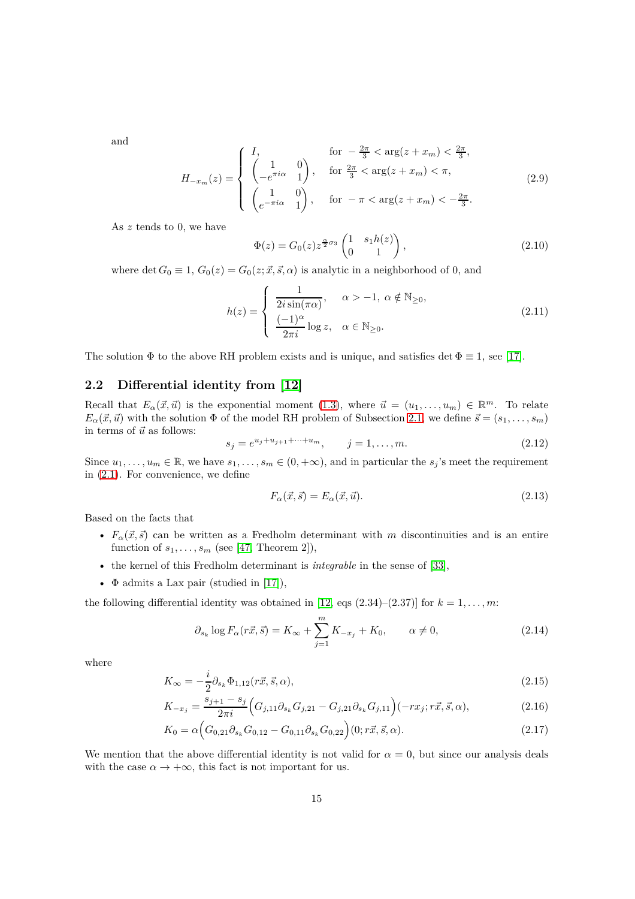and

$$
H_{-x_m}(z) = \begin{cases} I, & \text{for } -\frac{2\pi}{3} < \arg(z + x_m) < \frac{2\pi}{3}, \\ \begin{pmatrix} 1 & 0 \\ -e^{\pi i \alpha} & 1 \end{pmatrix}, & \text{for } \frac{2\pi}{3} < \arg(z + x_m) < \pi, \\ \begin{pmatrix} 1 & 0 \\ e^{-\pi i \alpha} & 1 \end{pmatrix}, & \text{for } -\pi < \arg(z + x_m) < -\frac{2\pi}{3}. \end{cases} \tag{2.9}
$$

As $z$ tends to 0, we have

$$
\Phi(z) = G_0(z) z^{\frac{\alpha}{2}\sigma_3} \begin{pmatrix} 1 & s_1 h(z) \\ 0 & 1 \end{pmatrix}, \tag{2.10}
$$

where $\det G_0 \equiv 1$, $G_0(z) = G_0(z; \vec{x}, \vec{s}, \alpha)$ is analytic in a neighborhood of 0, and

$$
h(z) = \begin{cases} \dfrac{1}{2i\sin(\pi\alpha)}, & \alpha > -1, \ \alpha \notin \mathbb{N}_{\geq 0}, \\ \dfrac{(-1)^\alpha}{2\pi i} \log z, & \alpha \in \mathbb{N}_{\geq 0}. \end{cases} \tag{2.11}
$$

The solution $\Phi$ to the above RH problem exists and is unique, and satisfies $\det \Phi \equiv 1$, see [17].

## 2.2 Differential identity from [12]

Recall that $E_\alpha(\vec{x}, \vec{u})$ is the exponential moment (1.3), where $\vec{u} = (u_1, \ldots, u_m) \in \mathbb{R}^m$. To relate $E_\alpha(\vec{x}, \vec{u})$ with the solution $\Phi$ of the model RH problem of Subsection 2.1, we define $\vec{s} = (s_1, \ldots, s_m)$ in terms of $\vec{u}$ as follows:

$$
s_j = e^{u_j + u_{j+1} + \cdots + u_m}, \qquad j = 1, \ldots, m. \tag{2.12}
$$

Since $u_1, \ldots, u_m \in \mathbb{R}$, we have $s_1, \ldots, s_m \in (0, +\infty)$, and in particular the $s_j$'s meet the requirement in (2.1). For convenience, we define

$$
F_\alpha(\vec{x}, \vec{s}) = E_\alpha(\vec{x}, \vec{u}). \tag{2.13}
$$

Based on the facts that

- $F_\alpha(\vec{x}, \vec{s})$ can be written as a Fredholm determinant with $m$ discontinuities and is an entire function of $s_1, \ldots, s_m$ (see [47, Theorem 2]),
- the kernel of this Fredholm determinant is *integrable* in the sense of [33],
- $\Phi$ admits a Lax pair (studied in [17]),

the following differential identity was obtained in [12, eqs (2.34)–(2.37)] for $k = 1, \ldots, m$:

$$
\partial_{s_k} \log F_\alpha(r\vec{x}, \vec{s}) = K_\infty + \sum_{j=1}^{m} K_{-x_j} + K_0, \qquad \alpha \neq 0, \tag{2.14}
$$

where

$$
K_\infty = -\frac{i}{2} \partial_{s_k} \Phi_{1,12}(r\vec{x}, \vec{s}, \alpha), \tag{2.15}
$$

$$
K_{-x_j} = \frac{s_{j+1} - s_j}{2\pi i} \Big( G_{j,11} \partial_{s_k} G_{j,21} - G_{j,21} \partial_{s_k} G_{j,11} \Big)(-r x_j; r\vec{x}, \vec{s}, \alpha), \tag{2.16}
$$

$$
K_0 = \alpha \Big( G_{0,21} \partial_{s_k} G_{0,12} - G_{0,11} \partial_{s_k} G_{0,22} \Big)(0; r\vec{x}, \vec{s}, \alpha). \tag{2.17}
$$

We mention that the above differential identity is not valid for $\alpha = 0$, but since our analysis deals with the case $\alpha \to +\infty$, this fact is not important for us.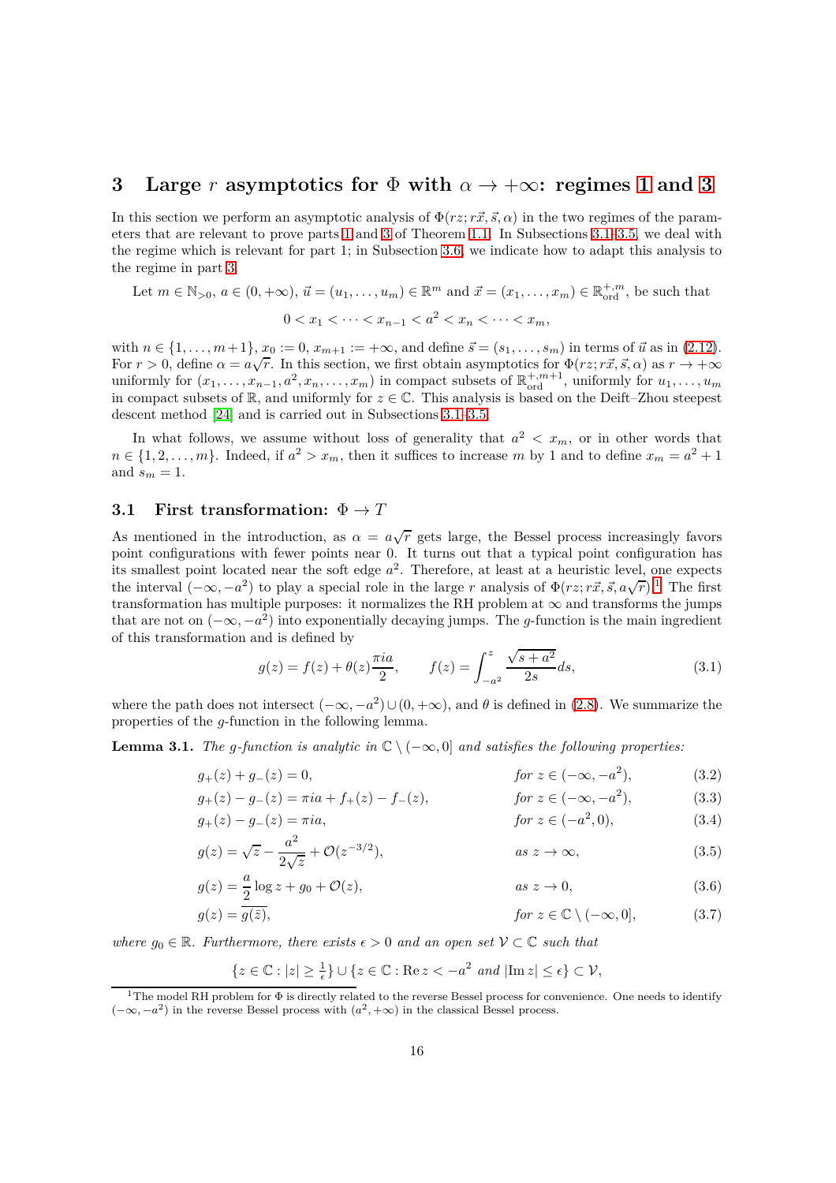# 3 Large $r$ asymptotics for $\Phi$ with $\alpha \to +\infty$: regimes 1 and 3

In this section we perform an asymptotic analysis of $\Phi(rz; r\vec{x}, \vec{s}, \alpha)$ in the two regimes of the parameters that are relevant to prove parts 1 and 3 of Theorem 1.1. In Subsections 3.1–3.5, we deal with the regime which is relevant for part 1; in Subsection 3.6, we indicate how to adapt this analysis to the regime in part 3.

Let $m \in \mathbb{N}_{>0}$, $a \in (0, +\infty)$, $\vec{u} = (u_1, \ldots, u_m) \in \mathbb{R}^m$ and $\vec{x} = (x_1, \ldots, x_m) \in \mathbb{R}^{+,m}_{\mathrm{ord}}$, be such that

$$0 < x_1 < \cdots < x_{n-1} < a^2 < x_n < \cdots < x_m,$$

with $n \in \{1, \ldots, m+1\}$, $x_0 := 0$, $x_{m+1} := +\infty$, and define $\vec{s} = (s_1, \ldots, s_m)$ in terms of $\vec{u}$ as in (2.12). For $r > 0$, define $\alpha = a\sqrt{r}$. In this section, we first obtain asymptotics for $\Phi(rz; r\vec{x}, \vec{s}, \alpha)$ as $r \to +\infty$ uniformly for $(x_1, \ldots, x_{n-1}, a^2, x_n, \ldots, x_m)$ in compact subsets of $\mathbb{R}^{+,m+1}_{\mathrm{ord}}$, uniformly for $u_1, \ldots, u_m$ in compact subsets of $\mathbb{R}$, and uniformly for $z \in \mathbb{C}$. This analysis is based on the Deift–Zhou steepest descent method [24] and is carried out in Subsections 3.1–3.5.

In what follows, we assume without loss of generality that $a^2 < x_m$, or in other words that $n \in \{1, 2, \ldots, m\}$. Indeed, if $a^2 > x_m$, then it suffices to increase $m$ by 1 and to define $x_m = a^2 + 1$ and $s_m = 1$.

## 3.1 First transformation: $\Phi \to T$

As mentioned in the introduction, as $\alpha = a\sqrt{r}$ gets large, the Bessel process increasingly favors point configurations with fewer points near 0. It turns out that a typical point configuration has its smallest point located near the soft edge $a^2$. Therefore, at least at a heuristic level, one expects the interval $(-\infty, -a^2)$ to play a special role in the large $r$ analysis of $\Phi(rz; r\vec{x}, \vec{s}, a\sqrt{r})$.[1] The first transformation has multiple purposes: it normalizes the RH problem at $\infty$ and transforms the jumps that are not on $(-\infty, -a^2)$ into exponentially decaying jumps. The $g$-function is the main ingredient of this transformation and is defined by

$$g(z) = f(z) + \theta(z)\frac{\pi i a}{2}, \qquad f(z) = \int_{-a^2}^{z} \frac{\sqrt{s + a^2}}{2s} ds, \tag{3.1}$$

where the path does not intersect $(-\infty, -a^2) \cup (0, +\infty)$, and $\theta$ is defined in (2.8). We summarize the properties of the $g$-function in the following lemma.

**Lemma 3.1.** *The $g$-function is analytic in $\mathbb{C} \setminus (-\infty, 0]$ and satisfies the following properties:*

$$g_+(z) + g_-(z) = 0, \qquad \text{for } z \in (-\infty, -a^2), \tag{3.2}$$

$$g_+(z) - g_-(z) = \pi i a + f_+(z) - f_-(z), \qquad \text{for } z \in (-\infty, -a^2), \tag{3.3}$$

$$g_+(z) - g_-(z) = \pi i a, \qquad \text{for } z \in (-a^2, 0), \tag{3.4}$$

$$g(z) = \sqrt{z} - \frac{a^2}{2\sqrt{z}} + \mathcal{O}(z^{-3/2}), \qquad \text{as } z \to \infty, \tag{3.5}$$

$$g(z) = \frac{a}{2}\log z + g_0 + \mathcal{O}(z), \qquad \text{as } z \to 0, \tag{3.6}$$

$$g(z) = \overline{g(\bar{z})}, \qquad \text{for } z \in \mathbb{C} \setminus (-\infty, 0], \tag{3.7}$$

*where $g_0 \in \mathbb{R}$. Furthermore, there exists $\epsilon > 0$ and an open set $\mathcal{V} \subset \mathbb{C}$ such that*

$$\{z \in \mathbb{C} : |z| \geq \tfrac{1}{\epsilon}\} \cup \{z \in \mathbb{C} : \operatorname{Re} z < -a^2 \text{ and } |\operatorname{Im} z| \leq \epsilon\} \subset \mathcal{V},$$

[1] The model RH problem for $\Phi$ is directly related to the reverse Bessel process for convenience. One needs to identify $(-\infty, -a^2)$ in the reverse Bessel process with $(a^2, +\infty)$ in the classical Bessel process.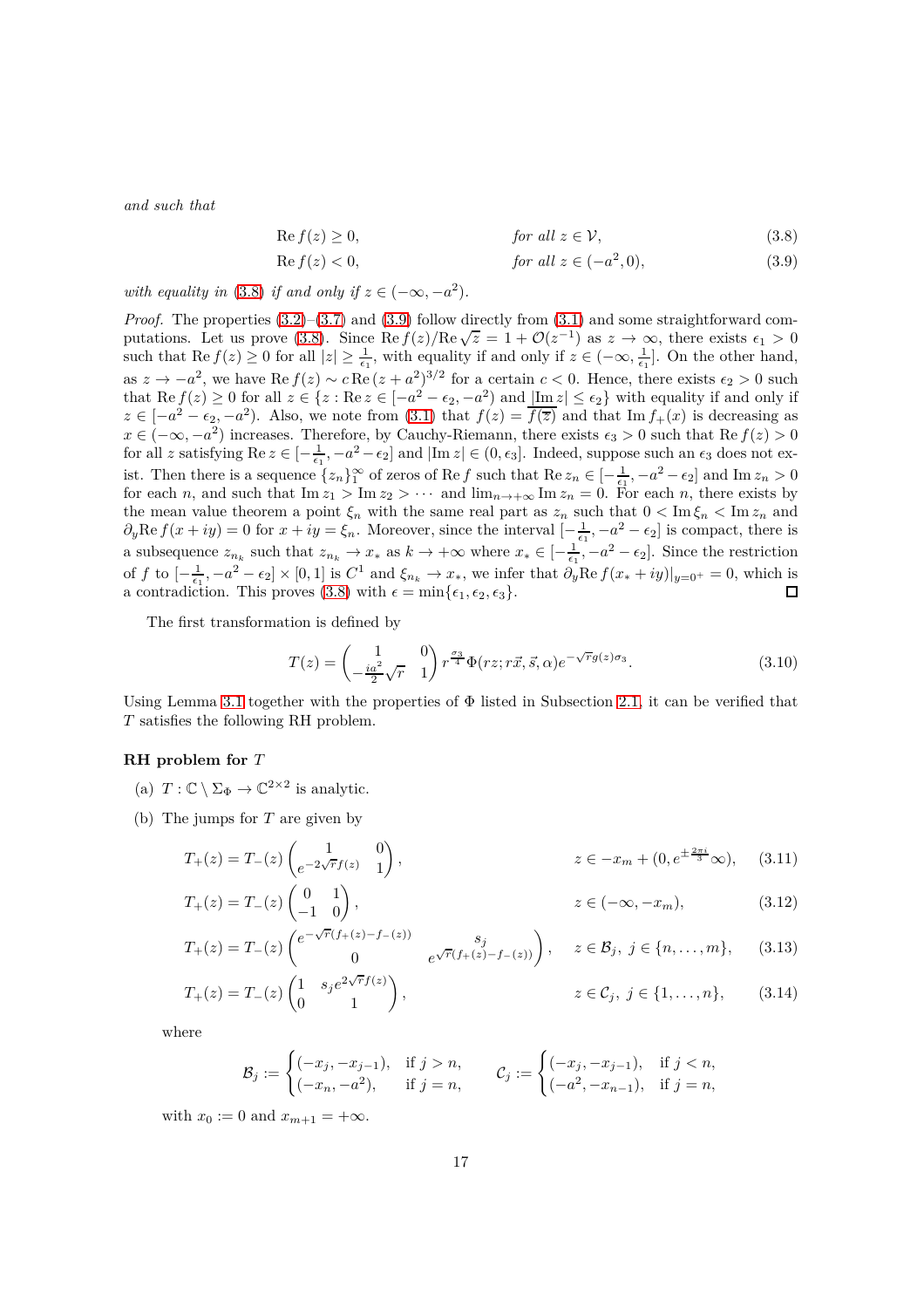*and such that*

$$\operatorname{Re} f(z) \geq 0, \qquad \text{for all } z \in \mathcal{V}, \tag{3.8}$$

$$\operatorname{Re} f(z) < 0, \qquad \text{for all } z \in (-a^2, 0), \tag{3.9}$$

*with equality in* (3.8) *if and only if* $z \in (-\infty, -a^2)$.

*Proof.* The properties (3.2)–(3.7) and (3.9) follow directly from (3.1) and some straightforward computations. Let us prove (3.8). Since $\operatorname{Re} f(z)/\operatorname{Re}\sqrt{z} = 1 + \mathcal{O}(z^{-1})$ as $z \to \infty$, there exists $\epsilon_1 > 0$ such that $\operatorname{Re} f(z) \geq 0$ for all $|z| \geq \frac{1}{\epsilon_1}$, with equality if and only if $z \in (-\infty, \frac{1}{\epsilon_1}]$. On the other hand, as $z \to -a^2$, we have $\operatorname{Re} f(z) \sim c \operatorname{Re}(z+a^2)^{3/2}$ for a certain $c < 0$. Hence, there exists $\epsilon_2 > 0$ such that $\operatorname{Re} f(z) \geq 0$ for all $z \in \{z : \operatorname{Re} z \in [-a^2 - \epsilon_2, -a^2) \text{ and } |\operatorname{Im} z| \leq \epsilon_2\}$ with equality if and only if $z \in [-a^2 - \epsilon_2, -a^2)$. Also, we note from (3.1) that $f(z) = \overline{f(\overline{z})}$ and that $\operatorname{Im} f_+(x)$ is decreasing as $x \in (-\infty, -a^2)$ increases. Therefore, by Cauchy-Riemann, there exists $\epsilon_3 > 0$ such that $\operatorname{Re} f(z) > 0$ for all $z$ satisfying $\operatorname{Re} z \in [-\frac{1}{\epsilon_1}, -a^2 - \epsilon_2]$ and $|\operatorname{Im} z| \in (0, \epsilon_3]$. Indeed, suppose such an $\epsilon_3$ does not exist. Then there is a sequence $\{z_n\}_1^\infty$ of zeros of $\operatorname{Re} f$ such that $\operatorname{Re} z_n \in [-\frac{1}{\epsilon_1}, -a^2 - \epsilon_2]$ and $\operatorname{Im} z_n > 0$ for each $n$, and such that $\operatorname{Im} z_1 > \operatorname{Im} z_2 > \cdots$ and $\lim_{n\to+\infty} \operatorname{Im} z_n = 0$. For each $n$, there exists by the mean value theorem a point $\xi_n$ with the same real part as $z_n$ such that $0 < \operatorname{Im} \xi_n < \operatorname{Im} z_n$ and $\partial_y \operatorname{Re} f(x+iy) = 0$ for $x + iy = \xi_n$. Moreover, since the interval $[-\frac{1}{\epsilon_1}, -a^2 - \epsilon_2]$ is compact, there is a subsequence $z_{n_k}$ such that $z_{n_k} \to x_*$ as $k \to +\infty$ where $x_* \in [-\frac{1}{\epsilon_1}, -a^2 - \epsilon_2]$. Since the restriction of $f$ to $[-\frac{1}{\epsilon_1}, -a^2 - \epsilon_2] \times [0, 1]$ is $C^1$ and $\xi_{n_k} \to x_*$, we infer that $\partial_y \operatorname{Re} f(x_* + iy)|_{y=0^+} = 0$, which is a contradiction. This proves (3.8) with $\epsilon = \min\{\epsilon_1, \epsilon_2, \epsilon_3\}$. $\square$

The first transformation is defined by

$$T(z) = \begin{pmatrix} 1 & 0 \\ -\frac{ia^2}{2}\sqrt{r} & 1 \end{pmatrix} r^{\frac{\sigma_3}{4}} \Phi(rz; r\vec{x}, \vec{s}, \alpha) e^{-\sqrt{r} g(z) \sigma_3}. \tag{3.10}$$

Using Lemma 3.1 together with the properties of $\Phi$ listed in Subsection 2.1, it can be verified that $T$ satisfies the following RH problem.

#### RH problem for $T$

(a) $T : \mathbb{C} \setminus \Sigma_\Phi \to \mathbb{C}^{2\times 2}$ is analytic.

(b) The jumps for $T$ are given by

$$T_+(z) = T_-(z) \begin{pmatrix} 1 & 0 \\ e^{-2\sqrt{r} f(z)} & 1 \end{pmatrix}, \qquad z \in -x_m + (0, e^{\pm \frac{2\pi i}{3}} \infty), \tag{3.11}$$

$$T_+(z) = T_-(z) \begin{pmatrix} 0 & 1 \\ -1 & 0 \end{pmatrix}, \qquad z \in (-\infty, -x_m), \tag{3.12}$$

$$T_+(z) = T_-(z) \begin{pmatrix} e^{-\sqrt{r}(f_+(z) - f_-(z))} & s_j \\ 0 & e^{\sqrt{r}(f_+(z) - f_-(z))} \end{pmatrix}, \quad z \in \mathcal{B}_j,\ j \in \{n, \ldots, m\}, \tag{3.13}$$

$$T_+(z) = T_-(z) \begin{pmatrix} 1 & s_j e^{2\sqrt{r} f(z)} \\ 0 & 1 \end{pmatrix}, \qquad z \in \mathcal{C}_j,\ j \in \{1, \ldots, n\}, \tag{3.14}$$

where

$$\mathcal{B}_j := \begin{cases} (-x_j, -x_{j-1}), & \text{if } j > n, \\ (-x_n, -a^2), & \text{if } j = n, \end{cases} \qquad \mathcal{C}_j := \begin{cases} (-x_j, -x_{j-1}), & \text{if } j < n, \\ (-a^2, -x_{n-1}), & \text{if } j = n, \end{cases}$$

with $x_0 := 0$ and $x_{m+1} = +\infty$.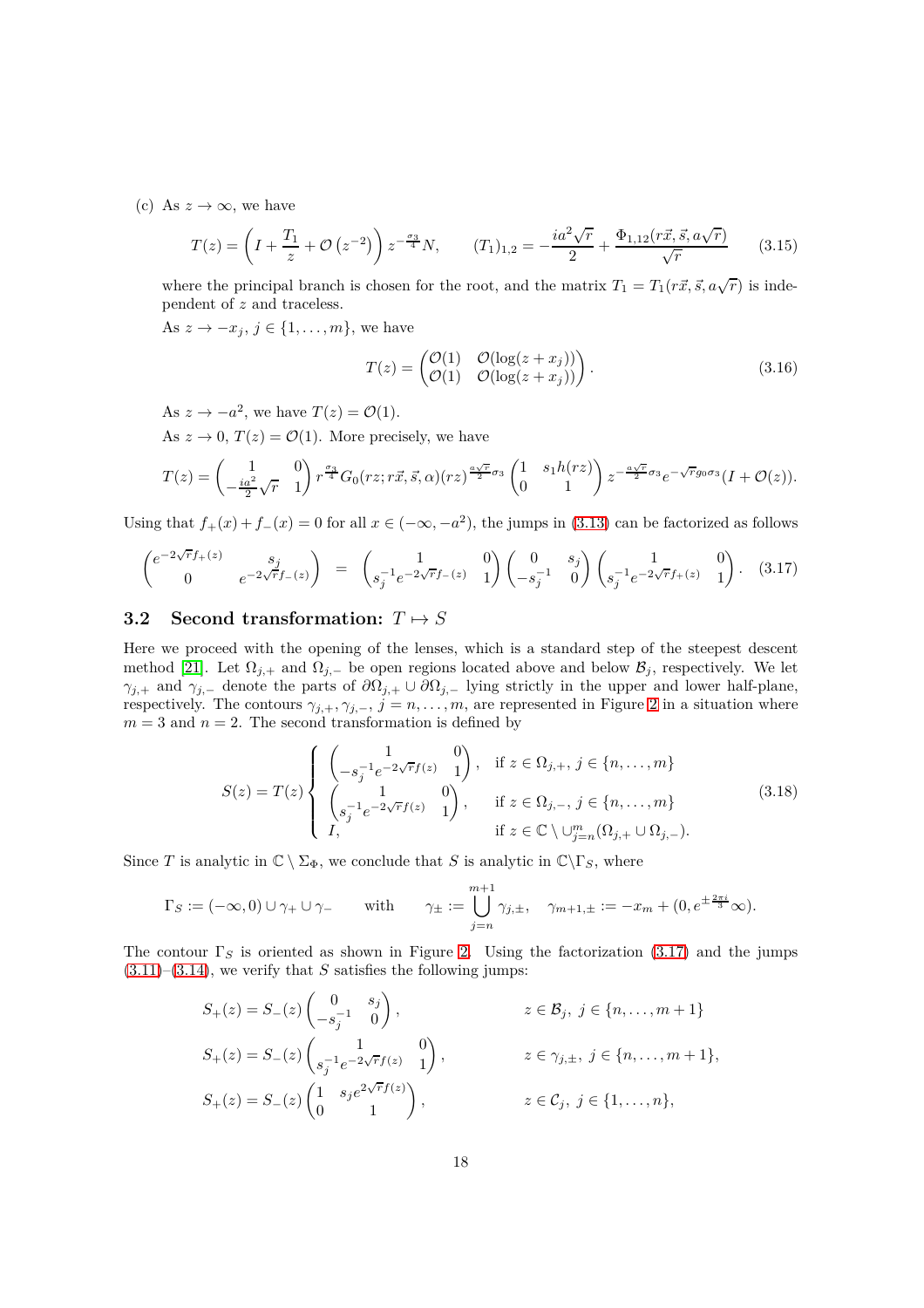(c) As $z \to \infty$, we have

$$T(z) = \left(I + \frac{T_1}{z} + \mathcal{O}\left(z^{-2}\right)\right) z^{-\frac{\sigma_3}{4}} N, \qquad (T_1)_{1,2} = -\frac{ia^2\sqrt{r}}{2} + \frac{\Phi_{1,12}(r\vec{x}, \vec{s}, a\sqrt{r})}{\sqrt{r}} \tag{3.15}$$

where the principal branch is chosen for the root, and the matrix $T_1 = T_1(r\vec{x}, \vec{s}, a\sqrt{r})$ is independent of $z$ and traceless.

As $z \to -x_j$, $j \in \{1, \dots, m\}$, we have

$$T(z) = \begin{pmatrix} \mathcal{O}(1) & \mathcal{O}(\log(z + x_j)) \\ \mathcal{O}(1) & \mathcal{O}(\log(z + x_j)) \end{pmatrix}. \tag{3.16}$$

As $z \to -a^2$, we have $T(z) = \mathcal{O}(1)$.

As $z \to 0$, $T(z) = \mathcal{O}(1)$. More precisely, we have

$$T(z) = \begin{pmatrix} 1 & 0 \\ -\frac{ia^2}{2}\sqrt{r} & 1 \end{pmatrix} r^{\frac{\sigma_3}{4}} G_0(rz; r\vec{x}, \vec{s}, \alpha)(rz)^{\frac{a\sqrt{r}}{2}\sigma_3} \begin{pmatrix} 1 & s_1 h(rz) \\ 0 & 1 \end{pmatrix} z^{-\frac{a\sqrt{r}}{2}\sigma_3} e^{-\sqrt{r} g_0 \sigma_3}(I + \mathcal{O}(z)).$$

Using that $f_+(x) + f_-(x) = 0$ for all $x \in (-\infty, -a^2)$, the jumps in (3.13) can be factorized as follows

$$\begin{pmatrix} e^{-2\sqrt{r}f_+(z)} & s_j \\ 0 & e^{-2\sqrt{r}f_-(z)} \end{pmatrix} = \begin{pmatrix} 1 & 0 \\ s_j^{-1}e^{-2\sqrt{r}f_-(z)} & 1 \end{pmatrix} \begin{pmatrix} 0 & s_j \\ -s_j^{-1} & 0 \end{pmatrix} \begin{pmatrix} 1 & 0 \\ s_j^{-1}e^{-2\sqrt{r}f_+(z)} & 1 \end{pmatrix}. \tag{3.17}$$

## 3.2 Second transformation: $T \mapsto S$

Here we proceed with the opening of the lenses, which is a standard step of the steepest descent method [21]. Let $\Omega_{j,+}$ and $\Omega_{j,-}$ be open regions located above and below $\mathcal{B}_j$, respectively. We let $\gamma_{j,+}$ and $\gamma_{j,-}$ denote the parts of $\partial\Omega_{j,+} \cup \partial\Omega_{j,-}$ lying strictly in the upper and lower half-plane, respectively. The contours $\gamma_{j,+}, \gamma_{j,-}$, $j = n, \dots, m$, are represented in Figure 2 in a situation where $m = 3$ and $n = 2$. The second transformation is defined by

$$S(z) = T(z) \begin{cases} \begin{pmatrix} 1 & 0 \\ -s_j^{-1}e^{-2\sqrt{r}f(z)} & 1 \end{pmatrix}, & \text{if } z \in \Omega_{j,+},\ j \in \{n, \dots, m\} \\ \begin{pmatrix} 1 & 0 \\ s_j^{-1}e^{-2\sqrt{r}f(z)} & 1 \end{pmatrix}, & \text{if } z \in \Omega_{j,-},\ j \in \{n, \dots, m\} \\ I, & \text{if } z \in \mathbb{C} \setminus \cup_{j=n}^{m}(\Omega_{j,+} \cup \Omega_{j,-}). \end{cases} \tag{3.18}$$

Since $T$ is analytic in $\mathbb{C} \setminus \Sigma_\Phi$, we conclude that $S$ is analytic in $\mathbb{C} \setminus \Gamma_S$, where

$$\Gamma_S := (-\infty, 0) \cup \gamma_+ \cup \gamma_- \qquad \text{with} \qquad \gamma_\pm := \bigcup_{j=n}^{m+1} \gamma_{j,\pm}, \quad \gamma_{m+1,\pm} := -x_m + (0, e^{\pm\frac{2\pi i}{3}}\infty).$$

The contour $\Gamma_S$ is oriented as shown in Figure 2. Using the factorization (3.17) and the jumps (3.11)–(3.14), we verify that $S$ satisfies the following jumps:

$$\begin{aligned}
S_+(z) &= S_-(z) \begin{pmatrix} 0 & s_j \\ -s_j^{-1} & 0 \end{pmatrix}, && z \in \mathcal{B}_j,\ j \in \{n, \dots, m+1\} \\
S_+(z) &= S_-(z) \begin{pmatrix} 1 & 0 \\ s_j^{-1}e^{-2\sqrt{r}f(z)} & 1 \end{pmatrix}, && z \in \gamma_{j,\pm},\ j \in \{n, \dots, m+1\}, \\
S_+(z) &= S_-(z) \begin{pmatrix} 1 & s_j e^{2\sqrt{r}f(z)} \\ 0 & 1 \end{pmatrix}, && z \in \mathcal{C}_j,\ j \in \{1, \dots, n\},
\end{aligned}$$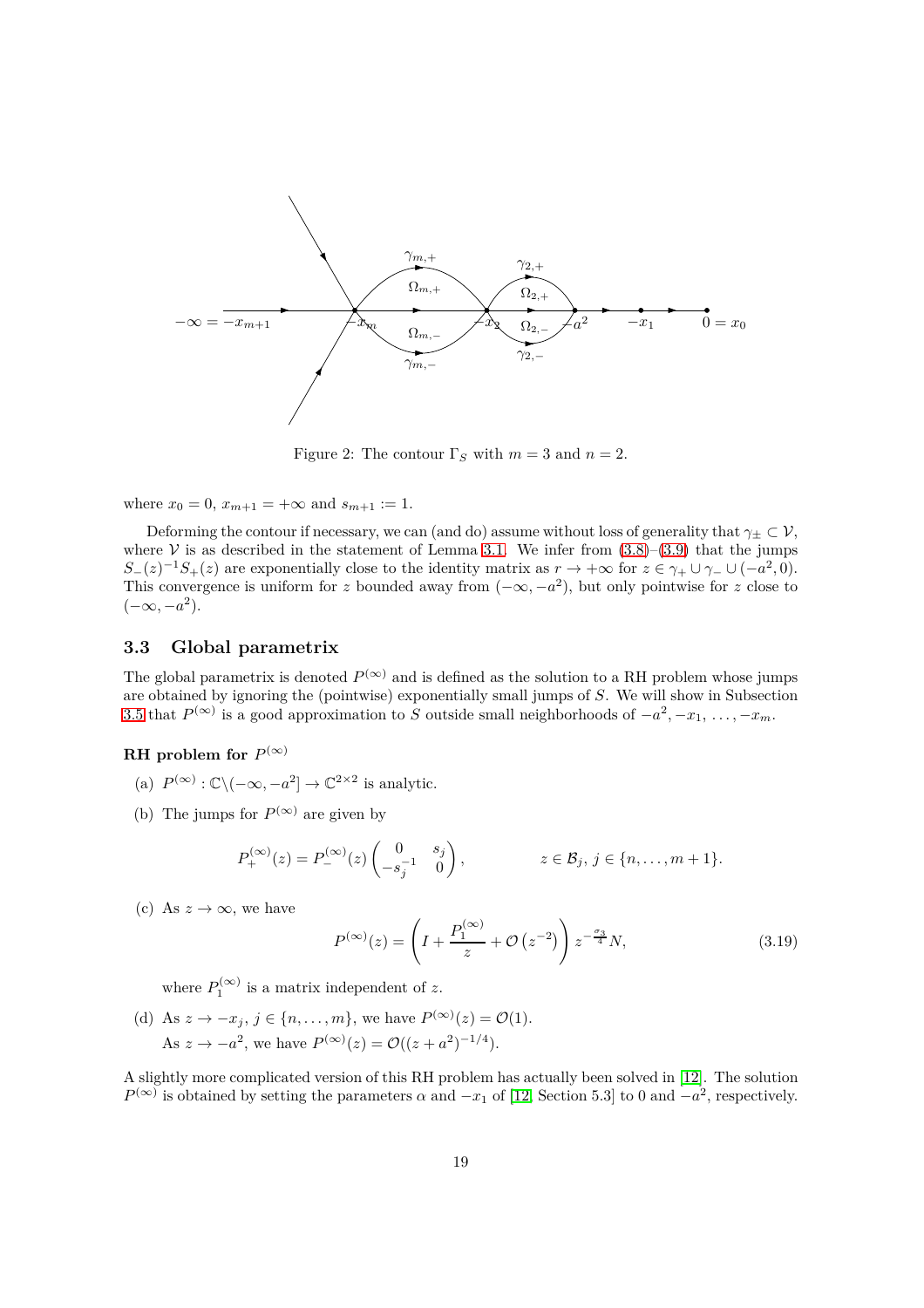Figure 2: The contour $\Gamma_S$ with $m = 3$ and $n = 2$.

where $x_0 = 0$, $x_{m+1} = +\infty$ and $s_{m+1} := 1$.

Deforming the contour if necessary, we can (and do) assume without loss of generality that $\gamma_\pm \subset \mathcal{V}$, where $\mathcal{V}$ is as described in the statement of Lemma 3.1. We infer from (3.8)–(3.9) that the jumps $S_-(z)^{-1}S_+(z)$ are exponentially close to the identity matrix as $r \to +\infty$ for $z \in \gamma_+ \cup \gamma_- \cup (-a^2, 0)$. This convergence is uniform for $z$ bounded away from $(-\infty, -a^2)$, but only pointwise for $z$ close to $(-\infty, -a^2)$.

## 3.3 Global parametrix

The global parametrix is denoted $P^{(\infty)}$ and is defined as the solution to a RH problem whose jumps are obtained by ignoring the (pointwise) exponentially small jumps of $S$. We will show in Subsection 3.5 that $P^{(\infty)}$ is a good approximation to $S$ outside small neighborhoods of $-a^2, -x_1, \ldots, -x_m$.

#### RH problem for $P^{(\infty)}$

(a) $P^{(\infty)} : \mathbb{C}\setminus(-\infty, -a^2] \to \mathbb{C}^{2\times 2}$ is analytic.

(b) The jumps for $P^{(\infty)}$ are given by

$$P_+^{(\infty)}(z) = P_-^{(\infty)}(z)\begin{pmatrix} 0 & s_j \\ -s_j^{-1} & 0 \end{pmatrix}, \qquad z \in \mathcal{B}_j,\ j \in \{n, \ldots, m+1\}.$$

(c) As $z \to \infty$, we have

$$P^{(\infty)}(z) = \left(I + \frac{P_1^{(\infty)}}{z} + \mathcal{O}\left(z^{-2}\right)\right) z^{-\frac{\sigma_3}{4}} N, \tag{3.19}$$

where $P_1^{(\infty)}$ is a matrix independent of $z$.

(d) As $z \to -x_j$, $j \in \{n, \ldots, m\}$, we have $P^{(\infty)}(z) = \mathcal{O}(1)$.
As $z \to -a^2$, we have $P^{(\infty)}(z) = \mathcal{O}((z + a^2)^{-1/4})$.

A slightly more complicated version of this RH problem has actually been solved in [12]. The solution $P^{(\infty)}$ is obtained by setting the parameters $\alpha$ and $-x_1$ of [12, Section 5.3] to 0 and $-a^2$, respectively.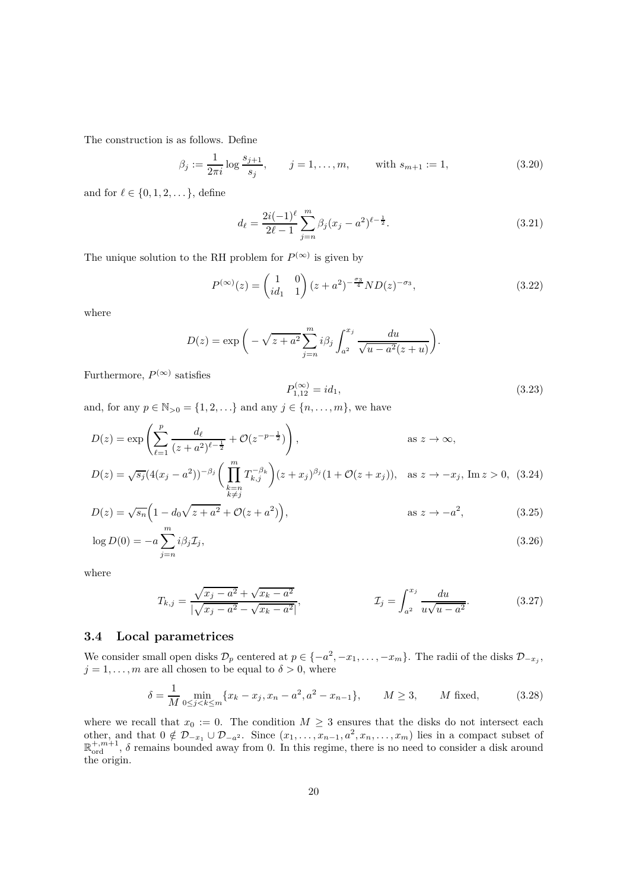The construction is as follows. Define

$$\beta_j := \frac{1}{2\pi i} \log \frac{s_{j+1}}{s_j}, \qquad j = 1, \ldots, m, \qquad \text{with } s_{m+1} := 1, \tag{3.20}$$

and for $\ell \in \{0, 1, 2, \ldots\}$, define

$$d_\ell = \frac{2i(-1)^\ell}{2\ell - 1} \sum_{j=n}^{m} \beta_j (x_j - a^2)^{\ell - \frac{1}{2}}. \tag{3.21}$$

The unique solution to the RH problem for $P^{(\infty)}$ is given by

$$P^{(\infty)}(z) = \begin{pmatrix} 1 & 0 \\ id_1 & 1 \end{pmatrix} (z + a^2)^{-\frac{\sigma_3}{4}} N D(z)^{-\sigma_3}, \tag{3.22}$$

where

$$D(z) = \exp\bigg( -\sqrt{z + a^2} \sum_{j=n}^{m} i\beta_j \int_{a^2}^{x_j} \frac{du}{\sqrt{u - a^2}(z + u)} \bigg).$$

Furthermore, $P^{(\infty)}$ satisfies

$$P^{(\infty)}_{1,12} = id_1, \tag{3.23}$$

and, for any $p \in \mathbb{N}_{>0} = \{1, 2, \ldots\}$ and any $j \in \{n, \ldots, m\}$, we have

$$D(z) = \exp\left( \sum_{\ell=1}^{p} \frac{d_\ell}{(z + a^2)^{\ell - \frac{1}{2}}} + \mathcal{O}(z^{-p-\frac{1}{2}}) \right), \qquad \text{as } z \to \infty,$$

$$D(z) = \sqrt{s_j} (4(x_j - a^2))^{-\beta_j} \bigg( \prod_{\substack{k=n \\ k \neq j}}^{m} T_{k,j}^{-\beta_k} \bigg) (z + x_j)^{\beta_j} (1 + \mathcal{O}(z + x_j)), \quad \text{as } z \to -x_j, \, \operatorname{Im} z > 0, \tag{3.24}$$

$$D(z) = \sqrt{s_n} \Big( 1 - d_0 \sqrt{z + a^2} + \mathcal{O}(z + a^2) \Big), \qquad \text{as } z \to -a^2, \tag{3.25}$$

$$\log D(0) = -a \sum_{j=n}^{m} i\beta_j \mathcal{I}_j, \tag{3.26}$$

where

$$T_{k,j} = \frac{\sqrt{x_j - a^2} + \sqrt{x_k - a^2}}{|\sqrt{x_j - a^2} - \sqrt{x_k - a^2}|}, \qquad \mathcal{I}_j = \int_{a^2}^{x_j} \frac{du}{u\sqrt{u - a^2}}. \tag{3.27}$$

### 3.4 Local parametrices

We consider small open disks $\mathcal{D}_p$ centered at $p \in \{-a^2, -x_1, \ldots, -x_m\}$. The radii of the disks $\mathcal{D}_{-x_j}$, $j = 1, \ldots, m$ are all chosen to be equal to $\delta > 0$, where

$$\delta = \frac{1}{M} \min_{0 \le j < k \le m} \{x_k - x_j, x_n - a^2, a^2 - x_{n-1}\}, \qquad M \ge 3, \qquad M \text{ fixed}, \tag{3.28}$$

where we recall that $x_0 := 0$. The condition $M \ge 3$ ensures that the disks do not intersect each other, and that $0 \notin \mathcal{D}_{-x_1} \cup \mathcal{D}_{-a^2}$. Since $(x_1, \ldots, x_{n-1}, a^2, x_n, \ldots, x_m)$ lies in a compact subset of $\mathbb{R}^{+,m+1}_{\text{ord}}$, $\delta$ remains bounded away from 0. In this regime, there is no need to consider a disk around the origin.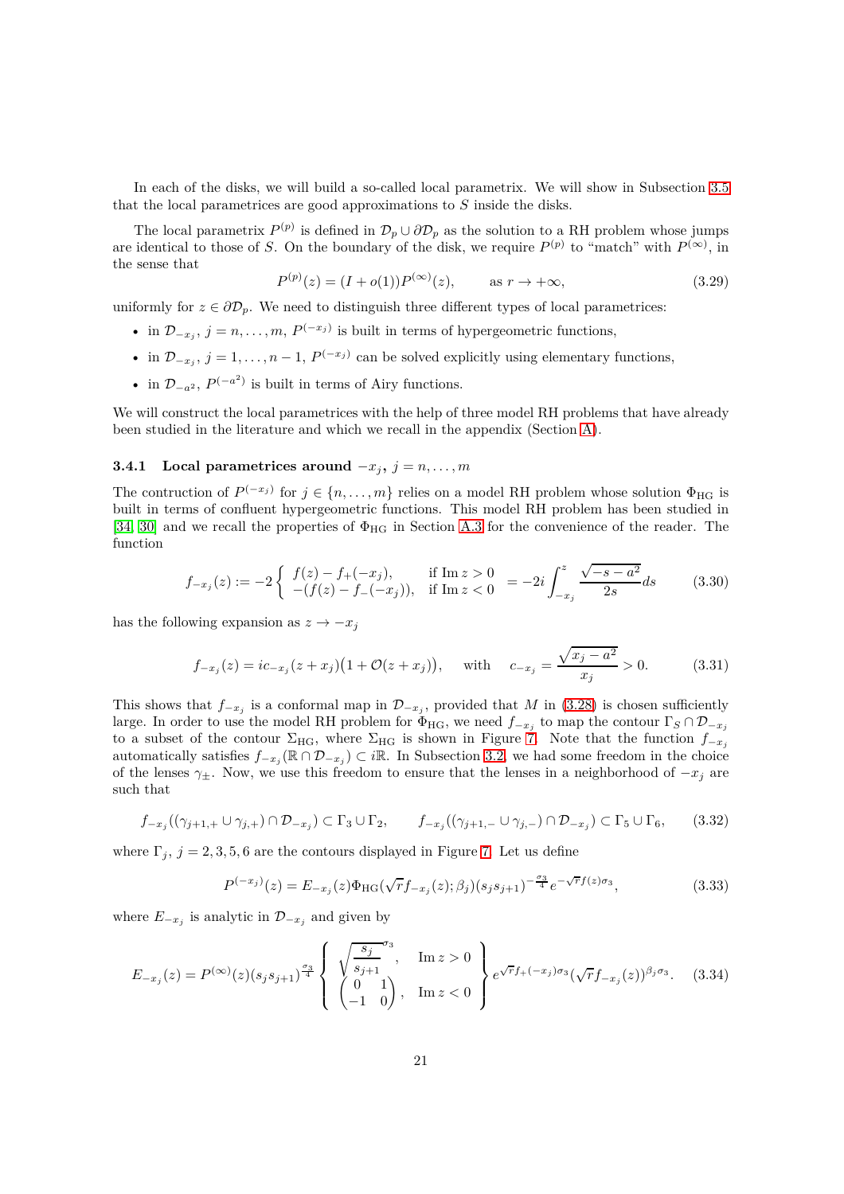In each of the disks, we will build a so-called local parametrix. We will show in Subsection 3.5 that the local parametrices are good approximations to $S$ inside the disks.

The local parametrix $P^{(p)}$ is defined in $\mathcal{D}_p \cup \partial\mathcal{D}_p$ as the solution to a RH problem whose jumps are identical to those of $S$. On the boundary of the disk, we require $P^{(p)}$ to "match" with $P^{(\infty)}$, in the sense that

$$P^{(p)}(z) = (I + o(1))P^{(\infty)}(z), \qquad \text{as } r \to +\infty, \tag{3.29}$$

uniformly for $z \in \partial\mathcal{D}_p$. We need to distinguish three different types of local parametrices:

- in $\mathcal{D}_{-x_j}$, $j = n, \ldots, m$, $P^{(-x_j)}$ is built in terms of hypergeometric functions,
- in $\mathcal{D}_{-x_j}$, $j = 1, \ldots, n-1$, $P^{(-x_j)}$ can be solved explicitly using elementary functions,
- in $\mathcal{D}_{-a^2}$, $P^{(-a^2)}$ is built in terms of Airy functions.

We will construct the local parametrices with the help of three model RH problems that have already been studied in the literature and which we recall in the appendix (Section A).

### 3.4.1 Local parametrices around $-x_j$, $j = n, \ldots, m$

The contruction of $P^{(-x_j)}$ for $j \in \{n, \ldots, m\}$ relies on a model RH problem whose solution $\Phi_{\mathrm{HG}}$ is built in terms of confluent hypergeometric functions. This model RH problem has been studied in [34, 30] and we recall the properties of $\Phi_{\mathrm{HG}}$ in Section A.3 for the convenience of the reader. The function

$$f_{-x_j}(z) := -2 \begin{cases} f(z) - f_+(-x_j), & \text{if } \operatorname{Im} z > 0 \\ -(f(z) - f_-(-x_j)), & \text{if } \operatorname{Im} z < 0 \end{cases} = -2i \int_{-x_j}^{z} \frac{\sqrt{-s-a^2}}{2s} ds \tag{3.30}$$

has the following expansion as $z \to -x_j$

$$f_{-x_j}(z) = i c_{-x_j}(z + x_j)\big(1 + \mathcal{O}(z + x_j)\big), \quad \text{ with } \quad c_{-x_j} = \frac{\sqrt{x_j - a^2}}{x_j} > 0. \tag{3.31}$$

This shows that $f_{-x_j}$ is a conformal map in $\mathcal{D}_{-x_j}$, provided that $M$ in (3.28) is chosen sufficiently large. In order to use the model RH problem for $\Phi_{\mathrm{HG}}$, we need $f_{-x_j}$ to map the contour $\Gamma_S \cap \mathcal{D}_{-x_j}$ to a subset of the contour $\Sigma_{\mathrm{HG}}$, where $\Sigma_{\mathrm{HG}}$ is shown in Figure 7. Note that the function $f_{-x_j}$ automatically satisfies $f_{-x_j}(\mathbb{R} \cap \mathcal{D}_{-x_j}) \subset i\mathbb{R}$. In Subsection 3.2, we had some freedom in the choice of the lenses $\gamma_\pm$. Now, we use this freedom to ensure that the lenses in a neighborhood of $-x_j$ are such that

$$f_{-x_j}((\gamma_{j+1,+} \cup \gamma_{j,+}) \cap \mathcal{D}_{-x_j}) \subset \Gamma_3 \cup \Gamma_2, \qquad f_{-x_j}((\gamma_{j+1,-} \cup \gamma_{j,-}) \cap \mathcal{D}_{-x_j}) \subset \Gamma_5 \cup \Gamma_6, \tag{3.32}$$

where $\Gamma_j$, $j = 2, 3, 5, 6$ are the contours displayed in Figure 7. Let us define

$$P^{(-x_j)}(z) = E_{-x_j}(z)\Phi_{\mathrm{HG}}(\sqrt{r} f_{-x_j}(z); \beta_j)(s_j s_{j+1})^{-\frac{\sigma_3}{4}} e^{-\sqrt{r} f(z)\sigma_3}, \tag{3.33}$$

where $E_{-x_j}$ is analytic in $\mathcal{D}_{-x_j}$ and given by

$$E_{-x_j}(z) = P^{(\infty)}(z)(s_j s_{j+1})^{\frac{\sigma_3}{4}} \left\{ \begin{array}{ll} \sqrt{\dfrac{s_j}{s_{j+1}}}^{\sigma_3}, & \operatorname{Im} z > 0 \\ \begin{pmatrix} 0 & 1 \\ -1 & 0 \end{pmatrix}, & \operatorname{Im} z < 0 \end{array} \right\} e^{\sqrt{r} f_+(-x_j)\sigma_3} (\sqrt{r} f_{-x_j}(z))^{\beta_j \sigma_3}. \tag{3.34}$$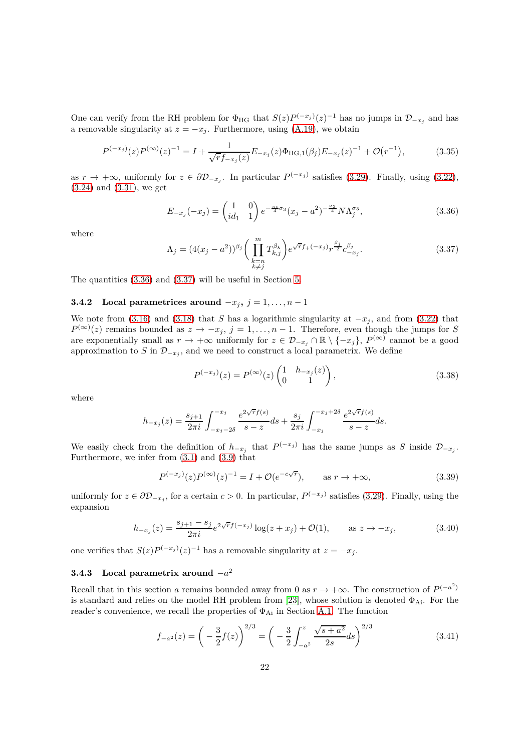One can verify from the RH problem for $\Phi_{\rm HG}$ that $S(z)P^{(-x_j)}(z)^{-1}$ has no jumps in $\mathcal{D}_{-x_j}$ and has a removable singularity at $z=-x_j$. Furthermore, using (A.19), we obtain

$$P^{(-x_j)}(z)P^{(\infty)}(z)^{-1} = I + \frac{1}{\sqrt{r}f_{-x_j}(z)}E_{-x_j}(z)\Phi_{\rm HG,1}(\beta_j)E_{-x_j}(z)^{-1} + \mathcal{O}\big(r^{-1}\big), \tag{3.35}$$

as $r\to+\infty$, uniformly for $z\in\partial\mathcal{D}_{-x_j}$. In particular $P^{(-x_j)}$ satisfies (3.29). Finally, using (3.22), (3.24) and (3.31), we get

$$E_{-x_j}(-x_j) = \begin{pmatrix} 1 & 0 \\ id_1 & 1 \end{pmatrix} e^{-\frac{\pi i}{4}\sigma_3}(x_j-a^2)^{-\frac{\sigma_3}{4}}N\Lambda_j^{\sigma_3}, \tag{3.36}$$

where

$$\Lambda_j = (4(x_j-a^2))^{\beta_j}\Bigg(\prod_{\substack{k=n\\k\neq j}}^{m} T_{k,j}^{\beta_k}\Bigg)e^{\sqrt{r}f_+(-x_j)}r^{\frac{\beta_j}{2}}c_{-x_j}^{\beta_j}. \tag{3.37}$$

The quantities (3.36) and (3.37) will be useful in Section 5.

#### 3.4.2 Local parametrices around $-x_j$, $j=1,\ldots,n-1$

We note from (3.16) and (3.18) that $S$ has a logarithmic singularity at $-x_j$, and from (3.22) that $P^{(\infty)}(z)$ remains bounded as $z\to -x_j$, $j=1,\ldots,n-1$. Therefore, even though the jumps for $S$ are exponentially small as $r\to+\infty$ uniformly for $z\in\mathcal{D}_{-x_j}\cap\mathbb{R}\setminus\{-x_j\}$, $P^{(\infty)}$ cannot be a good approximation to $S$ in $\mathcal{D}_{-x_j}$, and we need to construct a local parametrix. We define

$$P^{(-x_j)}(z) = P^{(\infty)}(z)\begin{pmatrix} 1 & h_{-x_j}(z) \\ 0 & 1 \end{pmatrix}, \tag{3.38}$$

where

$$h_{-x_j}(z) = \frac{s_{j+1}}{2\pi i}\int_{-x_j-2\delta}^{-x_j}\frac{e^{2\sqrt{r}f(s)}}{s-z}ds + \frac{s_j}{2\pi i}\int_{-x_j}^{-x_j+2\delta}\frac{e^{2\sqrt{r}f(s)}}{s-z}ds.$$

We easily check from the definition of $h_{-x_j}$ that $P^{(-x_j)}$ has the same jumps as $S$ inside $\mathcal{D}_{-x_j}$. Furthermore, we infer from (3.1) and (3.9) that

$$P^{(-x_j)}(z)P^{(\infty)}(z)^{-1} = I + \mathcal{O}(e^{-c\sqrt{r}}), \qquad \text{as } r\to+\infty, \tag{3.39}$$

uniformly for $z\in\partial\mathcal{D}_{-x_j}$, for a certain $c>0$. In particular, $P^{(-x_j)}$ satisfies (3.29). Finally, using the expansion

$$h_{-x_j}(z) = \frac{s_{j+1}-s_j}{2\pi i}e^{2\sqrt{r}f(-x_j)}\log(z+x_j) + \mathcal{O}(1), \qquad \text{as } z\to -x_j, \tag{3.40}$$

one verifies that $S(z)P^{(-x_j)}(z)^{-1}$ has a removable singularity at $z=-x_j$.

#### 3.4.3 Local parametrix around $-a^2$

Recall that in this section $a$ remains bounded away from 0 as $r\to+\infty$. The construction of $P^{(-a^2)}$ is standard and relies on the model RH problem from [23], whose solution is denoted $\Phi_{\rm Ai}$. For the reader's convenience, we recall the properties of $\Phi_{\rm Ai}$ in Section A.1. The function

$$f_{-a^2}(z) = \bigg(-\frac{3}{2}f(z)\bigg)^{2/3} = \bigg(-\frac{3}{2}\int_{-a^2}^{z}\frac{\sqrt{s+a^2}}{2s}ds\bigg)^{2/3} \tag{3.41}$$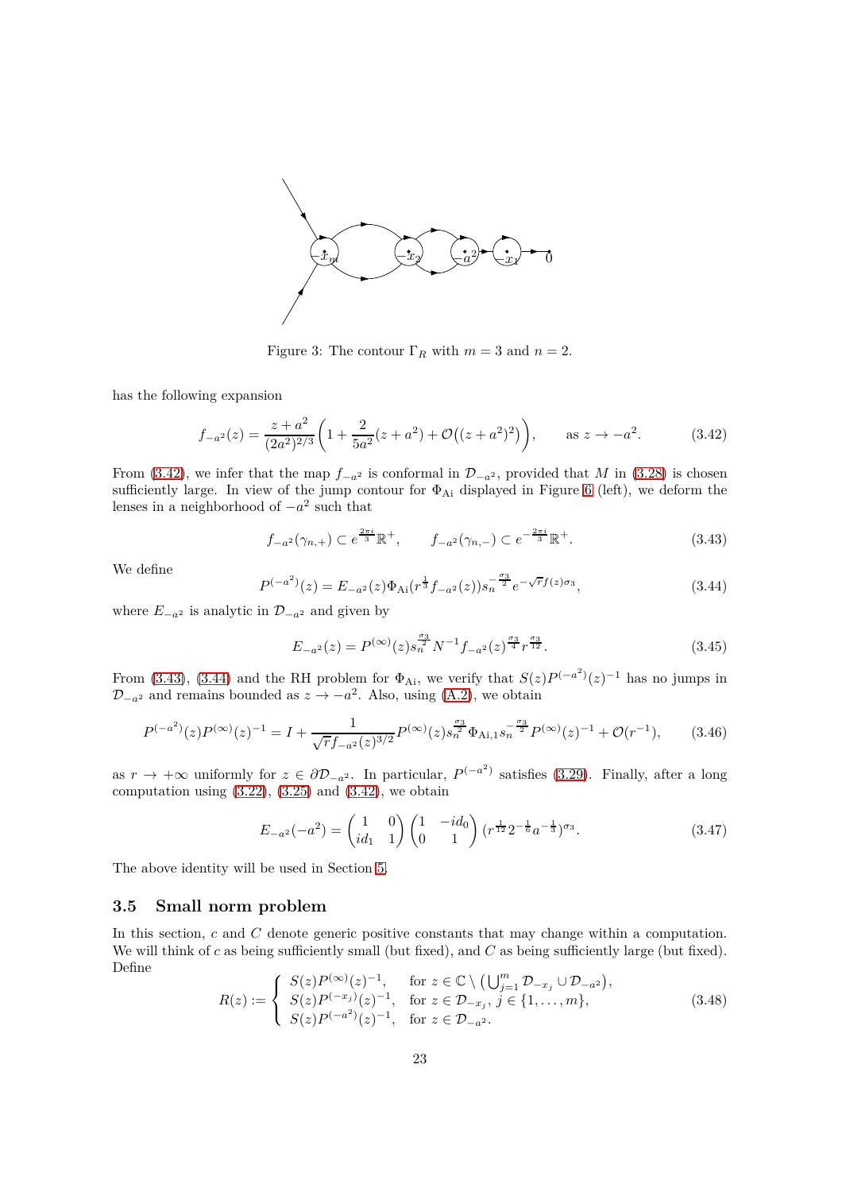Figure 3: The contour $\Gamma_R$ with $m = 3$ and $n = 2$.

has the following expansion

$$f_{-a^2}(z) = \frac{z+a^2}{(2a^2)^{2/3}}\left(1 + \frac{2}{5a^2}(z+a^2) + \mathcal{O}\big((z+a^2)^2\big)\right), \qquad \text{as } z \to -a^2. \tag{3.42}$$

From (3.42), we infer that the map $f_{-a^2}$ is conformal in $\mathcal{D}_{-a^2}$, provided that $M$ in (3.28) is chosen sufficiently large. In view of the jump contour for $\Phi_{\mathrm{Ai}}$ displayed in Figure 6 (left), we deform the lenses in a neighborhood of $-a^2$ such that

$$f_{-a^2}(\gamma_{n,+}) \subset e^{\frac{2\pi i}{3}}\mathbb{R}^+, \qquad f_{-a^2}(\gamma_{n,-}) \subset e^{-\frac{2\pi i}{3}}\mathbb{R}^+. \tag{3.43}$$

We define

$$P^{(-a^2)}(z) = E_{-a^2}(z)\Phi_{\mathrm{Ai}}(r^{\frac{1}{3}}f_{-a^2}(z))s_n^{-\frac{\sigma_3}{2}}e^{-\sqrt{r}f(z)\sigma_3}, \tag{3.44}$$

where $E_{-a^2}$ is analytic in $\mathcal{D}_{-a^2}$ and given by

$$E_{-a^2}(z) = P^{(\infty)}(z)s_n^{\frac{\sigma_3}{2}}N^{-1}f_{-a^2}(z)^{\frac{\sigma_3}{4}}r^{\frac{\sigma_3}{12}}. \tag{3.45}$$

From (3.43), (3.44) and the RH problem for $\Phi_{\mathrm{Ai}}$, we verify that $S(z)P^{(-a^2)}(z)^{-1}$ has no jumps in $\mathcal{D}_{-a^2}$ and remains bounded as $z \to -a^2$. Also, using (A.2), we obtain

$$P^{(-a^2)}(z)P^{(\infty)}(z)^{-1} = I + \frac{1}{\sqrt{r}f_{-a^2}(z)^{3/2}}P^{(\infty)}(z)s_n^{\frac{\sigma_3}{2}}\Phi_{\mathrm{Ai},1}s_n^{-\frac{\sigma_3}{2}}P^{(\infty)}(z)^{-1} + \mathcal{O}(r^{-1}), \tag{3.46}$$

as $r \to +\infty$ uniformly for $z \in \partial\mathcal{D}_{-a^2}$. In particular, $P^{(-a^2)}$ satisfies (3.29). Finally, after a long computation using (3.22), (3.25) and (3.42), we obtain

$$E_{-a^2}(-a^2) = \begin{pmatrix} 1 & 0 \\ id_1 & 1 \end{pmatrix}\begin{pmatrix} 1 & -id_0 \\ 0 & 1 \end{pmatrix}(r^{\frac{1}{12}}2^{-\frac{1}{6}}a^{-\frac{1}{3}})^{\sigma_3}. \tag{3.47}$$

The above identity will be used in Section 5.

### 3.5 Small norm problem

In this section, $c$ and $C$ denote generic positive constants that may change within a computation. We will think of $c$ as being sufficiently small (but fixed), and $C$ as being sufficiently large (but fixed). Define

$$R(z) := \begin{cases} S(z)P^{(\infty)}(z)^{-1}, & \text{for } z \in \mathbb{C}\setminus\left(\bigcup_{j=1}^m \mathcal{D}_{-x_j} \cup \mathcal{D}_{-a^2}\right), \\ S(z)P^{(-x_j)}(z)^{-1}, & \text{for } z \in \mathcal{D}_{-x_j},\ j \in \{1,\ldots,m\}, \\ S(z)P^{(-a^2)}(z)^{-1}, & \text{for } z \in \mathcal{D}_{-a^2}. \end{cases} \tag{3.48}$$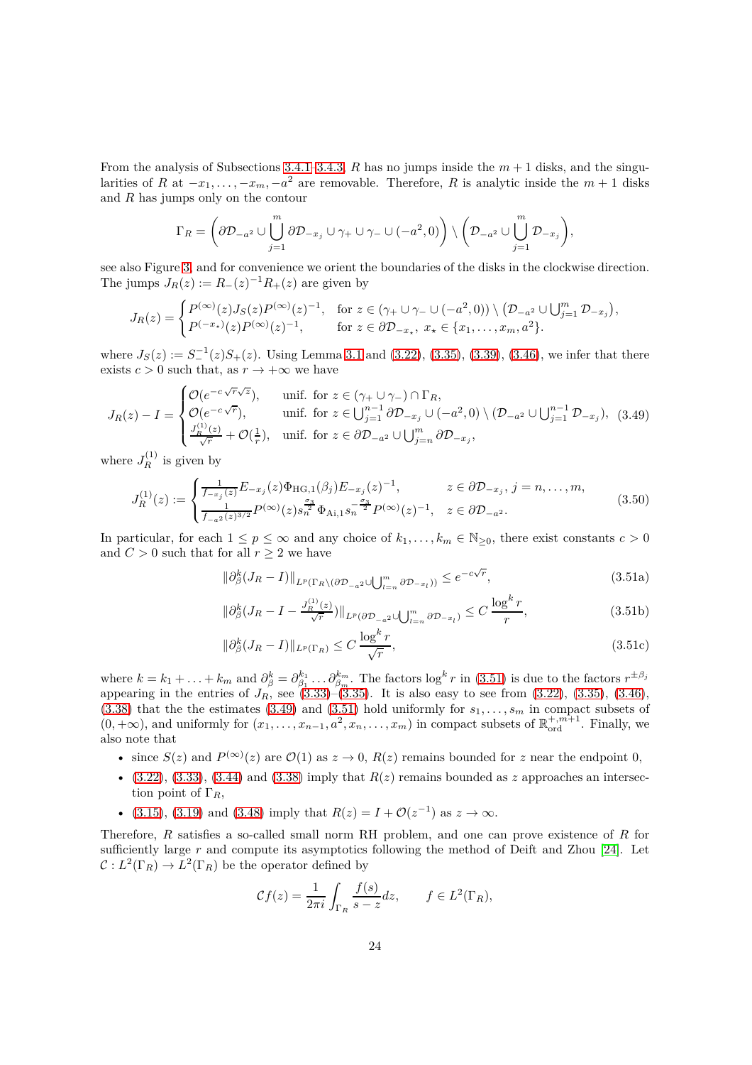From the analysis of Subsections 3.4.1–3.4.3, $R$ has no jumps inside the $m+1$ disks, and the singularities of $R$ at $-x_1,\ldots,-x_m,-a^2$ are removable. Therefore, $R$ is analytic inside the $m+1$ disks and $R$ has jumps only on the contour

$$\Gamma_R = \left(\partial\mathcal{D}_{-a^2}\cup\bigcup_{j=1}^m \partial\mathcal{D}_{-x_j}\cup\gamma_+\cup\gamma_-\cup(-a^2,0)\right)\setminus\left(\mathcal{D}_{-a^2}\cup\bigcup_{j=1}^m\mathcal{D}_{-x_j}\right),$$

see also Figure 3, and for convenience we orient the boundaries of the disks in the clockwise direction. The jumps $J_R(z) := R_-(z)^{-1}R_+(z)$ are given by

$$J_R(z) = \begin{cases} P^{(\infty)}(z)J_S(z)P^{(\infty)}(z)^{-1}, & \text{for } z\in(\gamma_+\cup\gamma_-\cup(-a^2,0))\setminus\left(\mathcal{D}_{-a^2}\cup\bigcup_{j=1}^m\mathcal{D}_{-x_j}\right), \\ P^{(-x_\star)}(z)P^{(\infty)}(z)^{-1}, & \text{for } z\in\partial\mathcal{D}_{-x_\star},\ x_\star\in\{x_1,\ldots,x_m,a^2\}. \end{cases}$$

where $J_S(z) := S_-^{-1}(z)S_+(z)$. Using Lemma 3.1 and (3.22), (3.35), (3.39), (3.46), we infer that there exists $c>0$ such that, as $r\to+\infty$ we have

$$J_R(z) - I = \begin{cases} \mathcal{O}(e^{-c\sqrt{r}\sqrt{z}}), & \text{unif. for } z\in(\gamma_+\cup\gamma_-)\cap\Gamma_R, \\ \mathcal{O}(e^{-c\sqrt{r}}), & \text{unif. for } z\in\bigcup_{j=1}^{n-1}\partial\mathcal{D}_{-x_j}\cup(-a^2,0)\setminus(\mathcal{D}_{-a^2}\cup\bigcup_{j=1}^{n-1}\mathcal{D}_{-x_j}), \\ \frac{J_R^{(1)}(z)}{\sqrt{r}}+\mathcal{O}(\frac{1}{r}), & \text{unif. for } z\in\partial\mathcal{D}_{-a^2}\cup\bigcup_{j=n}^m\partial\mathcal{D}_{-x_j}, \end{cases} \tag{3.49}$$

where $J_R^{(1)}$ is given by

$$J_R^{(1)}(z) := \begin{cases} \frac{1}{f_{-x_j}(z)}E_{-x_j}(z)\Phi_{\mathrm{HG},1}(\beta_j)E_{-x_j}(z)^{-1}, & z\in\partial\mathcal{D}_{-x_j},\ j=n,\ldots,m, \\ \frac{1}{f_{-a^2}(z)^{3/2}}P^{(\infty)}(z)s_n^{\frac{\sigma_3}{2}}\Phi_{\mathrm{Ai},1}s_n^{-\frac{\sigma_3}{2}}P^{(\infty)}(z)^{-1}, & z\in\partial\mathcal{D}_{-a^2}. \end{cases} \tag{3.50}$$

In particular, for each $1\le p\le\infty$ and any choice of $k_1,\ldots,k_m\in\mathbb{N}_{\ge0}$, there exist constants $c>0$ and $C>0$ such that for all $r\ge2$ we have

$$\|\partial_\beta^k(J_R-I)\|_{L^p(\Gamma_R\setminus(\partial\mathcal{D}_{-a^2}\cup\bigcup_{l=n}^m\partial\mathcal{D}_{-x_l}))}\le e^{-c\sqrt{r}}, \tag{3.51a}$$

$$\|\partial_\beta^k(J_R-I-\tfrac{J_R^{(1)}(z)}{\sqrt{r}})\|_{L^p(\partial\mathcal{D}_{-a^2}\cup\bigcup_{l=n}^m\partial\mathcal{D}_{-x_l})}\le C\,\frac{\log^k r}{r}, \tag{3.51b}$$

$$\|\partial_\beta^k(J_R-I)\|_{L^p(\Gamma_R)}\le C\,\frac{\log^k r}{\sqrt{r}}, \tag{3.51c}$$

where $k=k_1+\ldots+k_m$ and $\partial_\beta^k=\partial_{\beta_1}^{k_1}\ldots\partial_{\beta_m}^{k_m}$. The factors $\log^k r$ in (3.51) is due to the factors $r^{\pm\beta_j}$ appearing in the entries of $J_R$, see (3.33)–(3.35). It is also easy to see from (3.22), (3.35), (3.46), (3.38) that the the estimates (3.49) and (3.51) hold uniformly for $s_1,\ldots,s_m$ in compact subsets of $(0,+\infty)$, and uniformly for $(x_1,\ldots,x_{n-1},a^2,x_n,\ldots,x_m)$ in compact subsets of $\mathbb{R}^{+,m+1}_{\mathrm{ord}}$. Finally, we also note that

- since $S(z)$ and $P^{(\infty)}(z)$ are $\mathcal{O}(1)$ as $z\to0$, $R(z)$ remains bounded for $z$ near the endpoint 0,
- (3.22), (3.33), (3.44) and (3.38) imply that $R(z)$ remains bounded as $z$ approaches an intersection point of $\Gamma_R$,
- (3.15), (3.19) and (3.48) imply that $R(z)=I+\mathcal{O}(z^{-1})$ as $z\to\infty$.

Therefore, $R$ satisfies a so-called small norm RH problem, and one can prove existence of $R$ for sufficiently large $r$ and compute its asymptotics following the method of Deift and Zhou [24]. Let $\mathcal{C}: L^2(\Gamma_R)\to L^2(\Gamma_R)$ be the operator defined by

$$\mathcal{C}f(z)=\frac{1}{2\pi i}\int_{\Gamma_R}\frac{f(s)}{s-z}dz, \qquad f\in L^2(\Gamma_R),$$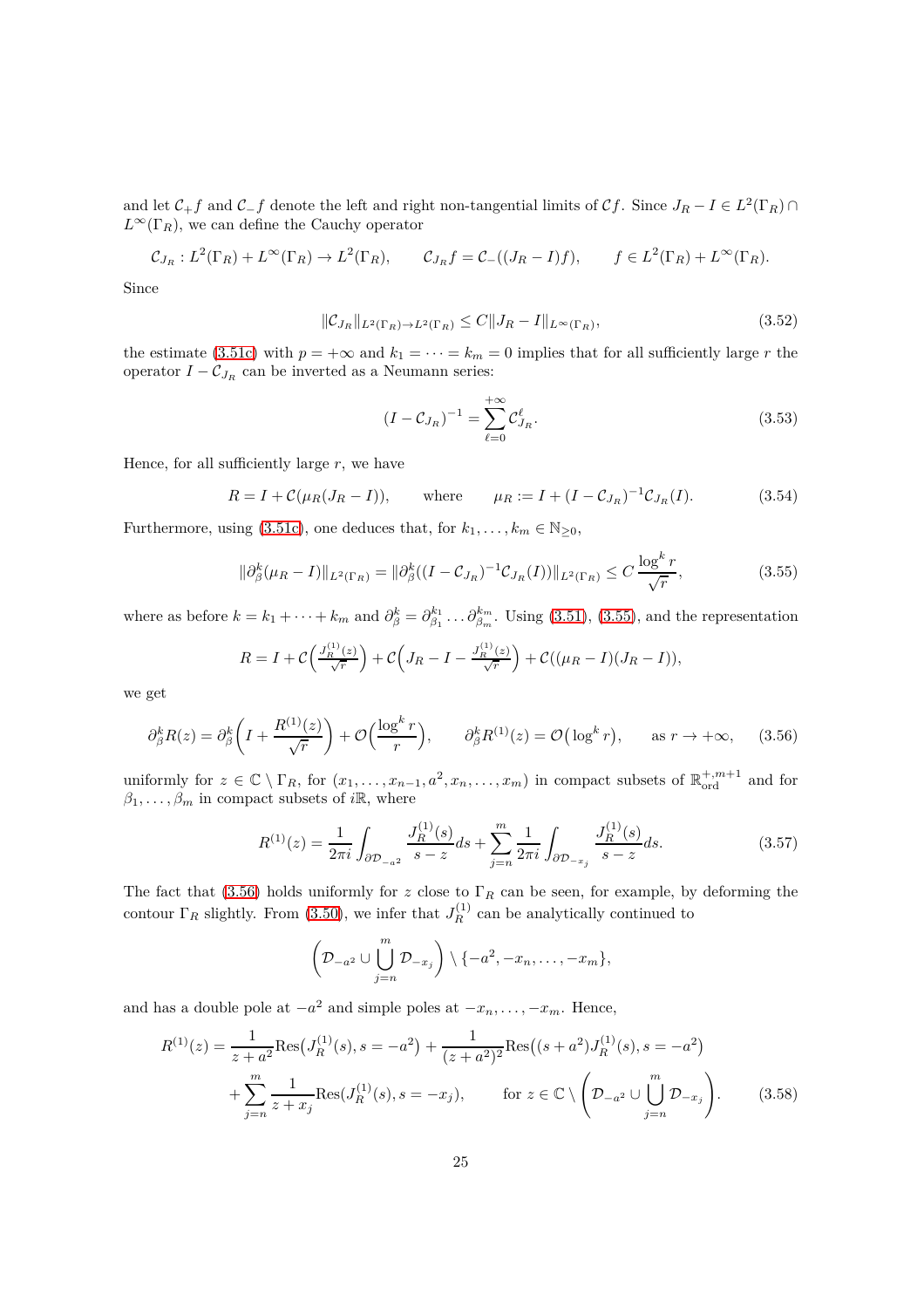and let $\mathcal{C}_+ f$ and $\mathcal{C}_- f$ denote the left and right non-tangential limits of $\mathcal{C}f$. Since $J_R - I \in L^2(\Gamma_R) \cap L^\infty(\Gamma_R)$, we can define the Cauchy operator

$$\mathcal{C}_{J_R} : L^2(\Gamma_R) + L^\infty(\Gamma_R) \to L^2(\Gamma_R), \qquad \mathcal{C}_{J_R} f = \mathcal{C}_-((J_R - I)f), \qquad f \in L^2(\Gamma_R) + L^\infty(\Gamma_R).$$

Since

$$\|\mathcal{C}_{J_R}\|_{L^2(\Gamma_R)\to L^2(\Gamma_R)} \leq C \|J_R - I\|_{L^\infty(\Gamma_R)}, \tag{3.52}$$

the estimate (3.51c) with $p = +\infty$ and $k_1 = \cdots = k_m = 0$ implies that for all sufficiently large $r$ the operator $I - \mathcal{C}_{J_R}$ can be inverted as a Neumann series:

$$(I - \mathcal{C}_{J_R})^{-1} = \sum_{\ell=0}^{+\infty} \mathcal{C}_{J_R}^\ell. \tag{3.53}$$

Hence, for all sufficiently large $r$, we have

$$R = I + \mathcal{C}(\mu_R(J_R - I)), \qquad \text{where} \qquad \mu_R := I + (I - \mathcal{C}_{J_R})^{-1}\mathcal{C}_{J_R}(I). \tag{3.54}$$

Furthermore, using (3.51c), one deduces that, for $k_1, \ldots, k_m \in \mathbb{N}_{\geq 0}$,

$$\|\partial_\beta^k(\mu_R - I)\|_{L^2(\Gamma_R)} = \|\partial_\beta^k((I - \mathcal{C}_{J_R})^{-1}\mathcal{C}_{J_R}(I))\|_{L^2(\Gamma_R)} \leq C \frac{\log^k r}{\sqrt{r}}, \tag{3.55}$$

where as before $k = k_1 + \cdots + k_m$ and $\partial_\beta^k = \partial_{\beta_1}^{k_1} \ldots \partial_{\beta_m}^{k_m}$. Using (3.51), (3.55), and the representation

$$R = I + \mathcal{C}\Big(\tfrac{J_R^{(1)}(z)}{\sqrt{r}}\Big) + \mathcal{C}\Big(J_R - I - \tfrac{J_R^{(1)}(z)}{\sqrt{r}}\Big) + \mathcal{C}((\mu_R - I)(J_R - I)),$$

we get

$$\partial_\beta^k R(z) = \partial_\beta^k\Big(I + \frac{R^{(1)}(z)}{\sqrt{r}}\Big) + \mathcal{O}\Big(\frac{\log^k r}{r}\Big), \qquad \partial_\beta^k R^{(1)}(z) = \mathcal{O}\big(\log^k r\big), \qquad \text{as } r \to +\infty, \tag{3.56}$$

uniformly for $z \in \mathbb{C} \setminus \Gamma_R$, for $(x_1, \ldots, x_{n-1}, a^2, x_n, \ldots, x_m)$ in compact subsets of $\mathbb{R}_{\mathrm{ord}}^{+,m+1}$ and for $\beta_1, \ldots, \beta_m$ in compact subsets of $i\mathbb{R}$, where

$$R^{(1)}(z) = \frac{1}{2\pi i}\int_{\partial\mathcal{D}_{-a^2}} \frac{J_R^{(1)}(s)}{s - z} ds + \sum_{j=n}^m \frac{1}{2\pi i}\int_{\partial\mathcal{D}_{-x_j}} \frac{J_R^{(1)}(s)}{s - z} ds. \tag{3.57}$$

The fact that (3.56) holds uniformly for $z$ close to $\Gamma_R$ can be seen, for example, by deforming the contour $\Gamma_R$ slightly. From (3.50), we infer that $J_R^{(1)}$ can be analytically continued to

$$\left(\mathcal{D}_{-a^2} \cup \bigcup_{j=n}^m \mathcal{D}_{-x_j}\right) \setminus \{-a^2, -x_n, \ldots, -x_m\},$$

and has a double pole at $-a^2$ and simple poles at $-x_n, \ldots, -x_m$. Hence,

$$\begin{aligned} R^{(1)}(z) = &\frac{1}{z + a^2}\mathrm{Res}\big(J_R^{(1)}(s), s = -a^2\big) + \frac{1}{(z + a^2)^2}\mathrm{Res}\big((s + a^2)J_R^{(1)}(s), s = -a^2\big) \\ &+ \sum_{j=n}^m \frac{1}{z + x_j}\mathrm{Res}(J_R^{(1)}(s), s = -x_j), \qquad \text{for } z \in \mathbb{C} \setminus \left(\mathcal{D}_{-a^2} \cup \bigcup_{j=n}^m \mathcal{D}_{-x_j}\right). \end{aligned} \tag{3.58}$$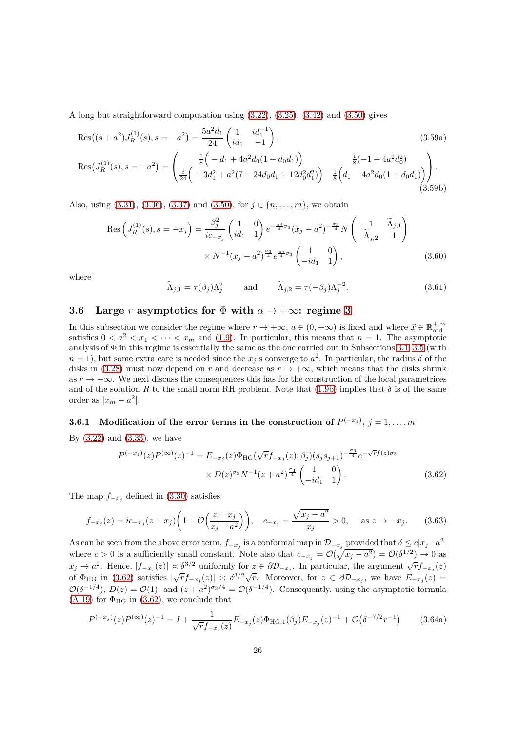A long but straightforward computation using (3.22), (3.25), (3.42) and (3.50) gives

$$\mathrm{Res}\big((s+a^2)J_R^{(1)}(s), s=-a^2\big) = \frac{5a^2 d_1}{24}\begin{pmatrix} 1 & i d_1^{-1} \\ i d_1 & -1 \end{pmatrix}, \tag{3.59a}$$

$$\mathrm{Res}\big(J_R^{(1)}(s), s=-a^2\big) = \begin{pmatrix} \frac{1}{8}\Big(-d_1+4a^2 d_0(1+d_0 d_1)\Big) & \frac{i}{8}(-1+4a^2 d_0^2) \\ \frac{i}{24}\Big(-3d_1^2+a^2(7+24 d_0 d_1+12 d_0^2 d_1^2)\Big) & \frac{1}{8}\Big(d_1-4a^2 d_0(1+d_0 d_1)\Big) \end{pmatrix}. \tag{3.59b}$$

Also, using (3.31), (3.36), (3.37) and (3.50), for $j\in\{n,\ldots,m\}$, we obtain

$$\begin{aligned}\mathrm{Res}\Big(J_R^{(1)}(s), s=-x_j\Big) = \frac{\beta_j^2}{i c_{-x_j}}\begin{pmatrix} 1 & 0 \\ i d_1 & 1\end{pmatrix} e^{-\frac{\pi i}{4}\sigma_3}(x_j-a^2)^{-\frac{\sigma_3}{4}} N \begin{pmatrix} -1 & \widetilde{\Lambda}_{j,1} \\ -\widetilde{\Lambda}_{j,2} & 1\end{pmatrix} \\ \times N^{-1}(x_j-a^2)^{\frac{\sigma_3}{4}} e^{\frac{\pi i}{4}\sigma_3}\begin{pmatrix} 1 & 0 \\ -i d_1 & 1\end{pmatrix},\end{aligned} \tag{3.60}$$

where

$$\widetilde{\Lambda}_{j,1} = \tau(\beta_j)\Lambda_j^2 \qquad \text{and} \qquad \widetilde{\Lambda}_{j,2} = \tau(-\beta_j)\Lambda_j^{-2}. \tag{3.61}$$

## 3.6 Large $r$ asymptotics for $\Phi$ with $\alpha\to+\infty$: regime 3

In this subsection we consider the regime where $r\to+\infty$, $a\in(0,+\infty)$ is fixed and where $\vec{x}\in\mathbb{R}^{+,m}_{\mathrm{ord}}$ satisfies $0<a^2<x_1<\cdots<x_m$ and (1.9). In particular, this means that $n=1$. The asymptotic analysis of $\Phi$ in this regime is essentially the same as the one carried out in Subsections 3.1–3.5 (with $n=1$), but some extra care is needed since the $x_j$'s converge to $a^2$. In particular, the radius $\delta$ of the disks in (3.28) must now depend on $r$ and decrease as $r\to+\infty$, which means that the disks shrink as $r\to+\infty$. We next discuss the consequences this has for the construction of the local parametrices and of the solution $R$ to the small norm RH problem. Note that (1.9b) implies that $\delta$ is of the same order as $|x_m-a^2|$.

### 3.6.1 Modification of the error terms in the construction of $P^{(-x_j)}$, $j=1,\ldots,m$

By (3.22) and (3.33), we have

$$\begin{aligned}P^{(-x_j)}(z)P^{(\infty)}(z)^{-1} = E_{-x_j}(z)\Phi_{\mathrm{HG}}(\sqrt{r}f_{-x_j}(z);\beta_j)(s_j s_{j+1})^{-\frac{\sigma_3}{4}} e^{-\sqrt{r}f(z)\sigma_3} \\ \times D(z)^{\sigma_3} N^{-1}(z+a^2)^{\frac{\sigma_3}{4}}\begin{pmatrix} 1 & 0 \\ -i d_1 & 1\end{pmatrix}.\end{aligned} \tag{3.62}$$

The map $f_{-x_j}$ defined in (3.30) satisfies

$$f_{-x_j}(z) = i c_{-x_j}(z+x_j)\Big(1+\mathcal{O}\Big(\frac{z+x_j}{x_j-a^2}\Big)\Big), \quad c_{-x_j} = \frac{\sqrt{x_j-a^2}}{x_j}>0, \quad \text{as } z\to -x_j. \tag{3.63}$$

As can be seen from the above error term, $f_{-x_j}$ is a conformal map in $\mathcal{D}_{-x_j}$ provided that $\delta\le c|x_j-a^2|$ where $c>0$ is a sufficiently small constant. Note also that $c_{-x_j}=\mathcal{O}(\sqrt{x_j-a^2})=\mathcal{O}(\delta^{1/2})\to 0$ as $x_j\to a^2$. Hence, $|f_{-x_j}(z)|\asymp\delta^{3/2}$ uniformly for $z\in\partial\mathcal{D}_{-x_j}$. In particular, the argument $\sqrt{r}f_{-x_j}(z)$ of $\Phi_{\mathrm{HG}}$ in (3.62) satisfies $|\sqrt{r}f_{-x_j}(z)|\asymp\delta^{3/2}\sqrt{r}$. Moreover, for $z\in\partial\mathcal{D}_{-x_j}$, we have $E_{-x_j}(z)=\mathcal{O}(\delta^{-1/4})$, $D(z)=\mathcal{O}(1)$, and $(z+a^2)^{\sigma_3/4}=\mathcal{O}(\delta^{-1/4})$. Consequently, using the asymptotic formula (A.19) for $\Phi_{\mathrm{HG}}$ in (3.62), we conclude that

$$P^{(-x_j)}(z)P^{(\infty)}(z)^{-1} = I + \frac{1}{\sqrt{r}f_{-x_j}(z)}E_{-x_j}(z)\Phi_{\mathrm{HG},1}(\beta_j)E_{-x_j}(z)^{-1} + \mathcal{O}\big(\delta^{-7/2}r^{-1}\big) \tag{3.64a}$$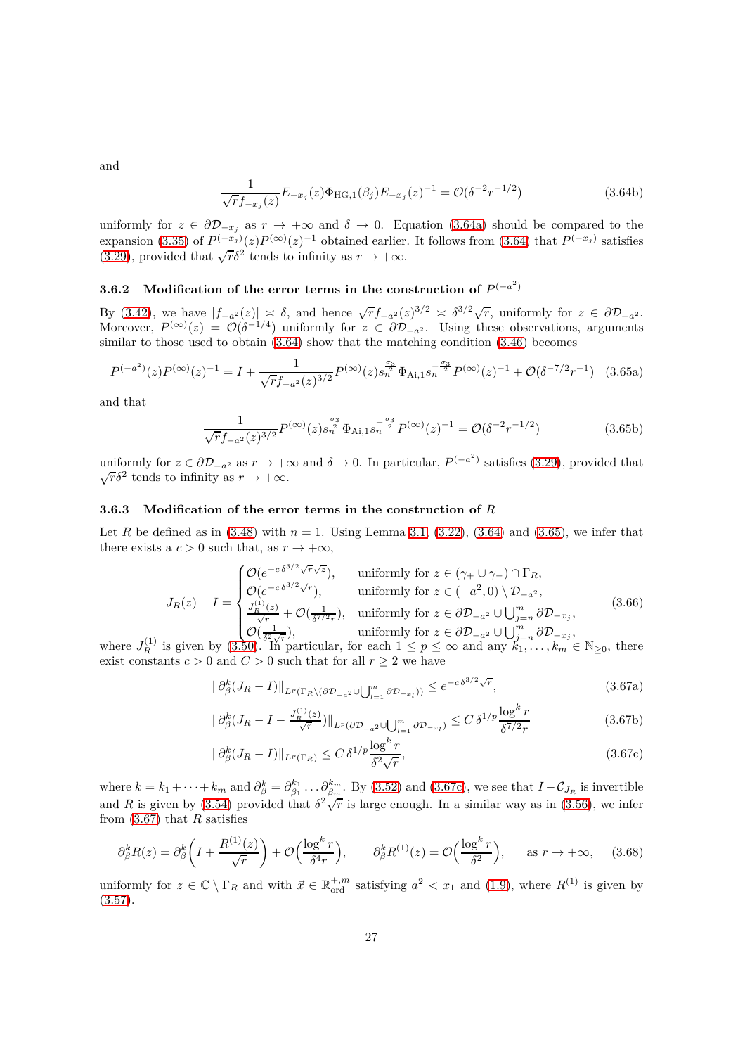and

$$\frac{1}{\sqrt{r}f_{-x_j}(z)}E_{-x_j}(z)\Phi_{\mathrm{HG},1}(\beta_j)E_{-x_j}(z)^{-1} = \mathcal{O}(\delta^{-2}r^{-1/2}) \tag{3.64b}$$

uniformly for $z \in \partial\mathcal{D}_{-x_j}$ as $r \to +\infty$ and $\delta \to 0$. Equation (3.64a) should be compared to the expansion (3.35) of $P^{(-x_j)}(z)P^{(\infty)}(z)^{-1}$ obtained earlier. It follows from (3.64) that $P^{(-x_j)}$ satisfies (3.29), provided that $\sqrt{r}\delta^2$ tends to infinity as $r \to +\infty$.

### 3.6.2 Modification of the error terms in the construction of $P^{(-a^2)}$

By (3.42), we have $|f_{-a^2}(z)| \asymp \delta$, and hence $\sqrt{r}f_{-a^2}(z)^{3/2} \asymp \delta^{3/2}\sqrt{r}$, uniformly for $z \in \partial\mathcal{D}_{-a^2}$. Moreover, $P^{(\infty)}(z) = \mathcal{O}(\delta^{-1/4})$ uniformly for $z \in \partial\mathcal{D}_{-a^2}$. Using these observations, arguments similar to those used to obtain (3.64) show that the matching condition (3.46) becomes

$$P^{(-a^2)}(z)P^{(\infty)}(z)^{-1} = I + \frac{1}{\sqrt{r}f_{-a^2}(z)^{3/2}}P^{(\infty)}(z)s_n^{\frac{\sigma_3}{2}}\Phi_{\mathrm{Ai},1}s_n^{-\frac{\sigma_3}{2}}P^{(\infty)}(z)^{-1} + \mathcal{O}(\delta^{-7/2}r^{-1}) \tag{3.65a}$$

and that

$$\frac{1}{\sqrt{r}f_{-a^2}(z)^{3/2}}P^{(\infty)}(z)s_n^{\frac{\sigma_3}{2}}\Phi_{\mathrm{Ai},1}s_n^{-\frac{\sigma_3}{2}}P^{(\infty)}(z)^{-1} = \mathcal{O}(\delta^{-2}r^{-1/2}) \tag{3.65b}$$

uniformly for $z \in \partial\mathcal{D}_{-a^2}$ as $r \to +\infty$ and $\delta \to 0$. In particular, $P^{(-a^2)}$ satisfies (3.29), provided that $\sqrt{r}\delta^2$ tends to infinity as $r \to +\infty$.

### 3.6.3 Modification of the error terms in the construction of $R$

Let $R$ be defined as in (3.48) with $n = 1$. Using Lemma 3.1, (3.22), (3.64) and (3.65), we infer that there exists a $c > 0$ such that, as $r \to +\infty$,

$$J_R(z) - I = \begin{cases} \mathcal{O}(e^{-c\,\delta^{3/2}\sqrt{r}\sqrt{z}}), & \text{uniformly for } z \in (\gamma_+ \cup \gamma_-) \cap \Gamma_R, \\ \mathcal{O}(e^{-c\,\delta^{3/2}\sqrt{r}}), & \text{uniformly for } z \in (-a^2, 0) \setminus \mathcal{D}_{-a^2}, \\ \frac{J_R^{(1)}(z)}{\sqrt{r}} + \mathcal{O}(\frac{1}{\delta^{7/2}r}), & \text{uniformly for } z \in \partial\mathcal{D}_{-a^2} \cup \bigcup_{j=n}^m \partial\mathcal{D}_{-x_j}, \\ \mathcal{O}(\frac{1}{\delta^2\sqrt{r}}), & \text{uniformly for } z \in \partial\mathcal{D}_{-a^2} \cup \bigcup_{j=n}^m \partial\mathcal{D}_{-x_j}, \end{cases} \tag{3.66}$$

where $J_R^{(1)}$ is given by (3.50). In particular, for each $1 \le p \le \infty$ and any $k_1, \ldots, k_m \in \mathbb{N}_{\ge 0}$, there exist constants $c > 0$ and $C > 0$ such that for all $r \ge 2$ we have

$$\|\partial_\beta^k (J_R - I)\|_{L^p(\Gamma_R \setminus (\partial\mathcal{D}_{-a^2} \cup \bigcup_{l=1}^m \partial\mathcal{D}_{-x_l}))} \le e^{-c\,\delta^{3/2}\sqrt{r}}, \tag{3.67a}$$

$$\|\partial_\beta^k (J_R - I - \tfrac{J_R^{(1)}(z)}{\sqrt{r}})\|_{L^p(\partial\mathcal{D}_{-a^2} \cup \bigcup_{l=1}^m \partial\mathcal{D}_{-x_l})} \le C\,\delta^{1/p}\frac{\log^k r}{\delta^{7/2}r} \tag{3.67b}$$

$$\|\partial_\beta^k (J_R - I)\|_{L^p(\Gamma_R)} \le C\,\delta^{1/p}\frac{\log^k r}{\delta^2\sqrt{r}}, \tag{3.67c}$$

where $k = k_1 + \cdots + k_m$ and $\partial_\beta^k = \partial_{\beta_1}^{k_1} \ldots \partial_{\beta_m}^{k_m}$. By (3.52) and (3.67c), we see that $I - \mathcal{C}_{J_R}$ is invertible and $R$ is given by (3.54) provided that $\delta^2\sqrt{r}$ is large enough. In a similar way as in (3.56), we infer from (3.67) that $R$ satisfies

$$\partial_\beta^k R(z) = \partial_\beta^k\Big(I + \frac{R^{(1)}(z)}{\sqrt{r}}\Big) + \mathcal{O}\Big(\frac{\log^k r}{\delta^4 r}\Big), \qquad \partial_\beta^k R^{(1)}(z) = \mathcal{O}\Big(\frac{\log^k r}{\delta^2}\Big), \qquad \text{as } r \to +\infty, \tag{3.68}$$

uniformly for $z \in \mathbb{C} \setminus \Gamma_R$ and with $\vec{x} \in \mathbb{R}_{\mathrm{ord}}^{+,m}$ satisfying $a^2 < x_1$ and (1.9), where $R^{(1)}$ is given by (3.57).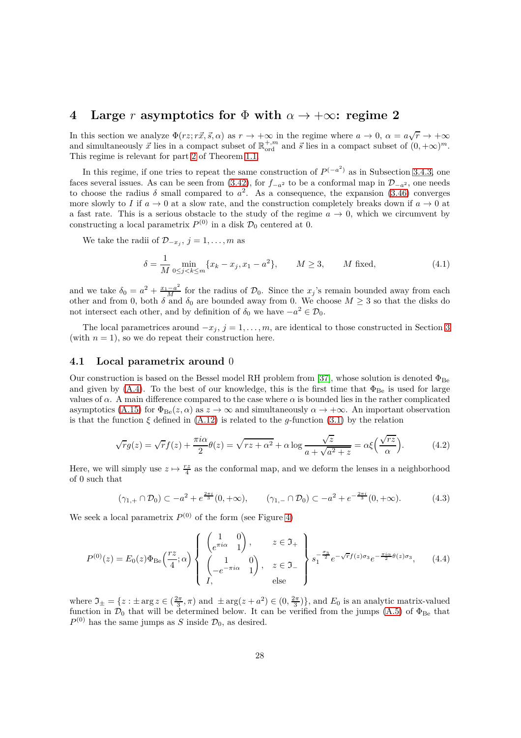# 4 Large $r$ asymptotics for $\Phi$ with $\alpha \to +\infty$: regime 2

In this section we analyze $\Phi(rz; r\vec{x}, \vec{s}, \alpha)$ as $r \to +\infty$ in the regime where $a \to 0$, $\alpha = a\sqrt{r} \to +\infty$ and simultaneously $\vec{x}$ lies in a compact subset of $\mathbb{R}^{+,m}_{\mathrm{ord}}$ and $\vec{s}$ lies in a compact subset of $(0,+\infty)^m$. This regime is relevant for part 2 of Theorem 1.1.

In this regime, if one tries to repeat the same construction of $P^{(-a^2)}$ as in Subsection 3.4.3, one faces several issues. As can be seen from (3.42), for $f_{-a^2}$ to be a conformal map in $\mathcal{D}_{-a^2}$, one needs to choose the radius $\delta$ small compared to $a^2$. As a consequence, the expansion (3.46) converges more slowly to $I$ if $a \to 0$ at a slow rate, and the construction completely breaks down if $a \to 0$ at a fast rate. This is a serious obstacle to the study of the regime $a \to 0$, which we circumvent by constructing a local parametrix $P^{(0)}$ in a disk $\mathcal{D}_0$ centered at 0.

We take the radii of $\mathcal{D}_{-x_j}$, $j = 1, \ldots, m$ as

$$\delta = \frac{1}{M} \min_{0 \le j < k \le m} \{x_k - x_j, x_1 - a^2\}, \qquad M \ge 3, \qquad M \text{ fixed}, \tag{4.1}$$

and we take $\delta_0 = a^2 + \frac{x_1 - a^2}{M}$ for the radius of $\mathcal{D}_0$. Since the $x_j$'s remain bounded away from each other and from 0, both $\delta$ and $\delta_0$ are bounded away from 0. We choose $M \ge 3$ so that the disks do not intersect each other, and by definition of $\delta_0$ we have $-a^2 \in \mathcal{D}_0$.

The local parametrices around $-x_j$, $j = 1, \ldots, m$, are identical to those constructed in Section 3 (with $n = 1$), so we do repeat their construction here.

## 4.1 Local parametrix around 0

Our construction is based on the Bessel model RH problem from [37], whose solution is denoted $\Phi_{\mathrm{Be}}$ and given by (A.4). To the best of our knowledge, this is the first time that $\Phi_{\mathrm{Be}}$ is used for large values of $\alpha$. A main difference compared to the case where $\alpha$ is bounded lies in the rather complicated asymptotics (A.15) for $\Phi_{\mathrm{Be}}(z, \alpha)$ as $z \to \infty$ and simultaneously $\alpha \to +\infty$. An important observation is that the function $\xi$ defined in (A.12) is related to the $g$-function (3.1) by the relation

$$\sqrt{r} g(z) = \sqrt{r} f(z) + \frac{\pi i \alpha}{2} \theta(z) = \sqrt{rz + \alpha^2} + \alpha \log \frac{\sqrt{z}}{a + \sqrt{a^2 + z}} = \alpha \xi\Big( \frac{\sqrt{rz}}{\alpha} \Big). \tag{4.2}$$

Here, we will simply use $z \mapsto \frac{rz}{4}$ as the conformal map, and we deform the lenses in a neighborhood of 0 such that

$$(\gamma_{1,+} \cap \mathcal{D}_0) \subset -a^2 + e^{\frac{2\pi i}{3}}(0, +\infty), \qquad (\gamma_{1,-} \cap \mathcal{D}_0) \subset -a^2 + e^{-\frac{2\pi i}{3}}(0, +\infty). \tag{4.3}$$

We seek a local parametrix $P^{(0)}$ of the form (see Figure 4)

$$P^{(0)}(z) = E_0(z) \Phi_{\mathrm{Be}}\Big(\frac{rz}{4}; \alpha\Big) \left\{ \begin{array}{ll} \begin{pmatrix} 1 & 0 \\ e^{\pi i \alpha} & 1 \end{pmatrix}, & z \in \mathfrak{I}_+ \\ \begin{pmatrix} 1 & 0 \\ -e^{-\pi i \alpha} & 1 \end{pmatrix}, & z \in \mathfrak{I}_- \\ I, & \text{else} \end{array} \right\} s_1^{-\frac{\sigma_3}{2}} e^{-\sqrt{r} f(z) \sigma_3} e^{-\frac{\pi i \alpha}{2} \theta(z) \sigma_3}, \tag{4.4}$$

where $\mathfrak{I}_\pm = \{z : \pm \arg z \in (\frac{2\pi}{3}, \pi) \text{ and } \pm \arg(z + a^2) \in (0, \frac{2\pi}{3})\}$, and $E_0$ is an analytic matrix-valued function in $\mathcal{D}_0$ that will be determined below. It can be verified from the jumps (A.5) of $\Phi_{\mathrm{Be}}$ that $P^{(0)}$ has the same jumps as $S$ inside $\mathcal{D}_0$, as desired.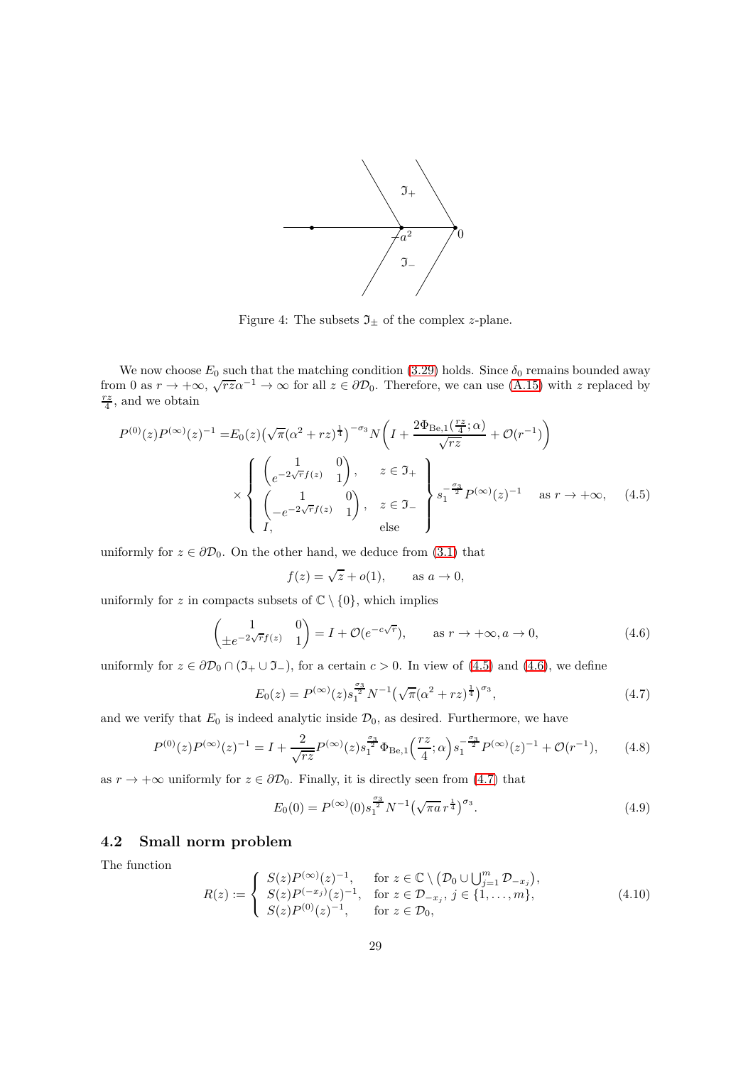Figure 4: The subsets $\mathfrak{I}_\pm$ of the complex $z$-plane.

We now choose $E_0$ such that the matching condition (3.29) holds. Since $\delta_0$ remains bounded away from 0 as $r \to +\infty$, $\sqrt{rz}\alpha^{-1} \to \infty$ for all $z \in \partial\mathcal{D}_0$. Therefore, we can use (A.15) with $z$ replaced by $\frac{rz}{4}$, and we obtain

$$P^{(0)}(z)P^{(\infty)}(z)^{-1} = E_0(z)\big(\sqrt{\pi}(\alpha^2+rz)^{\frac14}\big)^{-\sigma_3} N\left(I + \frac{2\Phi_{\mathrm{Be},1}(\frac{rz}{4};\alpha)}{\sqrt{rz}} + \mathcal{O}(r^{-1})\right)$$
$$\times \left\{ \begin{array}{ll} \begin{pmatrix} 1 & 0 \\ e^{-2\sqrt{r}f(z)} & 1 \end{pmatrix}, & z \in \mathfrak{I}_+ \\ \begin{pmatrix} 1 & 0 \\ -e^{-2\sqrt{r}f(z)} & 1 \end{pmatrix}, & z \in \mathfrak{I}_- \\ I, & \text{else} \end{array} \right\} s_1^{-\frac{\sigma_3}{2}} P^{(\infty)}(z)^{-1} \quad \text{as } r \to +\infty, \tag{4.5}$$

uniformly for $z \in \partial\mathcal{D}_0$. On the other hand, we deduce from (3.1) that

$$f(z) = \sqrt{z} + o(1), \qquad \text{as } a \to 0,$$

uniformly for $z$ in compacts subsets of $\mathbb{C} \setminus \{0\}$, which implies

$$\begin{pmatrix} 1 & 0 \\ \pm e^{-2\sqrt{r}f(z)} & 1 \end{pmatrix} = I + \mathcal{O}(e^{-c\sqrt{r}}), \qquad \text{as } r \to +\infty, a \to 0, \tag{4.6}$$

uniformly for $z \in \partial\mathcal{D}_0 \cap (\mathfrak{I}_+ \cup \mathfrak{I}_-)$, for a certain $c > 0$. In view of (4.5) and (4.6), we define

$$E_0(z) = P^{(\infty)}(z) s_1^{\frac{\sigma_3}{2}} N^{-1} \big(\sqrt{\pi}(\alpha^2 + rz)^{\frac14}\big)^{\sigma_3}, \tag{4.7}$$

and we verify that $E_0$ is indeed analytic inside $\mathcal{D}_0$, as desired. Furthermore, we have

$$P^{(0)}(z)P^{(\infty)}(z)^{-1} = I + \frac{2}{\sqrt{rz}} P^{(\infty)}(z) s_1^{\frac{\sigma_3}{2}} \Phi_{\mathrm{Be},1}\Big(\frac{rz}{4};\alpha\Big) s_1^{-\frac{\sigma_3}{2}} P^{(\infty)}(z)^{-1} + \mathcal{O}(r^{-1}), \tag{4.8}$$

as $r \to +\infty$ uniformly for $z \in \partial\mathcal{D}_0$. Finally, it is directly seen from (4.7) that

$$E_0(0) = P^{(\infty)}(0) s_1^{\frac{\sigma_3}{2}} N^{-1} \big(\sqrt{\pi a}\, r^{\frac14}\big)^{\sigma_3}. \tag{4.9}$$

## 4.2 Small norm problem

The function

$$R(z) := \left\{ \begin{array}{ll} S(z)P^{(\infty)}(z)^{-1}, & \text{for } z \in \mathbb{C} \setminus \big(\mathcal{D}_0 \cup \bigcup_{j=1}^m \mathcal{D}_{-x_j}\big), \\ S(z)P^{(-x_j)}(z)^{-1}, & \text{for } z \in \mathcal{D}_{-x_j},\ j \in \{1,\ldots,m\}, \\ S(z)P^{(0)}(z)^{-1}, & \text{for } z \in \mathcal{D}_0, \end{array} \right. \tag{4.10}$$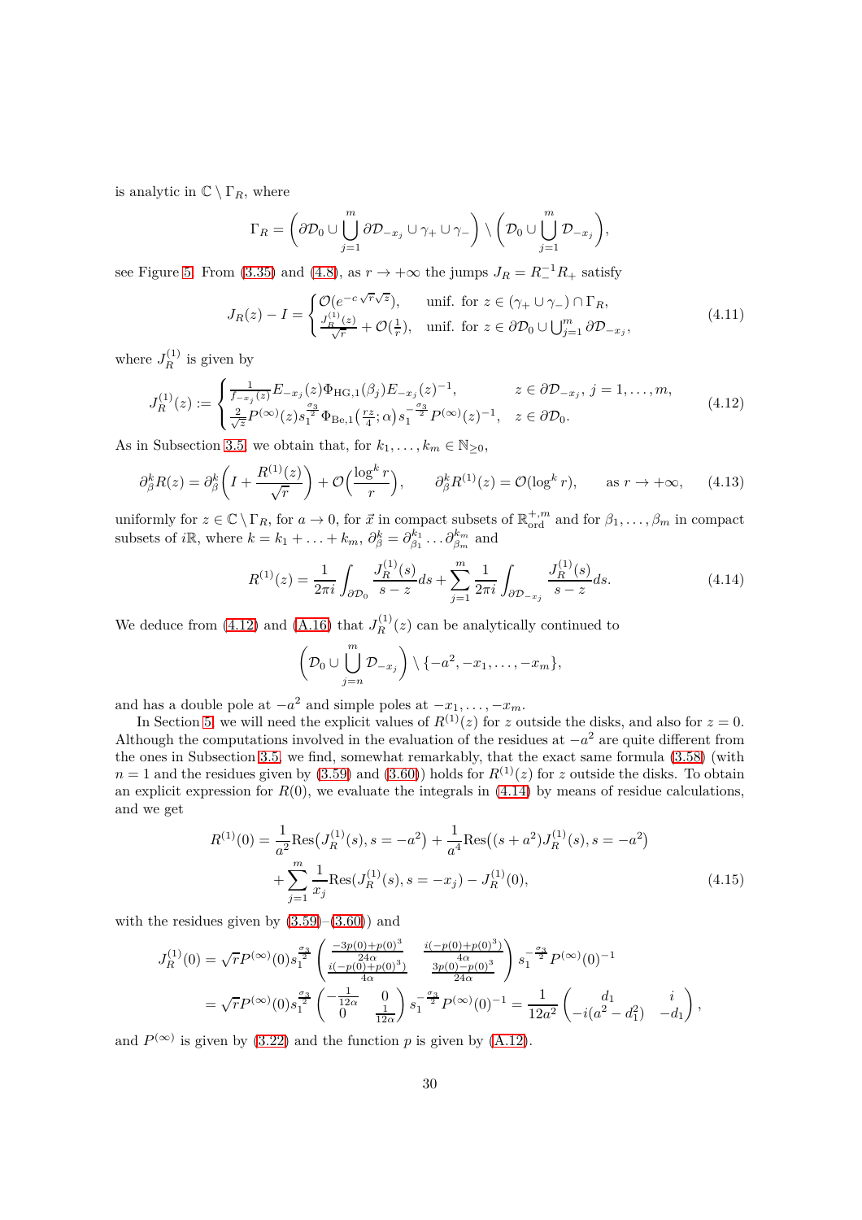is analytic in $\mathbb{C} \setminus \Gamma_R$, where

$$\Gamma_R = \bigg( \partial\mathcal{D}_0 \cup \bigcup_{j=1}^m \partial\mathcal{D}_{-x_j} \cup \gamma_+ \cup \gamma_- \bigg) \setminus \bigg( \mathcal{D}_0 \cup \bigcup_{j=1}^m \mathcal{D}_{-x_j} \bigg),$$

see Figure 5. From (3.35) and (4.8), as $r \to +\infty$ the jumps $J_R = R_-^{-1} R_+$ satisfy

$$J_R(z) - I = \begin{cases} \mathcal{O}(e^{-c\sqrt{r}\sqrt{z}}), & \text{unif. for } z \in (\gamma_+ \cup \gamma_-) \cap \Gamma_R, \\ \frac{J_R^{(1)}(z)}{\sqrt{r}} + \mathcal{O}(\frac{1}{r}), & \text{unif. for } z \in \partial\mathcal{D}_0 \cup \bigcup_{j=1}^m \partial\mathcal{D}_{-x_j}, \end{cases} \tag{4.11}$$

where $J_R^{(1)}$ is given by

$$J_R^{(1)}(z) := \begin{cases} \frac{1}{f_{-x_j}(z)} E_{-x_j}(z) \Phi_{\mathrm{HG},1}(\beta_j) E_{-x_j}(z)^{-1}, & z \in \partial\mathcal{D}_{-x_j},\ j = 1, \ldots, m, \\ \frac{2}{\sqrt{z}} P^{(\infty)}(z) s_1^{\frac{\sigma_3}{2}} \Phi_{\mathrm{Be},1}\big(\frac{rz}{4}; \alpha\big) s_1^{-\frac{\sigma_3}{2}} P^{(\infty)}(z)^{-1}, & z \in \partial\mathcal{D}_0. \end{cases} \tag{4.12}$$

As in Subsection 3.5, we obtain that, for $k_1, \ldots, k_m \in \mathbb{N}_{\geq 0}$,

$$\partial_\beta^k R(z) = \partial_\beta^k \bigg( I + \frac{R^{(1)}(z)}{\sqrt{r}} \bigg) + \mathcal{O}\Big( \frac{\log^k r}{r} \Big), \qquad \partial_\beta^k R^{(1)}(z) = \mathcal{O}(\log^k r), \qquad \text{as } r \to +\infty, \tag{4.13}$$

uniformly for $z \in \mathbb{C} \setminus \Gamma_R$, for $a \to 0$, for $\vec{x}$ in compact subsets of $\mathbb{R}^{+,m}_{\mathrm{ord}}$ and for $\beta_1, \ldots, \beta_m$ in compact subsets of $i\mathbb{R}$, where $k = k_1 + \ldots + k_m$, $\partial_\beta^k = \partial_{\beta_1}^{k_1} \ldots \partial_{\beta_m}^{k_m}$ and

$$R^{(1)}(z) = \frac{1}{2\pi i} \int_{\partial\mathcal{D}_0} \frac{J_R^{(1)}(s)}{s - z} ds + \sum_{j=1}^m \frac{1}{2\pi i} \int_{\partial\mathcal{D}_{-x_j}} \frac{J_R^{(1)}(s)}{s - z} ds. \tag{4.14}$$

We deduce from (4.12) and (A.16) that $J_R^{(1)}(z)$ can be analytically continued to

$$\bigg( \mathcal{D}_0 \cup \bigcup_{j=n}^m \mathcal{D}_{-x_j} \bigg) \setminus \{-a^2, -x_1, \ldots, -x_m\},$$

and has a double pole at $-a^2$ and simple poles at $-x_1, \ldots, -x_m$.

In Section 5, we will need the explicit values of $R^{(1)}(z)$ for $z$ outside the disks, and also for $z = 0$. Although the computations involved in the evaluation of the residues at $-a^2$ are quite different from the ones in Subsection 3.5, we find, somewhat remarkably, that the exact same formula (3.58) (with $n = 1$ and the residues given by (3.59) and (3.60)) holds for $R^{(1)}(z)$ for $z$ outside the disks. To obtain an explicit expression for $R(0)$, we evaluate the integrals in (4.14) by means of residue calculations, and we get

$$\begin{aligned} R^{(1)}(0) = \; & \frac{1}{a^2} \mathrm{Res}\big( J_R^{(1)}(s), s = -a^2 \big) + \frac{1}{a^4} \mathrm{Res}\big( (s + a^2) J_R^{(1)}(s), s = -a^2 \big) \\ & + \sum_{j=1}^m \frac{1}{x_j} \mathrm{Res}\big( J_R^{(1)}(s), s = -x_j \big) - J_R^{(1)}(0), \end{aligned} \tag{4.15}$$

with the residues given by (3.59)–(3.60)) and

$$\begin{aligned} J_R^{(1)}(0) &= \sqrt{r} P^{(\infty)}(0) s_1^{\frac{\sigma_3}{2}} \begin{pmatrix} \frac{-3p(0) + p(0)^3}{24\alpha} & \frac{i(-p(0) + p(0)^3)}{4\alpha} \\ \frac{i(-p(0) + p(0)^3)}{4\alpha} & \frac{3p(0) - p(0)^3}{24\alpha} \end{pmatrix} s_1^{-\frac{\sigma_3}{2}} P^{(\infty)}(0)^{-1} \\ &= \sqrt{r} P^{(\infty)}(0) s_1^{\frac{\sigma_3}{2}} \begin{pmatrix} -\frac{1}{12\alpha} & 0 \\ 0 & \frac{1}{12\alpha} \end{pmatrix} s_1^{-\frac{\sigma_3}{2}} P^{(\infty)}(0)^{-1} = \frac{1}{12a^2} \begin{pmatrix} d_1 & i \\ -i(a^2 - d_1^2) & -d_1 \end{pmatrix}, \end{aligned}$$

and $P^{(\infty)}$ is given by (3.22) and the function $p$ is given by (A.12).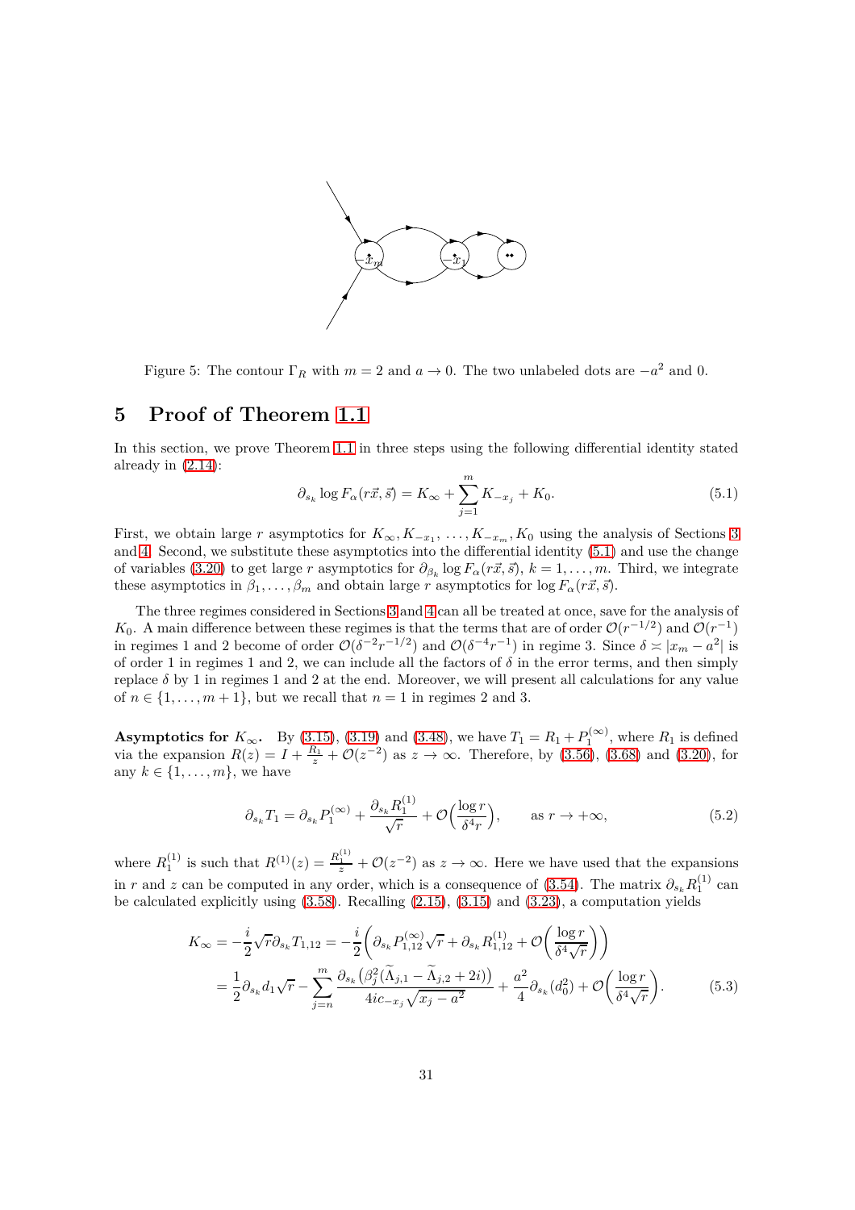Figure 5: The contour $\Gamma_R$ with $m = 2$ and $a \to 0$. The two unlabeled dots are $-a^2$ and 0.

## 5 Proof of Theorem 1.1

In this section, we prove Theorem 1.1 in three steps using the following differential identity stated already in (2.14):

$$\partial_{s_k} \log F_\alpha(r\vec{x}, \vec{s}) = K_\infty + \sum_{j=1}^{m} K_{-x_j} + K_0. \tag{5.1}$$

First, we obtain large $r$ asymptotics for $K_\infty, K_{-x_1}, \ldots, K_{-x_m}, K_0$ using the analysis of Sections 3 and 4. Second, we substitute these asymptotics into the differential identity (5.1) and use the change of variables (3.20) to get large $r$ asymptotics for $\partial_{\beta_k} \log F_\alpha(r\vec{x}, \vec{s})$, $k = 1, \ldots, m$. Third, we integrate these asymptotics in $\beta_1, \ldots, \beta_m$ and obtain large $r$ asymptotics for $\log F_\alpha(r\vec{x}, \vec{s})$.

The three regimes considered in Sections 3 and 4 can all be treated at once, save for the analysis of $K_0$. A main difference between these regimes is that the terms that are of order $\mathcal{O}(r^{-1/2})$ and $\mathcal{O}(r^{-1})$ in regimes 1 and 2 become of order $\mathcal{O}(\delta^{-2} r^{-1/2})$ and $\mathcal{O}(\delta^{-4} r^{-1})$ in regime 3. Since $\delta \asymp |x_m - a^2|$ is of order 1 in regimes 1 and 2, we can include all the factors of $\delta$ in the error terms, and then simply replace $\delta$ by 1 in regimes 1 and 2 at the end. Moreover, we will present all calculations for any value of $n \in \{1, \ldots, m+1\}$, but we recall that $n = 1$ in regimes 2 and 3.

**Asymptotics for $K_\infty$.** By (3.15), (3.19) and (3.48), we have $T_1 = R_1 + P_1^{(\infty)}$, where $R_1$ is defined via the expansion $R(z) = I + \frac{R_1}{z} + \mathcal{O}(z^{-2})$ as $z \to \infty$. Therefore, by (3.56), (3.68) and (3.20), for any $k \in \{1, \ldots, m\}$, we have

$$\partial_{s_k} T_1 = \partial_{s_k} P_1^{(\infty)} + \frac{\partial_{s_k} R_1^{(1)}}{\sqrt{r}} + \mathcal{O}\Big(\frac{\log r}{\delta^4 r}\Big), \qquad \text{as } r \to +\infty, \tag{5.2}$$

where $R_1^{(1)}$ is such that $R^{(1)}(z) = \frac{R_1^{(1)}}{z} + \mathcal{O}(z^{-2})$ as $z \to \infty$. Here we have used that the expansions in $r$ and $z$ can be computed in any order, which is a consequence of (3.54). The matrix $\partial_{s_k} R_1^{(1)}$ can be calculated explicitly using (3.58). Recalling (2.15), (3.15) and (3.23), a computation yields

$$\begin{aligned}
K_\infty &= -\frac{i}{2}\sqrt{r}\partial_{s_k} T_{1,12} = -\frac{i}{2}\bigg(\partial_{s_k} P_{1,12}^{(\infty)} \sqrt{r} + \partial_{s_k} R_{1,12}^{(1)} + \mathcal{O}\Big(\frac{\log r}{\delta^4 \sqrt{r}}\Big)\bigg) \\
&= \frac{1}{2}\partial_{s_k} d_1 \sqrt{r} - \sum_{j=n}^{m} \frac{\partial_{s_k}\big(\beta_j^2(\widetilde{\Lambda}_{j,1} - \widetilde{\Lambda}_{j,2} + 2i)\big)}{4ic_{-x_j}\sqrt{x_j - a^2}} + \frac{a^2}{4}\partial_{s_k}(d_0^2) + \mathcal{O}\Big(\frac{\log r}{\delta^4 \sqrt{r}}\Big).
\end{aligned} \tag{5.3}$$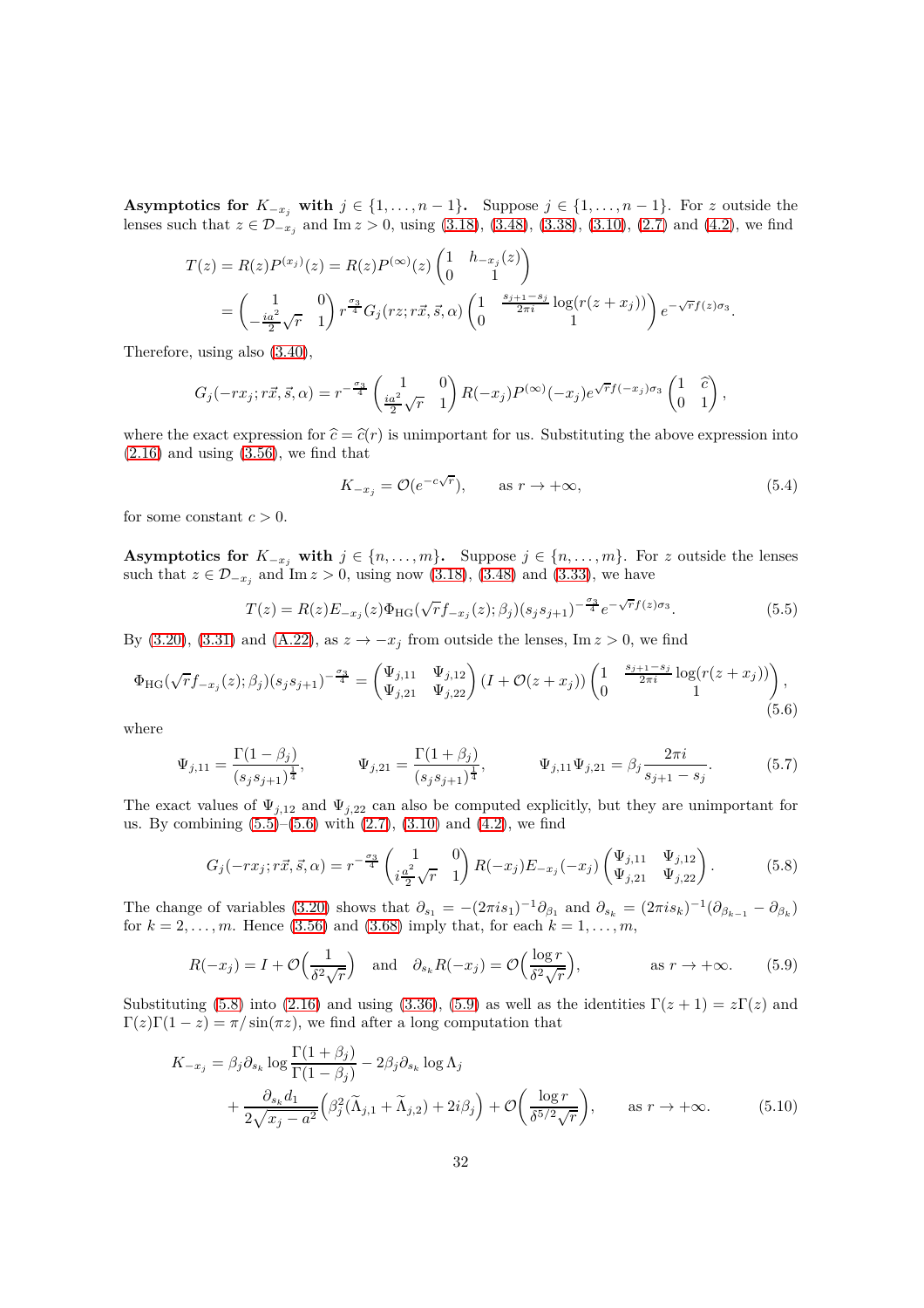**Asymptotics for $K_{-x_j}$ with $j \in \{1,\ldots,n-1\}$.** Suppose $j \in \{1,\ldots,n-1\}$. For $z$ outside the lenses such that $z \in \mathcal{D}_{-x_j}$ and $\operatorname{Im} z > 0$, using (3.18), (3.48), (3.38), (3.10), (2.7) and (4.2), we find

$$
\begin{aligned}
T(z) &= R(z)P^{(x_j)}(z) = R(z)P^{(\infty)}(z)\begin{pmatrix} 1 & h_{-x_j}(z) \\ 0 & 1 \end{pmatrix} \\
&= \begin{pmatrix} 1 & 0 \\ -\frac{ia^2}{2}\sqrt{r} & 1 \end{pmatrix} r^{\frac{\sigma_3}{4}} G_j(rz; r\vec{x}, \vec{s}, \alpha) \begin{pmatrix} 1 & \frac{s_{j+1}-s_j}{2\pi i}\log(r(z+x_j)) \\ 0 & 1 \end{pmatrix} e^{-\sqrt{r}f(z)\sigma_3}.
\end{aligned}
$$

Therefore, using also (3.40),

$$
G_j(-rx_j; r\vec{x}, \vec{s}, \alpha) = r^{-\frac{\sigma_3}{4}} \begin{pmatrix} 1 & 0 \\ \frac{ia^2}{2}\sqrt{r} & 1 \end{pmatrix} R(-x_j)P^{(\infty)}(-x_j)e^{\sqrt{r}f(-x_j)\sigma_3}\begin{pmatrix} 1 & \widehat{c} \\ 0 & 1 \end{pmatrix},
$$

where the exact expression for $\widehat{c} = \widehat{c}(r)$ is unimportant for us. Substituting the above expression into (2.16) and using (3.56), we find that

$$
K_{-x_j} = \mathcal{O}(e^{-c\sqrt{r}}), \qquad \text{as } r \to +\infty, \tag{5.4}
$$

for some constant $c > 0$.

**Asymptotics for $K_{-x_j}$ with $j \in \{n,\ldots,m\}$.** Suppose $j \in \{n,\ldots,m\}$. For $z$ outside the lenses such that $z \in \mathcal{D}_{-x_j}$ and $\operatorname{Im} z > 0$, using now (3.18), (3.48) and (3.33), we have

$$
T(z) = R(z)E_{-x_j}(z)\Phi_{\mathrm{HG}}(\sqrt{r}f_{-x_j}(z);\beta_j)(s_js_{j+1})^{-\frac{\sigma_3}{4}}e^{-\sqrt{r}f(z)\sigma_3}. \tag{5.5}
$$

By (3.20), (3.31) and (A.22), as $z \to -x_j$ from outside the lenses, $\operatorname{Im} z > 0$, we find

$$
\Phi_{\mathrm{HG}}(\sqrt{r}f_{-x_j}(z);\beta_j)(s_js_{j+1})^{-\frac{\sigma_3}{4}} = \begin{pmatrix} \Psi_{j,11} & \Psi_{j,12} \\ \Psi_{j,21} & \Psi_{j,22} \end{pmatrix}(I + \mathcal{O}(z+x_j))\begin{pmatrix} 1 & \frac{s_{j+1}-s_j}{2\pi i}\log(r(z+x_j)) \\ 0 & 1 \end{pmatrix}, \tag{5.6}
$$

where

$$
\Psi_{j,11} = \frac{\Gamma(1-\beta_j)}{(s_js_{j+1})^{\frac{1}{4}}}, \qquad \Psi_{j,21} = \frac{\Gamma(1+\beta_j)}{(s_js_{j+1})^{\frac{1}{4}}}, \qquad \Psi_{j,11}\Psi_{j,21} = \beta_j\frac{2\pi i}{s_{j+1}-s_j}. \tag{5.7}
$$

The exact values of $\Psi_{j,12}$ and $\Psi_{j,22}$ can also be computed explicitly, but they are unimportant for us. By combining (5.5)–(5.6) with (2.7), (3.10) and (4.2), we find

$$
G_j(-rx_j; r\vec{x}, \vec{s}, \alpha) = r^{-\frac{\sigma_3}{4}}\begin{pmatrix} 1 & 0 \\ i\frac{a^2}{2}\sqrt{r} & 1 \end{pmatrix} R(-x_j)E_{-x_j}(-x_j)\begin{pmatrix} \Psi_{j,11} & \Psi_{j,12} \\ \Psi_{j,21} & \Psi_{j,22} \end{pmatrix}. \tag{5.8}
$$

The change of variables (3.20) shows that $\partial_{s_1} = -(2\pi i s_1)^{-1}\partial_{\beta_1}$ and $\partial_{s_k} = (2\pi i s_k)^{-1}(\partial_{\beta_{k-1}} - \partial_{\beta_k})$ for $k = 2,\ldots,m$. Hence (3.56) and (3.68) imply that, for each $k = 1,\ldots,m$,

$$
R(-x_j) = I + \mathcal{O}\Big(\frac{1}{\delta^2\sqrt{r}}\Big) \quad \text{and} \quad \partial_{s_k}R(-x_j) = \mathcal{O}\Big(\frac{\log r}{\delta^2\sqrt{r}}\Big), \qquad \text{as } r \to +\infty. \tag{5.9}
$$

Substituting (5.8) into (2.16) and using (3.36), (5.9) as well as the identities $\Gamma(z+1) = z\Gamma(z)$ and $\Gamma(z)\Gamma(1-z) = \pi/\sin(\pi z)$, we find after a long computation that

$$
\begin{aligned}
K_{-x_j} = {}& \beta_j\partial_{s_k}\log\frac{\Gamma(1+\beta_j)}{\Gamma(1-\beta_j)} - 2\beta_j\partial_{s_k}\log\Lambda_j \\
&+ \frac{\partial_{s_k}d_1}{2\sqrt{x_j - a^2}}\Big(\beta_j^2(\widetilde{\Lambda}_{j,1} + \widetilde{\Lambda}_{j,2}) + 2i\beta_j\Big) + \mathcal{O}\Big(\frac{\log r}{\delta^{5/2}\sqrt{r}}\Big), \qquad \text{as } r \to +\infty.
\end{aligned} \tag{5.10}
$$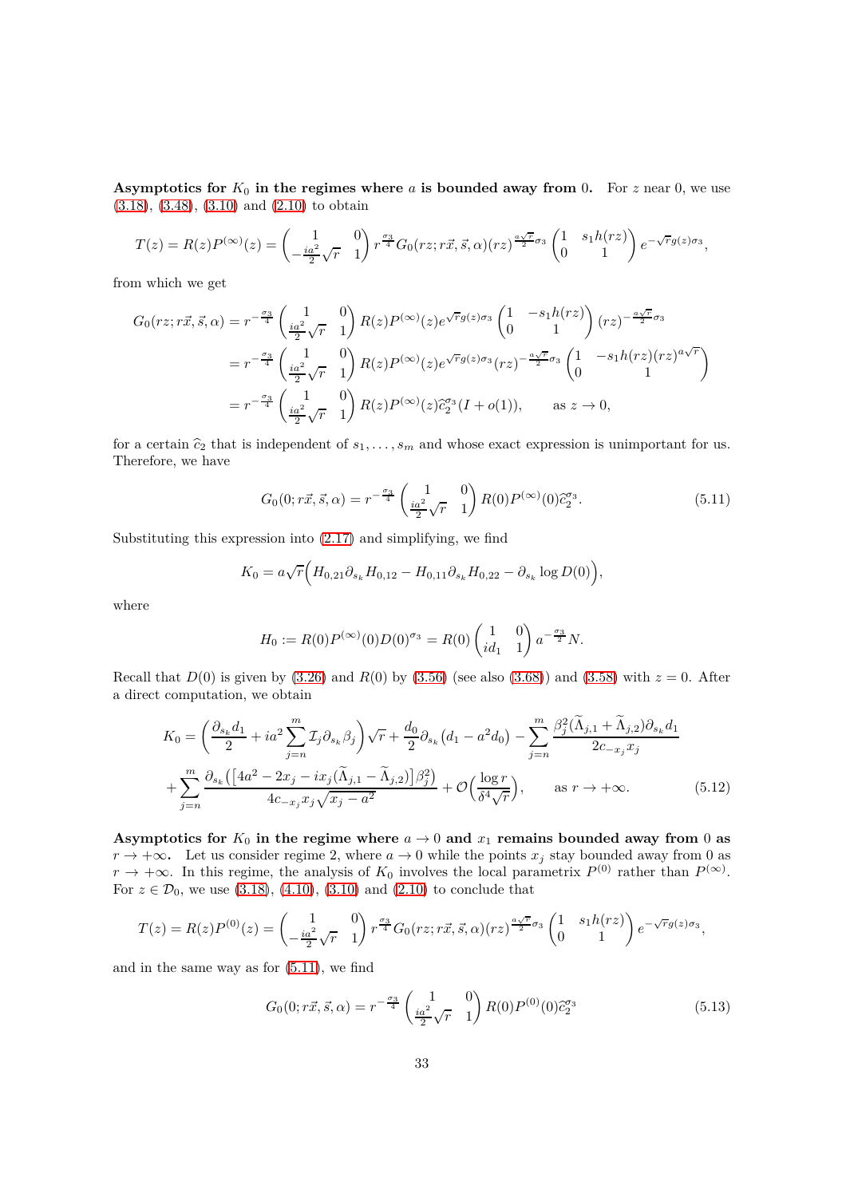**Asymptotics for $K_0$ in the regimes where $a$ is bounded away from 0.** For $z$ near 0, we use (3.18), (3.48), (3.10) and (2.10) to obtain

$$T(z) = R(z)P^{(\infty)}(z) = \begin{pmatrix} 1 & 0 \\ -\frac{ia^2}{2}\sqrt{r} & 1 \end{pmatrix} r^{\frac{\sigma_3}{4}} G_0(rz; r\vec{x}, \vec{s}, \alpha)(rz)^{\frac{a\sqrt{r}}{2}\sigma_3} \begin{pmatrix} 1 & s_1 h(rz) \\ 0 & 1 \end{pmatrix} e^{-\sqrt{r}g(z)\sigma_3},$$

from which we get

$$\begin{aligned} G_0(rz; r\vec{x}, \vec{s}, \alpha) &= r^{-\frac{\sigma_3}{4}} \begin{pmatrix} 1 & 0 \\ \frac{ia^2}{2}\sqrt{r} & 1 \end{pmatrix} R(z)P^{(\infty)}(z)e^{\sqrt{r}g(z)\sigma_3} \begin{pmatrix} 1 & -s_1 h(rz) \\ 0 & 1 \end{pmatrix} (rz)^{-\frac{a\sqrt{r}}{2}\sigma_3} \\ &= r^{-\frac{\sigma_3}{4}} \begin{pmatrix} 1 & 0 \\ \frac{ia^2}{2}\sqrt{r} & 1 \end{pmatrix} R(z)P^{(\infty)}(z)e^{\sqrt{r}g(z)\sigma_3}(rz)^{-\frac{a\sqrt{r}}{2}\sigma_3} \begin{pmatrix} 1 & -s_1 h(rz)(rz)^{a\sqrt{r}} \\ 0 & 1 \end{pmatrix} \\ &= r^{-\frac{\sigma_3}{4}} \begin{pmatrix} 1 & 0 \\ \frac{ia^2}{2}\sqrt{r} & 1 \end{pmatrix} R(z)P^{(\infty)}(z)\widehat{c}_2^{\sigma_3}(I + o(1)), \qquad \text{as } z \to 0, \end{aligned}$$

for a certain $\widehat{c}_2$ that is independent of $s_1, \ldots, s_m$ and whose exact expression is unimportant for us. Therefore, we have

$$G_0(0; r\vec{x}, \vec{s}, \alpha) = r^{-\frac{\sigma_3}{4}} \begin{pmatrix} 1 & 0 \\ \frac{ia^2}{2}\sqrt{r} & 1 \end{pmatrix} R(0)P^{(\infty)}(0)\widehat{c}_2^{\sigma_3}. \tag{5.11}$$

Substituting this expression into (2.17) and simplifying, we find

$$K_0 = a\sqrt{r}\Big(H_{0,21}\partial_{s_k}H_{0,12} - H_{0,11}\partial_{s_k}H_{0,22} - \partial_{s_k}\log D(0)\Big),$$

where

$$H_0 := R(0)P^{(\infty)}(0)D(0)^{\sigma_3} = R(0)\begin{pmatrix} 1 & 0 \\ id_1 & 1 \end{pmatrix} a^{-\frac{\sigma_3}{2}} N.$$

Recall that $D(0)$ is given by (3.26) and $R(0)$ by (3.56) (see also (3.68)) and (3.58) with $z = 0$. After a direct computation, we obtain

$$\begin{aligned} K_0 = {} & \bigg(\frac{\partial_{s_k}d_1}{2} + ia^2\sum_{j=n}^{m}\mathcal{I}_j\partial_{s_k}\beta_j\bigg)\sqrt{r} + \frac{d_0}{2}\partial_{s_k}\big(d_1 - a^2 d_0\big) - \sum_{j=n}^{m}\frac{\beta_j^2(\widetilde{\Lambda}_{j,1} + \widetilde{\Lambda}_{j,2})\partial_{s_k}d_1}{2c_{-x_j}x_j} \\ & + \sum_{j=n}^{m}\frac{\partial_{s_k}\big(\big[4a^2 - 2x_j - ix_j(\widetilde{\Lambda}_{j,1} - \widetilde{\Lambda}_{j,2})\big]\beta_j^2\big)}{4c_{-x_j}x_j\sqrt{x_j - a^2}} + \mathcal{O}\Big(\frac{\log r}{\delta^4\sqrt{r}}\Big), \qquad \text{as } r \to +\infty. \end{aligned} \tag{5.12}$$

**Asymptotics for $K_0$ in the regime where $a \to 0$ and $x_1$ remains bounded away from 0 as $r \to +\infty$.** Let us consider regime 2, where $a \to 0$ while the points $x_j$ stay bounded away from 0 as $r \to +\infty$. In this regime, the analysis of $K_0$ involves the local parametrix $P^{(0)}$ rather than $P^{(\infty)}$. For $z \in \mathcal{D}_0$, we use (3.18), (4.10), (3.10) and (2.10) to conclude that

$$T(z) = R(z)P^{(0)}(z) = \begin{pmatrix} 1 & 0 \\ -\frac{ia^2}{2}\sqrt{r} & 1 \end{pmatrix} r^{\frac{\sigma_3}{4}} G_0(rz; r\vec{x}, \vec{s}, \alpha)(rz)^{\frac{a\sqrt{r}}{2}\sigma_3} \begin{pmatrix} 1 & s_1 h(rz) \\ 0 & 1 \end{pmatrix} e^{-\sqrt{r}g(z)\sigma_3},$$

and in the same way as for (5.11), we find

$$G_0(0; r\vec{x}, \vec{s}, \alpha) = r^{-\frac{\sigma_3}{4}} \begin{pmatrix} 1 & 0 \\ \frac{ia^2}{2}\sqrt{r} & 1 \end{pmatrix} R(0)P^{(0)}(0)\widehat{c}_2^{\sigma_3} \tag{5.13}$$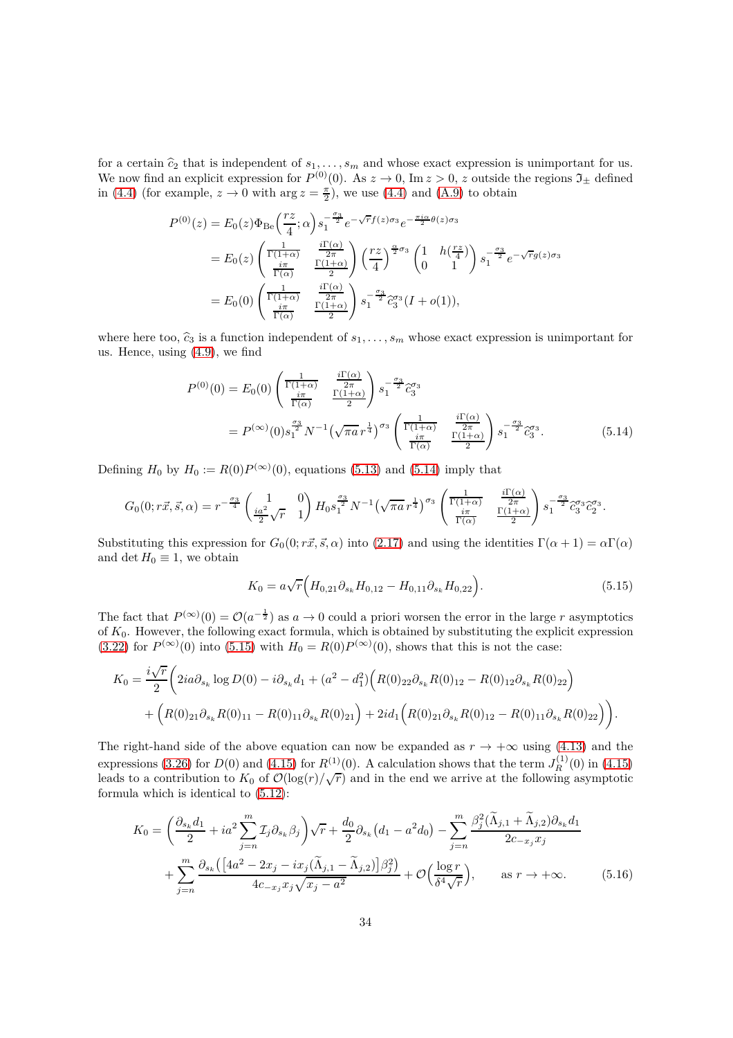for a certain $\widehat{c}_2$ that is independent of $s_1,\ldots,s_m$ and whose exact expression is unimportant for us. We now find an explicit expression for $P^{(0)}(0)$. As $z\to 0$, $\operatorname{Im} z>0$, $z$ outside the regions $\mathfrak{I}_\pm$ defined in (4.4) (for example, $z\to 0$ with $\arg z=\frac{\pi}{2}$), we use (4.4) and (A.9) to obtain

$$
\begin{aligned}
P^{(0)}(z) &= E_0(z)\Phi_{\mathrm{Be}}\Big(\frac{rz}{4};\alpha\Big)s_1^{-\frac{\sigma_3}{2}}e^{-\sqrt{r}f(z)\sigma_3}e^{-\frac{\pi i\alpha}{2}\theta(z)\sigma_3} \\
&= E_0(z)\begin{pmatrix}\frac{1}{\Gamma(1+\alpha)} & \frac{i\Gamma(\alpha)}{2\pi} \\ \frac{i\pi}{\Gamma(\alpha)} & \frac{\Gamma(1+\alpha)}{2}\end{pmatrix}\Big(\frac{rz}{4}\Big)^{\frac{\alpha}{2}\sigma_3}\begin{pmatrix}1 & h(\frac{rz}{4}) \\ 0 & 1\end{pmatrix}s_1^{-\frac{\sigma_3}{2}}e^{-\sqrt{r}g(z)\sigma_3} \\
&= E_0(0)\begin{pmatrix}\frac{1}{\Gamma(1+\alpha)} & \frac{i\Gamma(\alpha)}{2\pi} \\ \frac{i\pi}{\Gamma(\alpha)} & \frac{\Gamma(1+\alpha)}{2}\end{pmatrix}s_1^{-\frac{\sigma_3}{2}}\widehat{c}_3^{\,\sigma_3}(I+o(1)),
\end{aligned}
$$

where here too, $\widehat{c}_3$ is a function independent of $s_1,\ldots,s_m$ whose exact expression is unimportant for us. Hence, using (4.9), we find

$$
\begin{aligned}
P^{(0)}(0) &= E_0(0)\begin{pmatrix}\frac{1}{\Gamma(1+\alpha)} & \frac{i\Gamma(\alpha)}{2\pi} \\ \frac{i\pi}{\Gamma(\alpha)} & \frac{\Gamma(1+\alpha)}{2}\end{pmatrix}s_1^{-\frac{\sigma_3}{2}}\widehat{c}_3^{\,\sigma_3} \\
&= P^{(\infty)}(0)s_1^{\frac{\sigma_3}{2}}N^{-1}\big(\sqrt{\pi a}\,r^{\frac{1}{4}}\big)^{\sigma_3}\begin{pmatrix}\frac{1}{\Gamma(1+\alpha)} & \frac{i\Gamma(\alpha)}{2\pi} \\ \frac{i\pi}{\Gamma(\alpha)} & \frac{\Gamma(1+\alpha)}{2}\end{pmatrix}s_1^{-\frac{\sigma_3}{2}}\widehat{c}_3^{\,\sigma_3}.
\end{aligned}
\tag{5.14}
$$

Defining $H_0$ by $H_0:=R(0)P^{(\infty)}(0)$, equations (5.13) and (5.14) imply that

$$
G_0(0;r\vec{x},\vec{s},\alpha)=r^{-\frac{\sigma_3}{4}}\begin{pmatrix}1 & 0 \\ \frac{ia^2}{2}\sqrt{r} & 1\end{pmatrix}H_0 s_1^{\frac{\sigma_3}{2}}N^{-1}\big(\sqrt{\pi a}\,r^{\frac{1}{4}}\big)^{\sigma_3}\begin{pmatrix}\frac{1}{\Gamma(1+\alpha)} & \frac{i\Gamma(\alpha)}{2\pi} \\ \frac{i\pi}{\Gamma(\alpha)} & \frac{\Gamma(1+\alpha)}{2}\end{pmatrix}s_1^{-\frac{\sigma_3}{2}}\widehat{c}_3^{\,\sigma_3}\widehat{c}_2^{\,\sigma_3}.
$$

Substituting this expression for $G_0(0;r\vec{x},\vec{s},\alpha)$ into (2.17) and using the identities $\Gamma(\alpha+1)=\alpha\Gamma(\alpha)$ and $\det H_0\equiv 1$, we obtain

$$
K_0=a\sqrt{r}\Big(H_{0,21}\partial_{s_k}H_{0,12}-H_{0,11}\partial_{s_k}H_{0,22}\Big).
\tag{5.15}
$$

The fact that $P^{(\infty)}(0)=\mathcal{O}(a^{-\frac{1}{2}})$ as $a\to 0$ could a priori worsen the error in the large $r$ asymptotics of $K_0$. However, the following exact formula, which is obtained by substituting the explicit expression (3.22) for $P^{(\infty)}(0)$ into (5.15) with $H_0=R(0)P^{(\infty)}(0)$, shows that this is not the case:

$$
\begin{aligned}
K_0=\frac{i\sqrt{r}}{2}\Big(&2ia\partial_{s_k}\log D(0)-i\partial_{s_k}d_1+(a^2-d_1^2)\Big(R(0)_{22}\partial_{s_k}R(0)_{12}-R(0)_{12}\partial_{s_k}R(0)_{22}\Big) \\
&+\Big(R(0)_{21}\partial_{s_k}R(0)_{11}-R(0)_{11}\partial_{s_k}R(0)_{21}\Big)+2id_1\Big(R(0)_{21}\partial_{s_k}R(0)_{12}-R(0)_{11}\partial_{s_k}R(0)_{22}\Big)\Big).
\end{aligned}
$$

The right-hand side of the above equation can now be expanded as $r\to+\infty$ using (4.13) and the expressions (3.26) for $D(0)$ and (4.15) for $R^{(1)}(0)$. A calculation shows that the term $J_R^{(1)}(0)$ in (4.15) leads to a contribution to $K_0$ of $\mathcal{O}(\log(r)/\sqrt{r})$ and in the end we arrive at the following asymptotic formula which is identical to (5.12):

$$
\begin{aligned}
K_0=&\Big(\frac{\partial_{s_k}d_1}{2}+ia^2\sum_{j=n}^{m}\mathcal{I}_j\partial_{s_k}\beta_j\Big)\sqrt{r}+\frac{d_0}{2}\partial_{s_k}\big(d_1-a^2d_0\big)-\sum_{j=n}^{m}\frac{\beta_j^2(\widetilde{\Lambda}_{j,1}+\widetilde{\Lambda}_{j,2})\partial_{s_k}d_1}{2c_{-x_j}x_j} \\
&+\sum_{j=n}^{m}\frac{\partial_{s_k}\big(\big[4a^2-2x_j-ix_j(\widetilde{\Lambda}_{j,1}-\widetilde{\Lambda}_{j,2})\big]\beta_j^2\big)}{4c_{-x_j}x_j\sqrt{x_j-a^2}}+\mathcal{O}\Big(\frac{\log r}{\delta^4\sqrt{r}}\Big),\qquad\text{as } r\to+\infty.
\end{aligned}
\tag{5.16}
$$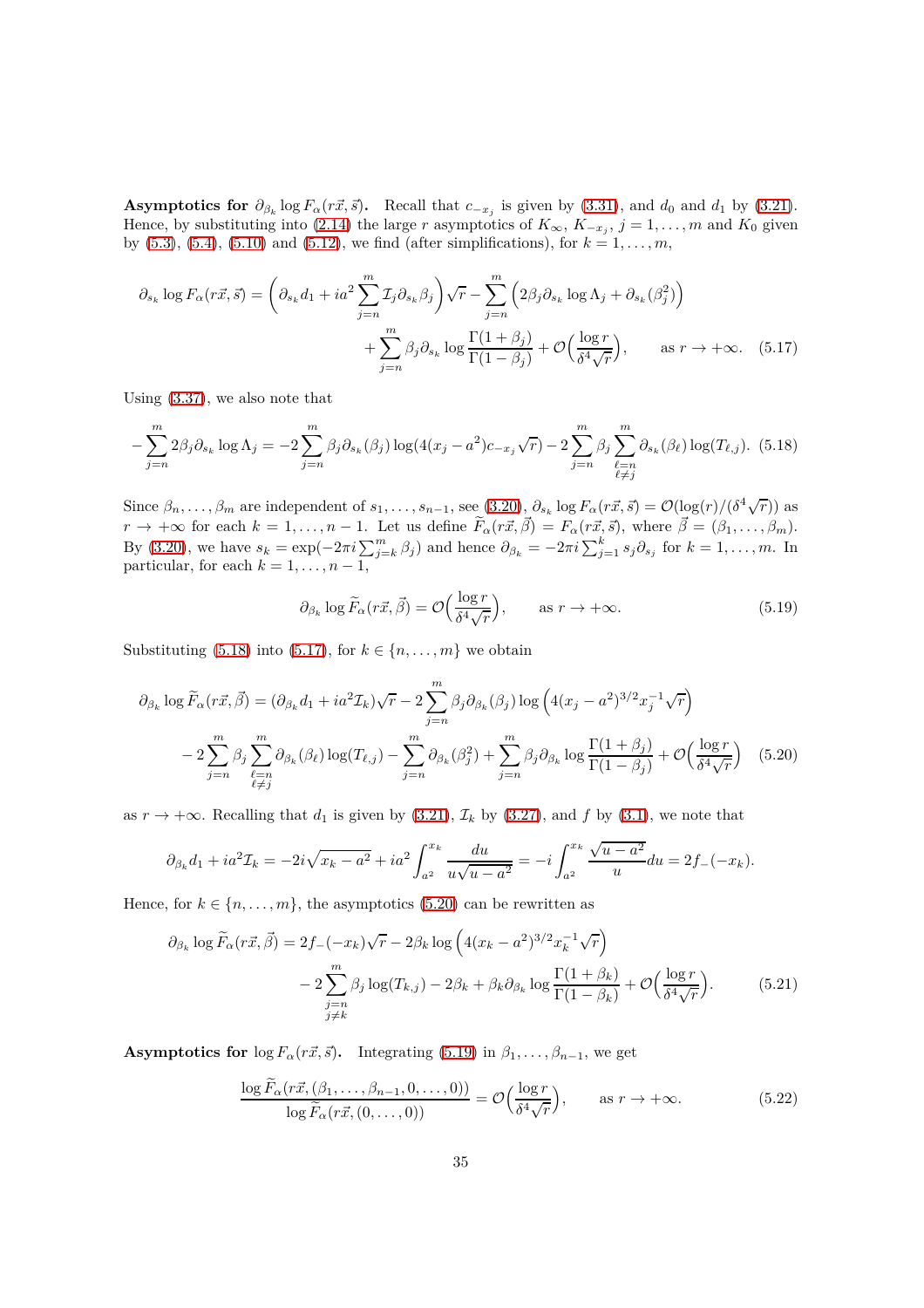**Asymptotics for $\partial_{\beta_k} \log F_\alpha(r\vec{x}, \vec{s})$.** Recall that $c_{-x_j}$ is given by (3.31), and $d_0$ and $d_1$ by (3.21). Hence, by substituting into (2.14) the large $r$ asymptotics of $K_\infty$, $K_{-x_j}$, $j = 1, \ldots, m$ and $K_0$ given by (5.3), (5.4), (5.10) and (5.12), we find (after simplifications), for $k = 1, \ldots, m$,

$$\partial_{s_k} \log F_\alpha(r\vec{x}, \vec{s}) = \Big( \partial_{s_k} d_1 + ia^2 \sum_{j=n}^{m} \mathcal{I}_j \partial_{s_k} \beta_j \Big) \sqrt{r} - \sum_{j=n}^{m} \Big( 2\beta_j \partial_{s_k} \log \Lambda_j + \partial_{s_k}(\beta_j^2) \Big) + \sum_{j=n}^{m} \beta_j \partial_{s_k} \log \frac{\Gamma(1+\beta_j)}{\Gamma(1-\beta_j)} + \mathcal{O}\Big( \frac{\log r}{\delta^4 \sqrt{r}} \Big), \qquad \text{as } r \to +\infty. \tag{5.17}$$

Using (3.37), we also note that

$$-\sum_{j=n}^{m} 2\beta_j \partial_{s_k} \log \Lambda_j = -2 \sum_{j=n}^{m} \beta_j \partial_{s_k}(\beta_j) \log(4(x_j - a^2) c_{-x_j} \sqrt{r}) - 2 \sum_{j=n}^{m} \beta_j \sum_{\substack{\ell=n \\ \ell \neq j}}^{m} \partial_{s_k}(\beta_\ell) \log(T_{\ell,j}). \tag{5.18}$$

Since $\beta_n, \ldots, \beta_m$ are independent of $s_1, \ldots, s_{n-1}$, see (3.20), $\partial_{s_k} \log F_\alpha(r\vec{x}, \vec{s}) = \mathcal{O}(\log(r)/(\delta^4 \sqrt{r}))$ as $r \to +\infty$ for each $k = 1, \ldots, n-1$. Let us define $\widetilde{F}_\alpha(r\vec{x}, \vec{\beta}) = F_\alpha(r\vec{x}, \vec{s})$, where $\vec{\beta} = (\beta_1, \ldots, \beta_m)$. By (3.20), we have $s_k = \exp(-2\pi i \sum_{j=k}^{m} \beta_j)$ and hence $\partial_{\beta_k} = -2\pi i \sum_{j=1}^{k} s_j \partial_{s_j}$ for $k = 1, \ldots, m$. In particular, for each $k = 1, \ldots, n-1$,

$$\partial_{\beta_k} \log \widetilde{F}_\alpha(r\vec{x}, \vec{\beta}) = \mathcal{O}\Big( \frac{\log r}{\delta^4 \sqrt{r}} \Big), \qquad \text{as } r \to +\infty. \tag{5.19}$$

Substituting (5.18) into (5.17), for $k \in \{n, \ldots, m\}$ we obtain

$$\partial_{\beta_k} \log \widetilde{F}_\alpha(r\vec{x}, \vec{\beta}) = (\partial_{\beta_k} d_1 + ia^2 \mathcal{I}_k) \sqrt{r} - 2 \sum_{j=n}^{m} \beta_j \partial_{\beta_k}(\beta_j) \log \Big( 4(x_j - a^2)^{3/2} x_j^{-1} \sqrt{r} \Big) - 2 \sum_{j=n}^{m} \beta_j \sum_{\substack{\ell=n \\ \ell \neq j}}^{m} \partial_{\beta_k}(\beta_\ell) \log(T_{\ell,j}) - \sum_{j=n}^{m} \partial_{\beta_k}(\beta_j^2) + \sum_{j=n}^{m} \beta_j \partial_{\beta_k} \log \frac{\Gamma(1+\beta_j)}{\Gamma(1-\beta_j)} + \mathcal{O}\Big( \frac{\log r}{\delta^4 \sqrt{r}} \Big) \tag{5.20}$$

as $r \to +\infty$. Recalling that $d_1$ is given by (3.21), $\mathcal{I}_k$ by (3.27), and $f$ by (3.1), we note that

$$\partial_{\beta_k} d_1 + ia^2 \mathcal{I}_k = -2i\sqrt{x_k - a^2} + ia^2 \int_{a^2}^{x_k} \frac{du}{u\sqrt{u - a^2}} = -i \int_{a^2}^{x_k} \frac{\sqrt{u - a^2}}{u} du = 2f_-(-x_k).$$

Hence, for $k \in \{n, \ldots, m\}$, the asymptotics (5.20) can be rewritten as

$$\partial_{\beta_k} \log \widetilde{F}_\alpha(r\vec{x}, \vec{\beta}) = 2f_-(-x_k)\sqrt{r} - 2\beta_k \log \Big( 4(x_k - a^2)^{3/2} x_k^{-1} \sqrt{r} \Big) - 2 \sum_{\substack{j=n \\ j \neq k}}^{m} \beta_j \log(T_{k,j}) - 2\beta_k + \beta_k \partial_{\beta_k} \log \frac{\Gamma(1+\beta_k)}{\Gamma(1-\beta_k)} + \mathcal{O}\Big( \frac{\log r}{\delta^4 \sqrt{r}} \Big). \tag{5.21}$$

**Asymptotics for $\log F_\alpha(r\vec{x}, \vec{s})$.** Integrating (5.19) in $\beta_1, \ldots, \beta_{n-1}$, we get

$$\frac{\log \widetilde{F}_\alpha(r\vec{x}, (\beta_1, \ldots, \beta_{n-1}, 0, \ldots, 0))}{\log \widetilde{F}_\alpha(r\vec{x}, (0, \ldots, 0))} = \mathcal{O}\Big( \frac{\log r}{\delta^4 \sqrt{r}} \Big), \qquad \text{as } r \to +\infty. \tag{5.22}$$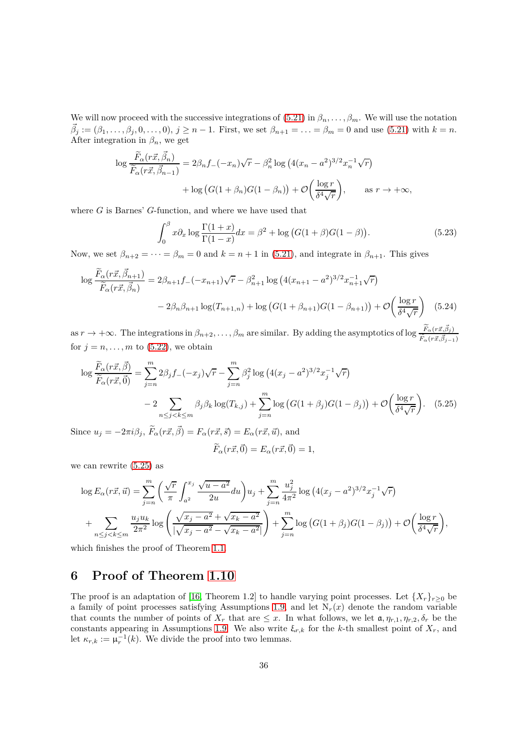We will now proceed with the successive integrations of (5.21) in $\beta_n, \dots, \beta_m$. We will use the notation $\vec{\beta}_j := (\beta_1, \dots, \beta_j, 0, \dots, 0)$, $j \geq n-1$. First, we set $\beta_{n+1} = \ldots = \beta_m = 0$ and use (5.21) with $k = n$. After integration in $\beta_n$, we get

$$
\log \frac{\widetilde{F}_\alpha(r\vec{x}, \vec{\beta}_n)}{\widetilde{F}_\alpha(r\vec{x}, \vec{\beta}_{n-1})} = 2\beta_n f_-(-x_n)\sqrt{r} - \beta_n^2 \log\left(4(x_n - a^2)^{3/2} x_n^{-1}\sqrt{r}\right) + \log\big(G(1+\beta_n)G(1-\beta_n)\big) + \mathcal{O}\bigg(\frac{\log r}{\delta^4\sqrt{r}}\bigg), \qquad \text{as } r \to +\infty,
$$

where $G$ is Barnes' $G$-function, and where we have used that

$$
\int_0^\beta x \partial_x \log \frac{\Gamma(1+x)}{\Gamma(1-x)} dx = \beta^2 + \log\big(G(1+\beta)G(1-\beta)\big). \tag{5.23}
$$

Now, we set $\beta_{n+2} = \cdots = \beta_m = 0$ and $k = n+1$ in (5.21), and integrate in $\beta_{n+1}$. This gives

$$
\log \frac{\widetilde{F}_\alpha(r\vec{x}, \vec{\beta}_{n+1})}{\widetilde{F}_\alpha(r\vec{x}, \vec{\beta}_n)} = 2\beta_{n+1} f_-(-x_{n+1})\sqrt{r} - \beta_{n+1}^2 \log\left(4(x_{n+1} - a^2)^{3/2} x_{n+1}^{-1}\sqrt{r}\right) - 2\beta_n\beta_{n+1}\log(T_{n+1,n}) + \log\big(G(1+\beta_{n+1})G(1-\beta_{n+1})\big) + \mathcal{O}\bigg(\frac{\log r}{\delta^4\sqrt{r}}\bigg) \tag{5.24}
$$

as $r \to +\infty$. The integrations in $\beta_{n+2}, \dots, \beta_m$ are similar. By adding the asymptotics of $\log \frac{\widetilde{F}_\alpha(r\vec{x}, \vec{\beta}_j)}{\widetilde{F}_\alpha(r\vec{x}, \vec{\beta}_{j-1})}$ for $j = n, \dots, m$ to (5.22), we obtain

$$
\log \frac{\widetilde{F}_\alpha(r\vec{x}, \vec{\beta})}{\widetilde{F}_\alpha(r\vec{x}, \vec{0})} = \sum_{j=n}^m 2\beta_j f_-(-x_j)\sqrt{r} - \sum_{j=n}^m \beta_j^2 \log\left(4(x_j - a^2)^{3/2} x_j^{-1}\sqrt{r}\right) - 2\sum_{n \leq j < k \leq m} \beta_j\beta_k \log(T_{k,j}) + \sum_{j=n}^m \log\big(G(1+\beta_j)G(1-\beta_j)\big) + \mathcal{O}\bigg(\frac{\log r}{\delta^4\sqrt{r}}\bigg). \tag{5.25}
$$

Since $u_j = -2\pi i \beta_j$, $\widetilde{F}_\alpha(r\vec{x}, \vec{\beta}) = F_\alpha(r\vec{x}, \vec{s}) = E_\alpha(r\vec{x}, \vec{u})$, and

$$
\widetilde{F}_\alpha(r\vec{x}, \vec{0}) = E_\alpha(r\vec{x}, \vec{0}) = 1,
$$

we can rewrite (5.25) as

$$
\log E_\alpha(r\vec{x}, \vec{u}) = \sum_{j=n}^m \bigg(\frac{\sqrt{r}}{\pi}\int_{a^2}^{x_j} \frac{\sqrt{u - a^2}}{2u} du\bigg) u_j + \sum_{j=n}^m \frac{u_j^2}{4\pi^2} \log\left(4(x_j - a^2)^{3/2} x_j^{-1}\sqrt{r}\right) + \sum_{n \leq j < k \leq m} \frac{u_j u_k}{2\pi^2} \log\left(\frac{\sqrt{x_j - a^2} + \sqrt{x_k - a^2}}{|\sqrt{x_j - a^2} - \sqrt{x_k - a^2}|}\right) + \sum_{j=n}^m \log\big(G(1+\beta_j)G(1-\beta_j)\big) + \mathcal{O}\bigg(\frac{\log r}{\delta^4\sqrt{r}}\bigg),
$$

which finishes the proof of Theorem 1.1.

## 6 Proof of Theorem 1.10

The proof is an adaptation of [16, Theorem 1.2] to handle varying point processes. Let $\{X_r\}_{r \geq 0}$ be a family of point processes satisfying Assumptions 1.9, and let $\mathrm{N}_r(x)$ denote the random variable that counts the number of points of $X_r$ that are $\leq x$. In what follows, we let $\mathfrak{a}, \eta_{r,1}, \eta_{r,2}, \delta_r$ be the constants appearing in Assumptions 1.9. We also write $\xi_{r,k}$ for the $k$-th smallest point of $X_r$, and let $\kappa_{r,k} := \mu_r^{-1}(k)$. We divide the proof into two lemmas.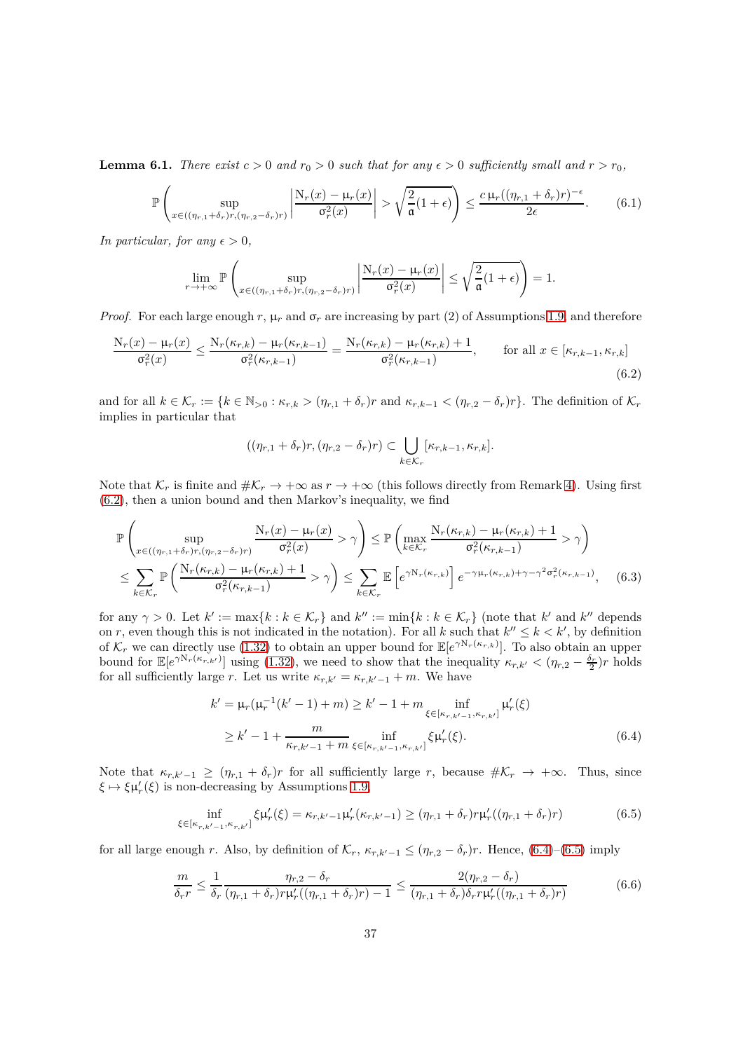**Lemma 6.1.** *There exist $c > 0$ and $r_0 > 0$ such that for any $\epsilon > 0$ sufficiently small and $r > r_0$,*

$$\mathbb{P}\left( \sup_{x \in ((\eta_{r,1}+\delta_r)r, (\eta_{r,2}-\delta_r)r)} \left| \frac{\mathrm{N}_r(x) - \mu_r(x)}{\sigma_r^2(x)} \right| > \sqrt{\frac{2}{\mathfrak{a}}(1+\epsilon)} \right) \leq \frac{c\, \mu_r((\eta_{r,1}+\delta_r)r)^{-\epsilon}}{2\epsilon}. \tag{6.1}$$

*In particular, for any $\epsilon > 0$,*

$$\lim_{r \to +\infty} \mathbb{P}\left( \sup_{x \in ((\eta_{r,1}+\delta_r)r, (\eta_{r,2}-\delta_r)r)} \left| \frac{\mathrm{N}_r(x) - \mu_r(x)}{\sigma_r^2(x)} \right| \leq \sqrt{\frac{2}{\mathfrak{a}}(1+\epsilon)} \right) = 1.$$

*Proof.* For each large enough $r$, $\mu_r$ and $\sigma_r$ are increasing by part (2) of Assumptions 1.9, and therefore

$$\frac{\mathrm{N}_r(x) - \mu_r(x)}{\sigma_r^2(x)} \leq \frac{\mathrm{N}_r(\kappa_{r,k}) - \mu_r(\kappa_{r,k-1})}{\sigma_r^2(\kappa_{r,k-1})} = \frac{\mathrm{N}_r(\kappa_{r,k}) - \mu_r(\kappa_{r,k}) + 1}{\sigma_r^2(\kappa_{r,k-1})}, \qquad \text{for all } x \in [\kappa_{r,k-1}, \kappa_{r,k}] \tag{6.2}$$

and for all $k \in \mathcal{K}_r := \{k \in \mathbb{N}_{>0} : \kappa_{r,k} > (\eta_{r,1}+\delta_r)r \text{ and } \kappa_{r,k-1} < (\eta_{r,2}-\delta_r)r\}$. The definition of $\mathcal{K}_r$ implies in particular that

$$((\eta_{r,1}+\delta_r)r, (\eta_{r,2}-\delta_r)r) \subset \bigcup_{k \in \mathcal{K}_r} [\kappa_{r,k-1}, \kappa_{r,k}].$$

Note that $\mathcal{K}_r$ is finite and $\#\mathcal{K}_r \to +\infty$ as $r \to +\infty$ (this follows directly from Remark 4). Using first (6.2), then a union bound and then Markov's inequality, we find

$$\begin{aligned}
\mathbb{P}\left( \sup_{x \in ((\eta_{r,1}+\delta_r)r, (\eta_{r,2}-\delta_r)r)} \frac{\mathrm{N}_r(x) - \mu_r(x)}{\sigma_r^2(x)} > \gamma \right) &\leq \mathbb{P}\left( \max_{k \in \mathcal{K}_r} \frac{\mathrm{N}_r(\kappa_{r,k}) - \mu_r(\kappa_{r,k}) + 1}{\sigma_r^2(\kappa_{r,k-1})} > \gamma \right) \\
\leq \sum_{k \in \mathcal{K}_r} \mathbb{P}\left( \frac{\mathrm{N}_r(\kappa_{r,k}) - \mu_r(\kappa_{r,k}) + 1}{\sigma_r^2(\kappa_{r,k-1})} > \gamma \right) &\leq \sum_{k \in \mathcal{K}_r} \mathbb{E}\left[ e^{\gamma \mathrm{N}_r(\kappa_{r,k})} \right] e^{-\gamma \mu_r(\kappa_{r,k}) + \gamma - \gamma^2 \sigma_r^2(\kappa_{r,k-1})},
\end{aligned} \tag{6.3}$$

for any $\gamma > 0$. Let $k' := \max\{k : k \in \mathcal{K}_r\}$ and $k'' := \min\{k : k \in \mathcal{K}_r\}$ (note that $k'$ and $k''$ depends on $r$, even though this is not indicated in the notation). For all $k$ such that $k'' \leq k < k'$, by definition of $\mathcal{K}_r$ we can directly use (1.32) to obtain an upper bound for $\mathbb{E}[e^{\gamma \mathrm{N}_r(\kappa_{r,k})}]$. To also obtain an upper bound for $\mathbb{E}[e^{\gamma \mathrm{N}_r(\kappa_{r,k'})}]$ using (1.32), we need to show that the inequality $\kappa_{r,k'} < (\eta_{r,2} - \frac{\delta_r}{2})r$ holds for all sufficiently large $r$. Let us write $\kappa_{r,k'} = \kappa_{r,k'-1} + m$. We have

$$\begin{aligned}
k' = \mu_r(\mu_r^{-1}(k'-1) + m) &\geq k' - 1 + m \inf_{\xi \in [\kappa_{r,k'-1}, \kappa_{r,k'}]} \mu_r'(\xi) \\
&\geq k' - 1 + \frac{m}{\kappa_{r,k'-1} + m} \inf_{\xi \in [\kappa_{r,k'-1}, \kappa_{r,k'}]} \xi \mu_r'(\xi).
\end{aligned} \tag{6.4}$$

Note that $\kappa_{r,k'-1} \geq (\eta_{r,1}+\delta_r)r$ for all sufficiently large $r$, because $\#\mathcal{K}_r \to +\infty$. Thus, since $\xi \mapsto \xi \mu_r'(\xi)$ is non-decreasing by Assumptions 1.9,

$$\inf_{\xi \in [\kappa_{r,k'-1}, \kappa_{r,k'}]} \xi \mu_r'(\xi) = \kappa_{r,k'-1} \mu_r'(\kappa_{r,k'-1}) \geq (\eta_{r,1}+\delta_r) r \mu_r'((\eta_{r,1}+\delta_r)r) \tag{6.5}$$

for all large enough $r$. Also, by definition of $\mathcal{K}_r$, $\kappa_{r,k'-1} \leq (\eta_{r,2}-\delta_r)r$. Hence, (6.4)–(6.5) imply

$$\frac{m}{\delta_r r} \leq \frac{1}{\delta_r} \frac{\eta_{r,2} - \delta_r}{(\eta_{r,1}+\delta_r) r \mu_r'((\eta_{r,1}+\delta_r)r) - 1} \leq \frac{2(\eta_{r,2}-\delta_r)}{(\eta_{r,1}+\delta_r)\delta_r r \mu_r'((\eta_{r,1}+\delta_r)r)} \tag{6.6}$$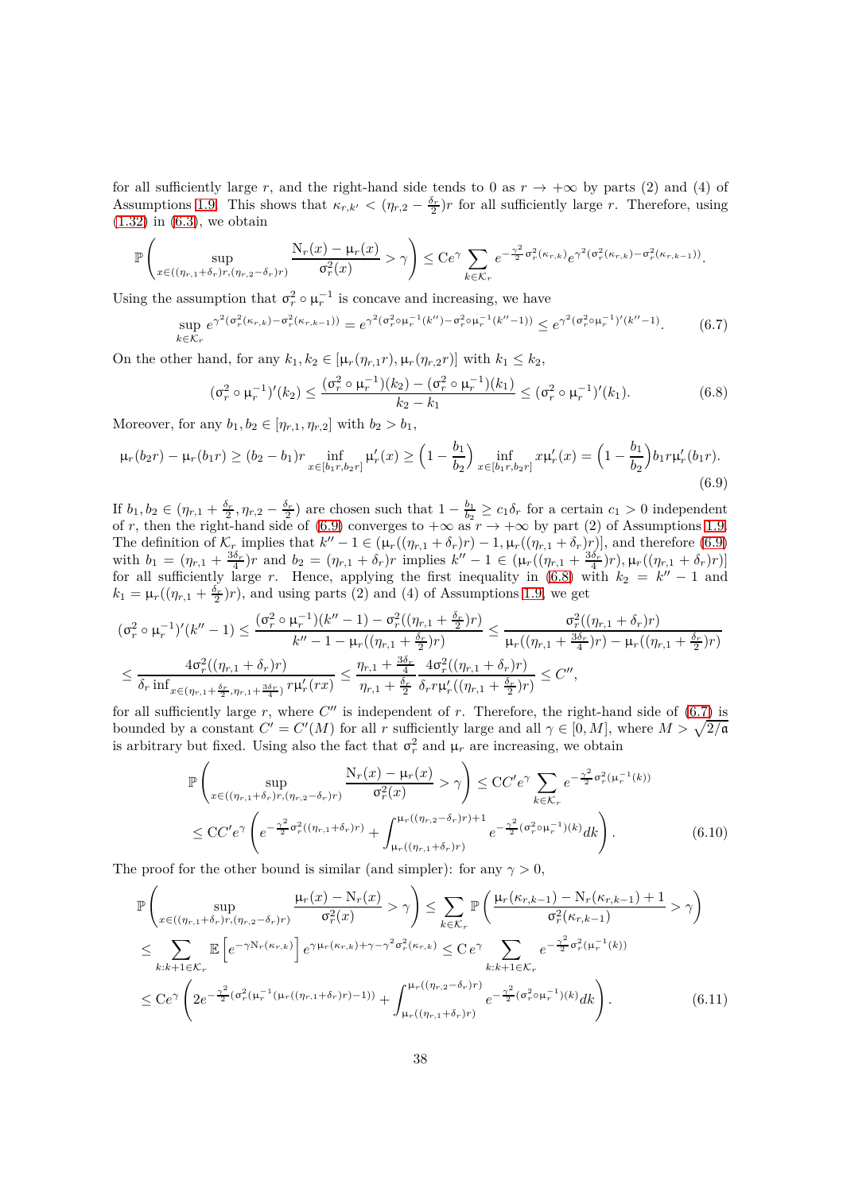for all sufficiently large $r$, and the right-hand side tends to 0 as $r \to +\infty$ by parts (2) and (4) of Assumptions 1.9. This shows that $\kappa_{r,k'} < (\eta_{r,2} - \frac{\delta_r}{2})r$ for all sufficiently large $r$. Therefore, using (1.32) in (6.3), we obtain

$$\mathbb{P}\left( \sup_{x \in ((\eta_{r,1}+\delta_r)r, (\eta_{r,2}-\delta_r)r)} \frac{\mathrm{N}_r(x) - \mu_r(x)}{\sigma_r^2(x)} > \gamma \right) \leq \mathrm{C} e^{\gamma} \sum_{k \in \mathcal{K}_r} e^{-\frac{\gamma^2}{2}\sigma_r^2(\kappa_{r,k})} e^{\gamma^2(\sigma_r^2(\kappa_{r,k}) - \sigma_r^2(\kappa_{r,k-1}))}.$$

Using the assumption that $\sigma_r^2 \circ \mu_r^{-1}$ is concave and increasing, we have

$$\sup_{k \in \mathcal{K}_r} e^{\gamma^2(\sigma_r^2(\kappa_{r,k}) - \sigma_r^2(\kappa_{r,k-1}))} = e^{\gamma^2(\sigma_r^2 \circ \mu_r^{-1}(k'') - \sigma_r^2 \circ \mu_r^{-1}(k''-1))} \leq e^{\gamma^2 (\sigma_r^2 \circ \mu_r^{-1})'(k''-1)}. \tag{6.7}$$

On the other hand, for any $k_1, k_2 \in [\mu_r(\eta_{r,1}r), \mu_r(\eta_{r,2}r)]$ with $k_1 \leq k_2$,

$$(\sigma_r^2 \circ \mu_r^{-1})'(k_2) \leq \frac{(\sigma_r^2 \circ \mu_r^{-1})(k_2) - (\sigma_r^2 \circ \mu_r^{-1})(k_1)}{k_2 - k_1} \leq (\sigma_r^2 \circ \mu_r^{-1})'(k_1). \tag{6.8}$$

Moreover, for any $b_1, b_2 \in [\eta_{r,1}, \eta_{r,2}]$ with $b_2 > b_1$,

$$\mu_r(b_2 r) - \mu_r(b_1 r) \geq (b_2 - b_1) r \inf_{x \in [b_1 r, b_2 r]} \mu_r'(x) \geq \Big(1 - \frac{b_1}{b_2}\Big) \inf_{x \in [b_1 r, b_2 r]} x \mu_r'(x) = \Big(1 - \frac{b_1}{b_2}\Big) b_1 r \mu_r'(b_1 r). \tag{6.9}$$

If $b_1, b_2 \in (\eta_{r,1} + \frac{\delta_r}{2}, \eta_{r,2} - \frac{\delta_r}{2})$ are chosen such that $1 - \frac{b_1}{b_2} \geq c_1 \delta_r$ for a certain $c_1 > 0$ independent of $r$, then the right-hand side of (6.9) converges to $+\infty$ as $r \to +\infty$ by part (2) of Assumptions 1.9. The definition of $\mathcal{K}_r$ implies that $k'' - 1 \in (\mu_r((\eta_{r,1}+\delta_r)r) - 1, \mu_r((\eta_{r,1}+\delta_r)r)]$, and therefore (6.9) with $b_1 = (\eta_{r,1} + \frac{3\delta_r}{4})r$ and $b_2 = (\eta_{r,1} + \delta_r)r$ implies $k'' - 1 \in (\mu_r((\eta_{r,1} + \frac{3\delta_r}{4})r), \mu_r((\eta_{r,1}+\delta_r)r)]$ for all sufficiently large $r$. Hence, applying the first inequality in (6.8) with $k_2 = k'' - 1$ and $k_1 = \mu_r((\eta_{r,1} + \frac{\delta_r}{2})r)$, and using parts (2) and (4) of Assumptions 1.9, we get

$$\begin{aligned}
(\sigma_r^2 \circ \mu_r^{-1})'(k''-1) &\leq \frac{(\sigma_r^2 \circ \mu_r^{-1})(k''-1) - \sigma_r^2((\eta_{r,1} + \frac{\delta_r}{2})r)}{k'' - 1 - \mu_r((\eta_{r,1} + \frac{\delta_r}{2})r)} \leq \frac{\sigma_r^2((\eta_{r,1}+\delta_r)r)}{\mu_r((\eta_{r,1} + \frac{3\delta_r}{4})r) - \mu_r((\eta_{r,1} + \frac{\delta_r}{2})r)} \\
&\leq \frac{4\sigma_r^2((\eta_{r,1}+\delta_r)r)}{\delta_r \inf_{x \in (\eta_{r,1} + \frac{\delta_r}{2}, \eta_{r,1} + \frac{3\delta_r}{4})} r \mu_r'(rx)} \leq \frac{\eta_{r,1} + \frac{3\delta_r}{4}}{\eta_{r,1} + \frac{\delta_r}{2}} \frac{4\sigma_r^2((\eta_{r,1}+\delta_r)r)}{\delta_r r \mu_r'((\eta_{r,1} + \frac{\delta_r}{2})r)} \leq C'',
\end{aligned}$$

for all sufficiently large $r$, where $C''$ is independent of $r$. Therefore, the right-hand side of (6.7) is bounded by a constant $C' = C'(M)$ for all $r$ sufficiently large and all $\gamma \in [0, M]$, where $M > \sqrt{2/\mathfrak{a}}$ is arbitrary but fixed. Using also the fact that $\sigma_r^2$ and $\mu_r$ are increasing, we obtain

$$\begin{aligned}
\mathbb{P}\left( \sup_{x \in ((\eta_{r,1}+\delta_r)r, (\eta_{r,2}-\delta_r)r)} \frac{\mathrm{N}_r(x) - \mu_r(x)}{\sigma_r^2(x)} > \gamma \right) &\leq \mathrm{C}C' e^{\gamma} \sum_{k \in \mathcal{K}_r} e^{-\frac{\gamma^2}{2}\sigma_r^2(\mu_r^{-1}(k))} \\
&\leq \mathrm{C}C' e^{\gamma} \left( e^{-\frac{\gamma^2}{2}\sigma_r^2((\eta_{r,1}+\delta_r)r)} + \int_{\mu_r((\eta_{r,1}+\delta_r)r)}^{\mu_r((\eta_{r,2}-\delta_r)r)+1} e^{-\frac{\gamma^2}{2}(\sigma_r^2 \circ \mu_r^{-1})(k)} dk \right).
\end{aligned} \tag{6.10}$$

The proof for the other bound is similar (and simpler): for any $\gamma > 0$,

$$\begin{aligned}
&\mathbb{P}\left( \sup_{x \in ((\eta_{r,1}+\delta_r)r, (\eta_{r,2}-\delta_r)r)} \frac{\mu_r(x) - \mathrm{N}_r(x)}{\sigma_r^2(x)} > \gamma \right) \leq \sum_{k \in \mathcal{K}_r} \mathbb{P}\left( \frac{\mu_r(\kappa_{r,k-1}) - \mathrm{N}_r(\kappa_{r,k-1}) + 1}{\sigma_r^2(\kappa_{r,k-1})} > \gamma \right) \\
&\leq \sum_{k: k+1 \in \mathcal{K}_r} \mathbb{E}\left[ e^{-\gamma \mathrm{N}_r(\kappa_{r,k})} \right] e^{\gamma \mu_r(\kappa_{r,k}) + \gamma - \gamma^2 \sigma_r^2(\kappa_{r,k})} \leq \mathrm{C}\, e^{\gamma} \sum_{k: k+1 \in \mathcal{K}_r} e^{-\frac{\gamma^2}{2}\sigma_r^2(\mu_r^{-1}(k))} \\
&\leq \mathrm{C} e^{\gamma} \left( 2 e^{-\frac{\gamma^2}{2}(\sigma_r^2(\mu_r^{-1}(\mu_r((\eta_{r,1}+\delta_r)r) - 1))} + \int_{\mu_r((\eta_{r,1}+\delta_r)r)}^{\mu_r((\eta_{r,2}-\delta_r)r)} e^{-\frac{\gamma^2}{2}(\sigma_r^2 \circ \mu_r^{-1})(k)} dk \right).
\end{aligned} \tag{6.11}$$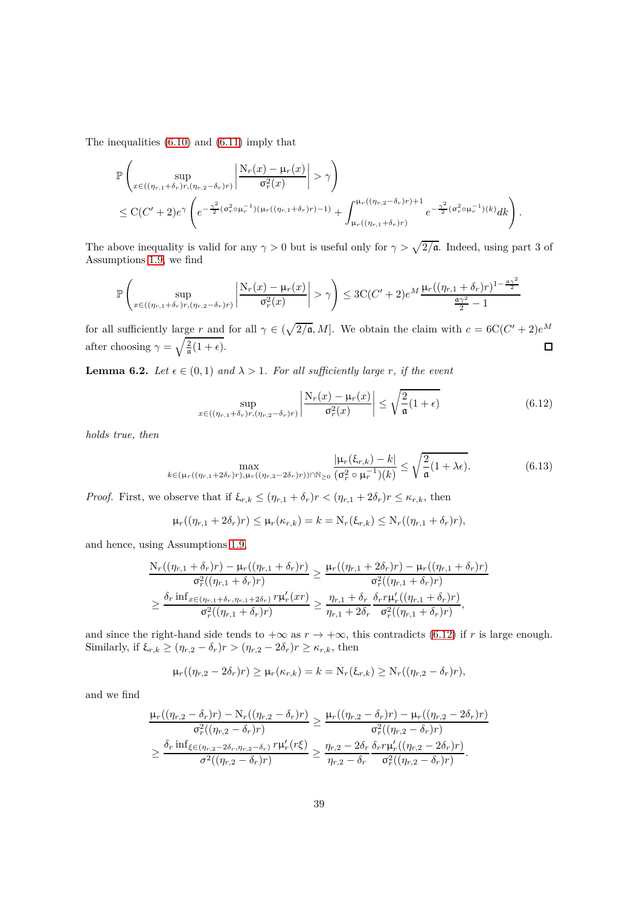The inequalities (6.10) and (6.11) imply that

$$
\begin{aligned}
&\mathbb{P}\left(\sup_{x\in((\eta_{r,1}+\delta_r)r,(\eta_{r,2}-\delta_r)r)}\left|\frac{\mathrm{N}_r(x)-\upmu_r(x)}{\upsigma_r^2(x)}\right|>\gamma\right)\\
&\leq \mathrm{C}(C'+2)e^{\gamma}\left(e^{-\frac{\gamma^2}{2}(\upsigma_r^2\circ\upmu_r^{-1})(\upmu_r((\eta_{r,1}+\delta_r)r)-1)}+\int_{\upmu_r((\eta_{r,1}+\delta_r)r)}^{\upmu_r((\eta_{r,2}-\delta_r)r)+1}e^{-\frac{\gamma^2}{2}(\upsigma_r^2\circ\upmu_r^{-1})(k)}dk\right).
\end{aligned}
$$

The above inequality is valid for any $\gamma>0$ but is useful only for $\gamma>\sqrt{2/\mathfrak{a}}$. Indeed, using part 3 of Assumptions 1.9, we find

$$
\mathbb{P}\left(\sup_{x\in((\eta_{r,1}+\delta_r)r,(\eta_{r,2}-\delta_r)r)}\left|\frac{\mathrm{N}_r(x)-\upmu_r(x)}{\upsigma_r^2(x)}\right|>\gamma\right)\leq 3\mathrm{C}(C'+2)e^{M}\frac{\upmu_r((\eta_{r,1}+\delta_r)r)^{1-\frac{\mathfrak{a}\gamma^2}{2}}}{\frac{\mathfrak{a}\gamma^2}{2}-1}
$$

for all sufficiently large $r$ and for all $\gamma\in(\sqrt{2/\mathfrak{a}},M]$. We obtain the claim with $c=6\mathrm{C}(C'+2)e^{M}$ after choosing $\gamma=\sqrt{\frac{2}{\mathfrak{a}}(1+\epsilon)}$. $\square$

**Lemma 6.2.** *Let $\epsilon\in(0,1)$ and $\lambda>1$. For all sufficiently large $r$, if the event*

$$
\sup_{x\in((\eta_{r,1}+\delta_r)r,(\eta_{r,2}-\delta_r)r)}\left|\frac{\mathrm{N}_r(x)-\upmu_r(x)}{\upsigma_r^2(x)}\right|\leq\sqrt{\frac{2}{\mathfrak{a}}(1+\epsilon)} \tag{6.12}
$$

*holds true, then*

$$
\max_{k\in(\upmu_r((\eta_{r,1}+2\delta_r)r),\upmu_r((\eta_{r,2}-2\delta_r)r))\cap\mathbb{N}_{\geq 0}}\frac{|\upmu_r(\upxi_{r,k})-k|}{(\upsigma_r^2\circ\upmu_r^{-1})(k)}\leq\sqrt{\frac{2}{\mathfrak{a}}(1+\lambda\epsilon)}. \tag{6.13}
$$

*Proof.* First, we observe that if $\upxi_{r,k}\leq(\eta_{r,1}+\delta_r)r<(\eta_{r,1}+2\delta_r)r\leq\kappa_{r,k}$, then

$$
\upmu_r((\eta_{r,1}+2\delta_r)r)\leq\upmu_r(\kappa_{r,k})=k=\mathrm{N}_r(\upxi_{r,k})\leq\mathrm{N}_r((\eta_{r,1}+\delta_r)r),
$$

and hence, using Assumptions 1.9,

$$
\begin{aligned}
\frac{\mathrm{N}_r((\eta_{r,1}+\delta_r)r)-\upmu_r((\eta_{r,1}+\delta_r)r)}{\upsigma_r^2((\eta_{r,1}+\delta_r)r)}&\geq\frac{\upmu_r((\eta_{r,1}+2\delta_r)r)-\upmu_r((\eta_{r,1}+\delta_r)r)}{\upsigma_r^2((\eta_{r,1}+\delta_r)r)}\\
&\geq\frac{\delta_r\inf_{x\in(\eta_{r,1}+\delta_r,\eta_{r,1}+2\delta_r)}r\upmu_r'(xr)}{\upsigma_r^2((\eta_{r,1}+\delta_r)r)}\geq\frac{\eta_{r,1}+\delta_r}{\eta_{r,1}+2\delta_r}\frac{\delta_r r\upmu_r'((\eta_{r,1}+\delta_r)r)}{\upsigma_r^2((\eta_{r,1}+\delta_r)r)},
\end{aligned}
$$

and since the right-hand side tends to $+\infty$ as $r\to+\infty$, this contradicts (6.12) if $r$ is large enough. Similarly, if $\upxi_{r,k}\geq(\eta_{r,2}-\delta_r)r>(\eta_{r,2}-2\delta_r)r\geq\kappa_{r,k}$, then

$$
\upmu_r((\eta_{r,2}-2\delta_r)r)\geq\upmu_r(\kappa_{r,k})=k=\mathrm{N}_r(\upxi_{r,k})\geq\mathrm{N}_r((\eta_{r,2}-\delta_r)r),
$$

and we find

$$
\begin{aligned}
\frac{\upmu_r((\eta_{r,2}-\delta_r)r)-\mathrm{N}_r((\eta_{r,2}-\delta_r)r)}{\upsigma_r^2((\eta_{r,2}-\delta_r)r)}&\geq\frac{\upmu_r((\eta_{r,2}-\delta_r)r)-\upmu_r((\eta_{r,2}-2\delta_r)r)}{\upsigma_r^2((\eta_{r,2}-\delta_r)r)}\\
&\geq\frac{\delta_r\inf_{\xi\in(\eta_{r,2}-2\delta_r,\eta_{r,2}-\delta_r)}r\upmu_r'(r\xi)}{\sigma^2((\eta_{r,2}-\delta_r)r)}\geq\frac{\eta_{r,2}-2\delta_r}{\eta_{r,2}-\delta_r}\frac{\delta_r r\upmu_r'((\eta_{r,2}-2\delta_r)r)}{\upsigma_r^2((\eta_{r,2}-\delta_r)r)}.
\end{aligned}
$$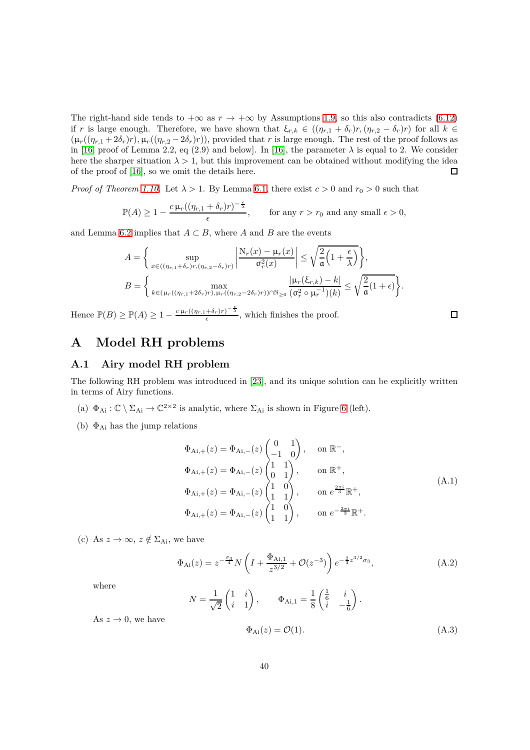The right-hand side tends to $+\infty$ as $r \to +\infty$ by Assumptions 1.9, so this also contradicts (6.12) if $r$ is large enough. Therefore, we have shown that $\xi_{r,k} \in ((\eta_{r,1}+\delta_r)r, (\eta_{r,2}-\delta_r)r)$ for all $k \in (\mu_r((\eta_{r,1}+2\delta_r)r), \mu_r((\eta_{r,2}-2\delta_r)r))$, provided that $r$ is large enough. The rest of the proof follows as in [16, proof of Lemma 2.2, eq (2.9) and below]. In [16], the parameter $\lambda$ is equal to 2. We consider here the sharper situation $\lambda > 1$, but this improvement can be obtained without modifying the idea of the proof of [16], so we omit the details here. ◻

*Proof of Theorem 1.10.* Let $\lambda > 1$. By Lemma 6.1, there exist $c > 0$ and $r_0 > 0$ such that

$$\mathbb{P}(A) \geq 1 - \frac{c\, \mu_r((\eta_{r,1}+\delta_r)r)^{-\frac{\epsilon}{\lambda}}}{\epsilon}, \qquad \text{for any } r > r_0 \text{ and any small } \epsilon > 0,$$

and Lemma 6.2 implies that $A \subset B$, where $A$ and $B$ are the events

$$A = \left\{ \sup_{x \in ((\eta_{r,1}+\delta_r)r, (\eta_{r,2}-\delta_r)r)} \left| \frac{\mathrm{N}_r(x) - \mu_r(x)}{\sigma_r^2(x)} \right| \leq \sqrt{\frac{2}{\mathfrak{a}}\Big(1+\frac{\epsilon}{\lambda}\Big)} \right\},$$

$$B = \left\{ \max_{k \in (\mu_r((\eta_{r,1}+2\delta_r)r), \mu_r((\eta_{r,2}-2\delta_r)r)) \cap \mathbb{N}_{\geq 0}} \frac{|\mu_r(\xi_{r,k}) - k|}{(\sigma_r^2 \circ \mu_r^{-1})(k)} \leq \sqrt{\frac{2}{\mathfrak{a}}(1+\epsilon)} \right\}.$$

Hence $\mathbb{P}(B) \geq \mathbb{P}(A) \geq 1 - \frac{c\, \mu_r((\eta_{r,1}+\delta_r)r)^{-\frac{\epsilon}{\lambda}}}{\epsilon}$, which finishes the proof. ◻

# A Model RH problems

## A.1 Airy model RH problem

The following RH problem was introduced in [23], and its unique solution can be explicitly written in terms of Airy functions.

(a) $\Phi_{\mathrm{Ai}} : \mathbb{C} \setminus \Sigma_{\mathrm{Ai}} \to \mathbb{C}^{2\times 2}$ is analytic, where $\Sigma_{\mathrm{Ai}}$ is shown in Figure 6 (left).

(b) $\Phi_{\mathrm{Ai}}$ has the jump relations

$$\begin{aligned}
\Phi_{\mathrm{Ai},+}(z) &= \Phi_{\mathrm{Ai},-}(z) \begin{pmatrix} 0 & 1 \\ -1 & 0 \end{pmatrix}, && \text{on } \mathbb{R}^-, \\
\Phi_{\mathrm{Ai},+}(z) &= \Phi_{\mathrm{Ai},-}(z) \begin{pmatrix} 1 & 1 \\ 0 & 1 \end{pmatrix}, && \text{on } \mathbb{R}^+, \\
\Phi_{\mathrm{Ai},+}(z) &= \Phi_{\mathrm{Ai},-}(z) \begin{pmatrix} 1 & 0 \\ 1 & 1 \end{pmatrix}, && \text{on } e^{\frac{2\pi i}{3}}\mathbb{R}^+, \\
\Phi_{\mathrm{Ai},+}(z) &= \Phi_{\mathrm{Ai},-}(z) \begin{pmatrix} 1 & 0 \\ 1 & 1 \end{pmatrix}, && \text{on } e^{-\frac{2\pi i}{3}}\mathbb{R}^+.
\end{aligned} \tag{A.1}$$

(c) As $z \to \infty$, $z \notin \Sigma_{\mathrm{Ai}}$, we have

$$\Phi_{\mathrm{Ai}}(z) = z^{-\frac{\sigma_3}{4}} N \left( I + \frac{\Phi_{\mathrm{Ai},1}}{z^{3/2}} + \mathcal{O}(z^{-3}) \right) e^{-\frac{2}{3}z^{3/2}\sigma_3}, \tag{A.2}$$

where

$$N = \frac{1}{\sqrt{2}} \begin{pmatrix} 1 & i \\ i & 1 \end{pmatrix}, \qquad \Phi_{\mathrm{Ai},1} = \frac{1}{8} \begin{pmatrix} \frac{1}{6} & i \\ i & -\frac{1}{6} \end{pmatrix}.$$

As $z \to 0$, we have

$$\Phi_{\mathrm{Ai}}(z) = \mathcal{O}(1). \tag{A.3}$$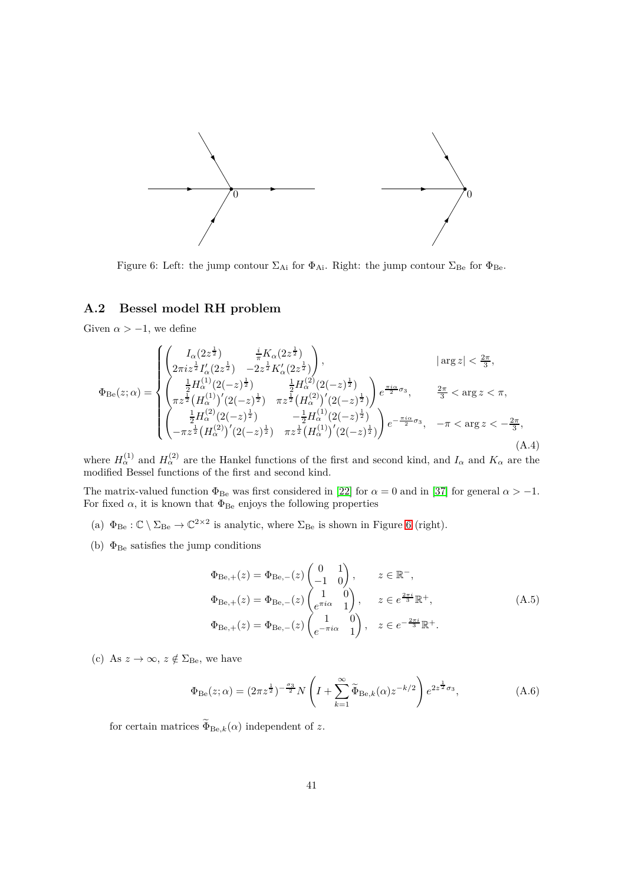Figure 6: Left: the jump contour $\Sigma_{\rm Ai}$ for $\Phi_{\rm Ai}$. Right: the jump contour $\Sigma_{\rm Be}$ for $\Phi_{\rm Be}$.

### A.2 Bessel model RH problem

Given $\alpha > -1$, we define

$$
\Phi_{\rm Be}(z;\alpha) = \begin{cases} \begin{pmatrix} I_\alpha(2z^{\frac12}) & \frac{i}{\pi}K_\alpha(2z^{\frac12}) \\ 2\pi i z^{\frac12} I_\alpha'(2z^{\frac12}) & -2z^{\frac12}K_\alpha'(2z^{\frac12}) \end{pmatrix}, & |\arg z| < \frac{2\pi}{3}, \\ \begin{pmatrix} \frac12 H_\alpha^{(1)}(2(-z)^{\frac12}) & \frac12 H_\alpha^{(2)}(2(-z)^{\frac12}) \\ \pi z^{\frac12}\big(H_\alpha^{(1)}\big)'(2(-z)^{\frac12}) & \pi z^{\frac12}\big(H_\alpha^{(2)}\big)'(2(-z)^{\frac12}) \end{pmatrix} e^{\frac{\pi i \alpha}{2}\sigma_3}, & \frac{2\pi}{3} < \arg z < \pi, \\ \begin{pmatrix} \frac12 H_\alpha^{(2)}(2(-z)^{\frac12}) & -\frac12 H_\alpha^{(1)}(2(-z)^{\frac12}) \\ -\pi z^{\frac12}\big(H_\alpha^{(2)}\big)'(2(-z)^{\frac12}) & \pi z^{\frac12}\big(H_\alpha^{(1)}\big)'(2(-z)^{\frac12}) \end{pmatrix} e^{-\frac{\pi i \alpha}{2}\sigma_3}, & -\pi < \arg z < -\frac{2\pi}{3}, \end{cases} \tag{A.4}
$$

where $H_\alpha^{(1)}$ and $H_\alpha^{(2)}$ are the Hankel functions of the first and second kind, and $I_\alpha$ and $K_\alpha$ are the modified Bessel functions of the first and second kind.

The matrix-valued function $\Phi_{\rm Be}$ was first considered in [22] for $\alpha = 0$ and in [37] for general $\alpha > -1$. For fixed $\alpha$, it is known that $\Phi_{\rm Be}$ enjoys the following properties

(a) $\Phi_{\rm Be} : \mathbb{C} \setminus \Sigma_{\rm Be} \to \mathbb{C}^{2\times 2}$ is analytic, where $\Sigma_{\rm Be}$ is shown in Figure 6 (right).

(b) $\Phi_{\rm Be}$ satisfies the jump conditions

$$
\begin{aligned}
\Phi_{{\rm Be},+}(z) &= \Phi_{{\rm Be},-}(z)\begin{pmatrix} 0 & 1 \\ -1 & 0 \end{pmatrix}, && z \in \mathbb{R}^-, \\
\Phi_{{\rm Be},+}(z) &= \Phi_{{\rm Be},-}(z)\begin{pmatrix} 1 & 0 \\ e^{\pi i \alpha} & 1 \end{pmatrix}, && z \in e^{\frac{2\pi i}{3}}\mathbb{R}^+, \\
\Phi_{{\rm Be},+}(z) &= \Phi_{{\rm Be},-}(z)\begin{pmatrix} 1 & 0 \\ e^{-\pi i \alpha} & 1 \end{pmatrix}, && z \in e^{-\frac{2\pi i}{3}}\mathbb{R}^+.
\end{aligned} \tag{A.5}
$$

(c) As $z \to \infty$, $z \notin \Sigma_{\rm Be}$, we have

$$
\Phi_{\rm Be}(z;\alpha) = (2\pi z^{\frac12})^{-\frac{\sigma_3}{2}} N \left( I + \sum_{k=1}^{\infty} \widetilde{\Phi}_{{\rm Be},k}(\alpha) z^{-k/2} \right) e^{2z^{\frac12}\sigma_3}, \tag{A.6}
$$

for certain matrices $\widetilde{\Phi}_{{\rm Be},k}(\alpha)$ independent of $z$.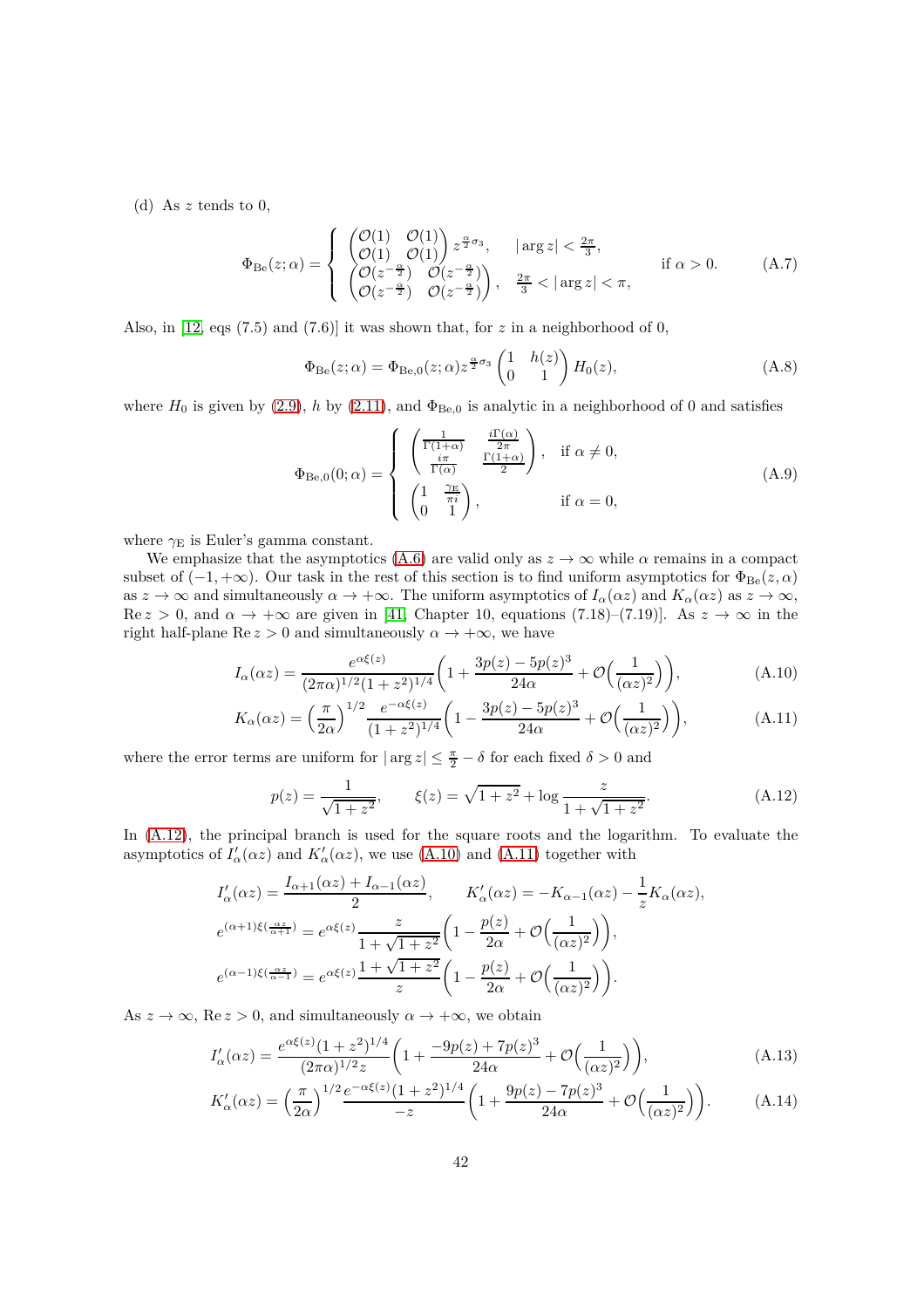(d) As $z$ tends to 0,

$$\Phi_{\mathrm{Be}}(z;\alpha) = \left\{ \begin{array}{ll} \begin{pmatrix} \mathcal{O}(1) & \mathcal{O}(1) \\ \mathcal{O}(1) & \mathcal{O}(1) \end{pmatrix} z^{\frac{\alpha}{2}\sigma_3}, & |\arg z| < \frac{2\pi}{3}, \\ \begin{pmatrix} \mathcal{O}(z^{-\frac{\alpha}{2}}) & \mathcal{O}(z^{-\frac{\alpha}{2}}) \\ \mathcal{O}(z^{-\frac{\alpha}{2}}) & \mathcal{O}(z^{-\frac{\alpha}{2}}) \end{pmatrix}, & \frac{2\pi}{3} < |\arg z| < \pi, \end{array} \right. \quad \text{if } \alpha > 0. \tag{A.7}$$

Also, in [12, eqs (7.5) and (7.6)] it was shown that, for $z$ in a neighborhood of 0,

$$\Phi_{\mathrm{Be}}(z;\alpha) = \Phi_{\mathrm{Be},0}(z;\alpha) z^{\frac{\alpha}{2}\sigma_3} \begin{pmatrix} 1 & h(z) \\ 0 & 1 \end{pmatrix} H_0(z), \tag{A.8}$$

where $H_0$ is given by (2.9), $h$ by (2.11), and $\Phi_{\mathrm{Be},0}$ is analytic in a neighborhood of 0 and satisfies

$$\Phi_{\mathrm{Be},0}(0;\alpha) = \left\{ \begin{array}{ll} \begin{pmatrix} \frac{1}{\Gamma(1+\alpha)} & \frac{i\Gamma(\alpha)}{2\pi} \\ \frac{i\pi}{\Gamma(\alpha)} & \frac{\Gamma(1+\alpha)}{2} \end{pmatrix}, & \text{if } \alpha \neq 0, \\ \begin{pmatrix} 1 & \frac{\gamma_{\mathrm{E}}}{\pi i} \\ 0 & 1 \end{pmatrix}, & \text{if } \alpha = 0, \end{array} \right. \tag{A.9}$$

where $\gamma_{\mathrm{E}}$ is Euler's gamma constant.

We emphasize that the asymptotics (A.6) are valid only as $z \to \infty$ while $\alpha$ remains in a compact subset of $(-1, +\infty)$. Our task in the rest of this section is to find uniform asymptotics for $\Phi_{\mathrm{Be}}(z,\alpha)$ as $z \to \infty$ and simultaneously $\alpha \to +\infty$. The uniform asymptotics of $I_\alpha(\alpha z)$ and $K_\alpha(\alpha z)$ as $z \to \infty$, $\mathrm{Re}\, z > 0$, and $\alpha \to +\infty$ are given in [41, Chapter 10, equations (7.18)–(7.19)]. As $z \to \infty$ in the right half-plane $\mathrm{Re}\, z > 0$ and simultaneously $\alpha \to +\infty$, we have

$$I_\alpha(\alpha z) = \frac{e^{\alpha \xi(z)}}{(2\pi\alpha)^{1/2}(1+z^2)^{1/4}} \bigg( 1 + \frac{3p(z) - 5p(z)^3}{24\alpha} + \mathcal{O}\Big(\frac{1}{(\alpha z)^2}\Big) \bigg), \tag{A.10}$$

$$K_\alpha(\alpha z) = \Big(\frac{\pi}{2\alpha}\Big)^{1/2} \frac{e^{-\alpha\xi(z)}}{(1+z^2)^{1/4}} \bigg( 1 - \frac{3p(z) - 5p(z)^3}{24\alpha} + \mathcal{O}\Big(\frac{1}{(\alpha z)^2}\Big) \bigg), \tag{A.11}$$

where the error terms are uniform for $|\arg z| \leq \frac{\pi}{2} - \delta$ for each fixed $\delta > 0$ and

$$p(z) = \frac{1}{\sqrt{1+z^2}}, \qquad \xi(z) = \sqrt{1+z^2} + \log \frac{z}{1 + \sqrt{1+z^2}}. \tag{A.12}$$

In (A.12), the principal branch is used for the square roots and the logarithm. To evaluate the asymptotics of $I_\alpha'(\alpha z)$ and $K_\alpha'(\alpha z)$, we use (A.10) and (A.11) together with

$$I_\alpha'(\alpha z) = \frac{I_{\alpha+1}(\alpha z) + I_{\alpha-1}(\alpha z)}{2}, \qquad K_\alpha'(\alpha z) = -K_{\alpha-1}(\alpha z) - \frac{1}{z} K_\alpha(\alpha z),$$

$$e^{(\alpha+1)\xi(\frac{\alpha z}{\alpha+1})} = e^{\alpha\xi(z)} \frac{z}{1+\sqrt{1+z^2}} \bigg( 1 - \frac{p(z)}{2\alpha} + \mathcal{O}\Big(\frac{1}{(\alpha z)^2}\Big) \bigg),$$

$$e^{(\alpha-1)\xi(\frac{\alpha z}{\alpha-1})} = e^{\alpha\xi(z)} \frac{1+\sqrt{1+z^2}}{z} \bigg( 1 - \frac{p(z)}{2\alpha} + \mathcal{O}\Big(\frac{1}{(\alpha z)^2}\Big) \bigg).$$

As $z \to \infty$, $\mathrm{Re}\, z > 0$, and simultaneously $\alpha \to +\infty$, we obtain

$$I_\alpha'(\alpha z) = \frac{e^{\alpha\xi(z)}(1+z^2)^{1/4}}{(2\pi\alpha)^{1/2} z} \bigg( 1 + \frac{-9p(z) + 7p(z)^3}{24\alpha} + \mathcal{O}\Big(\frac{1}{(\alpha z)^2}\Big) \bigg), \tag{A.13}$$

$$K_\alpha'(\alpha z) = \Big(\frac{\pi}{2\alpha}\Big)^{1/2} \frac{e^{-\alpha\xi(z)}(1+z^2)^{1/4}}{-z} \bigg( 1 + \frac{9p(z) - 7p(z)^3}{24\alpha} + \mathcal{O}\Big(\frac{1}{(\alpha z)^2}\Big) \bigg). \tag{A.14}$$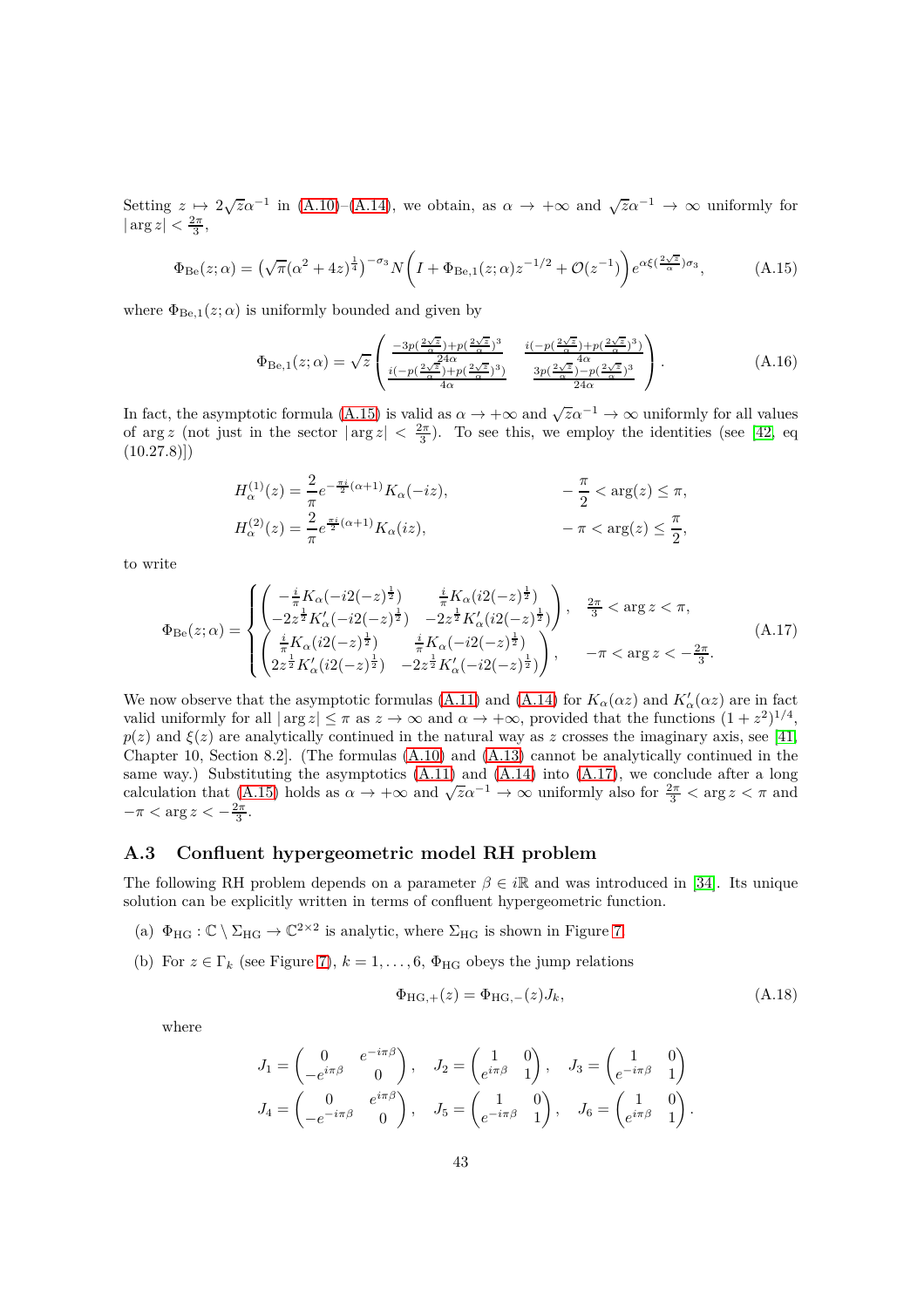Setting $z \mapsto 2\sqrt{z}\alpha^{-1}$ in (A.10)–(A.14), we obtain, as $\alpha \to +\infty$ and $\sqrt{z}\alpha^{-1} \to \infty$ uniformly for $|\arg z| < \frac{2\pi}{3}$,

$$\Phi_{\mathrm{Be}}(z;\alpha) = \left(\sqrt{\pi}(\alpha^2+4z)^{\frac{1}{4}}\right)^{-\sigma_3} N\left(I + \Phi_{\mathrm{Be},1}(z;\alpha)z^{-1/2} + \mathcal{O}(z^{-1})\right)e^{\alpha\xi(\frac{2\sqrt{z}}{\alpha})\sigma_3}, \tag{A.15}$$

where $\Phi_{\mathrm{Be},1}(z;\alpha)$ is uniformly bounded and given by

$$\Phi_{\mathrm{Be},1}(z;\alpha) = \sqrt{z}\begin{pmatrix} \frac{-3p(\frac{2\sqrt{z}}{\alpha})+p(\frac{2\sqrt{z}}{\alpha})^3}{24\alpha} & \frac{i(-p(\frac{2\sqrt{z}}{\alpha})+p(\frac{2\sqrt{z}}{\alpha})^3)}{4\alpha} \\ \frac{i(-p(\frac{2\sqrt{z}}{\alpha})+p(\frac{2\sqrt{z}}{\alpha})^3)}{4\alpha} & \frac{3p(\frac{2\sqrt{z}}{\alpha})-p(\frac{2\sqrt{z}}{\alpha})^3}{24\alpha} \end{pmatrix}. \tag{A.16}$$

In fact, the asymptotic formula (A.15) is valid as $\alpha \to +\infty$ and $\sqrt{z}\alpha^{-1} \to \infty$ uniformly for all values of $\arg z$ (not just in the sector $|\arg z| < \frac{2\pi}{3}$). To see this, we employ the identities (see [42, eq (10.27.8)])

$$H_\alpha^{(1)}(z) = \frac{2}{\pi}e^{-\frac{\pi i}{2}(\alpha+1)}K_\alpha(-iz), \qquad -\frac{\pi}{2} < \arg(z) \leq \pi,$$
$$H_\alpha^{(2)}(z) = \frac{2}{\pi}e^{\frac{\pi i}{2}(\alpha+1)}K_\alpha(iz), \qquad -\pi < \arg(z) \leq \frac{\pi}{2},$$

to write

$$\Phi_{\mathrm{Be}}(z;\alpha) = \begin{cases} \begin{pmatrix} -\frac{i}{\pi}K_\alpha(-i2(-z)^{\frac{1}{2}}) & \frac{i}{\pi}K_\alpha(i2(-z)^{\frac{1}{2}}) \\ -2z^{\frac{1}{2}}K_\alpha'(-i2(-z)^{\frac{1}{2}}) & -2z^{\frac{1}{2}}K_\alpha'(i2(-z)^{\frac{1}{2}}) \end{pmatrix}, & \frac{2\pi}{3} < \arg z < \pi, \\ \begin{pmatrix} \frac{i}{\pi}K_\alpha(i2(-z)^{\frac{1}{2}}) & \frac{i}{\pi}K_\alpha(-i2(-z)^{\frac{1}{2}}) \\ 2z^{\frac{1}{2}}K_\alpha'(i2(-z)^{\frac{1}{2}}) & -2z^{\frac{1}{2}}K_\alpha'(-i2(-z)^{\frac{1}{2}}) \end{pmatrix}, & -\pi < \arg z < -\frac{2\pi}{3}. \end{cases} \tag{A.17}$$

We now observe that the asymptotic formulas (A.11) and (A.14) for $K_\alpha(\alpha z)$ and $K_\alpha'(\alpha z)$ are in fact valid uniformly for all $|\arg z| \leq \pi$ as $z \to \infty$ and $\alpha \to +\infty$, provided that the functions $(1+z^2)^{1/4}$, $p(z)$ and $\xi(z)$ are analytically continued in the natural way as $z$ crosses the imaginary axis, see [41, Chapter 10, Section 8.2]. (The formulas (A.10) and (A.13) cannot be analytically continued in the same way.) Substituting the asymptotics (A.11) and (A.14) into (A.17), we conclude after a long calculation that (A.15) holds as $\alpha \to +\infty$ and $\sqrt{z}\alpha^{-1} \to \infty$ uniformly also for $\frac{2\pi}{3} < \arg z < \pi$ and $-\pi < \arg z < -\frac{2\pi}{3}$.

### A.3 Confluent hypergeometric model RH problem

The following RH problem depends on a parameter $\beta \in i\mathbb{R}$ and was introduced in [34]. Its unique solution can be explicitly written in terms of confluent hypergeometric function.

(a) $\Phi_{\mathrm{HG}} : \mathbb{C} \setminus \Sigma_{\mathrm{HG}} \to \mathbb{C}^{2\times 2}$ is analytic, where $\Sigma_{\mathrm{HG}}$ is shown in Figure 7.

(b) For $z \in \Gamma_k$ (see Figure 7), $k = 1, \ldots, 6$, $\Phi_{\mathrm{HG}}$ obeys the jump relations

$$\Phi_{\mathrm{HG},+}(z) = \Phi_{\mathrm{HG},-}(z)J_k, \tag{A.18}$$

where

$$J_1 = \begin{pmatrix} 0 & e^{-i\pi\beta} \\ -e^{i\pi\beta} & 0 \end{pmatrix}, \quad J_2 = \begin{pmatrix} 1 & 0 \\ e^{i\pi\beta} & 1 \end{pmatrix}, \quad J_3 = \begin{pmatrix} 1 & 0 \\ e^{-i\pi\beta} & 1 \end{pmatrix}$$
$$J_4 = \begin{pmatrix} 0 & e^{i\pi\beta} \\ -e^{-i\pi\beta} & 0 \end{pmatrix}, \quad J_5 = \begin{pmatrix} 1 & 0 \\ e^{-i\pi\beta} & 1 \end{pmatrix}, \quad J_6 = \begin{pmatrix} 1 & 0 \\ e^{i\pi\beta} & 1 \end{pmatrix}.$$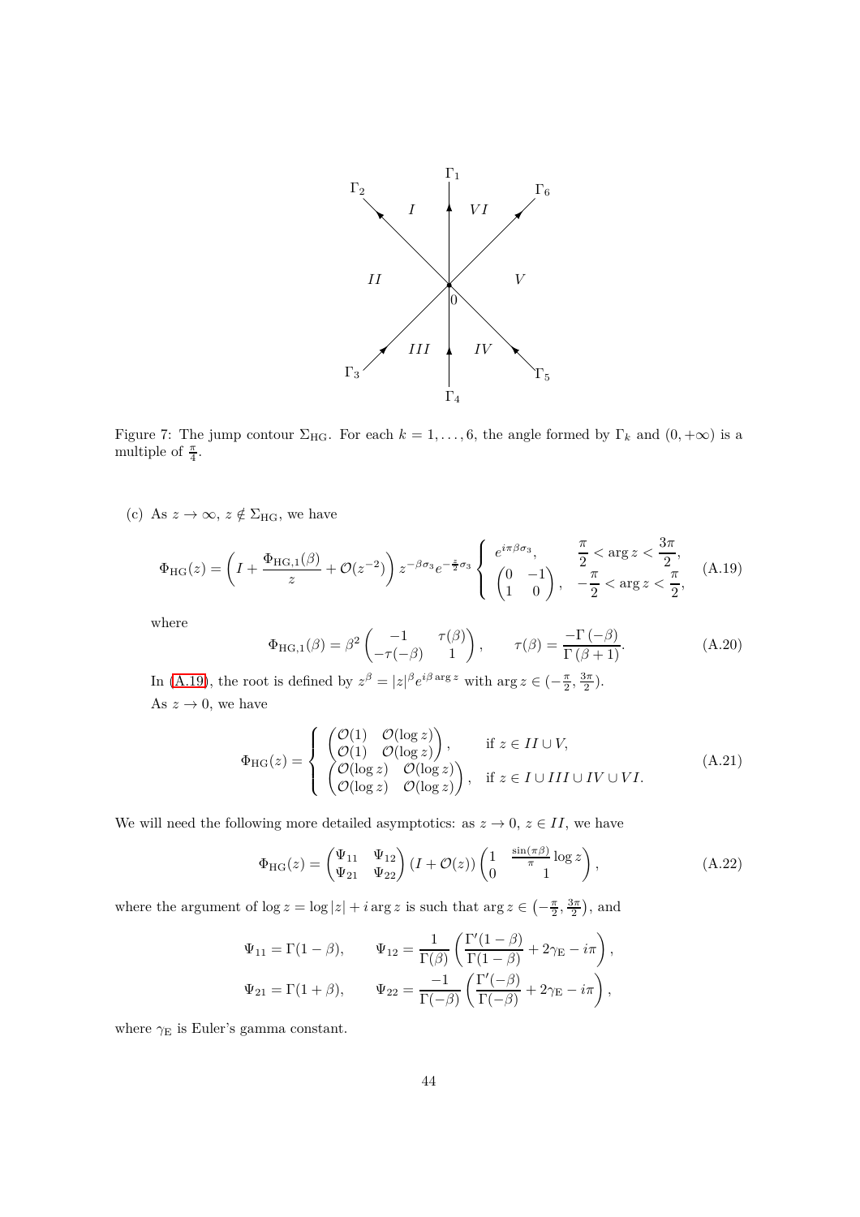Figure 7: The jump contour $\Sigma_{\rm HG}$. For each $k = 1, \ldots, 6$, the angle formed by $\Gamma_k$ and $(0, +\infty)$ is a multiple of $\frac{\pi}{4}$.

(c) As $z \to \infty$, $z \notin \Sigma_{\rm HG}$, we have

$$\Phi_{\rm HG}(z) = \left( I + \frac{\Phi_{{\rm HG},1}(\beta)}{z} + \mathcal{O}(z^{-2}) \right) z^{-\beta\sigma_3} e^{-\frac{z}{2}\sigma_3} \begin{cases} e^{i\pi\beta\sigma_3}, & \dfrac{\pi}{2} < \arg z < \dfrac{3\pi}{2}, \\ \begin{pmatrix} 0 & -1 \\ 1 & 0 \end{pmatrix}, & -\dfrac{\pi}{2} < \arg z < \dfrac{\pi}{2}, \end{cases} \tag{A.19}$$

where

$$\Phi_{{\rm HG},1}(\beta) = \beta^2 \begin{pmatrix} -1 & \tau(\beta) \\ -\tau(-\beta) & 1 \end{pmatrix}, \qquad \tau(\beta) = \frac{-\Gamma(-\beta)}{\Gamma(\beta+1)}. \tag{A.20}$$

In (A.19), the root is defined by $z^\beta = |z|^\beta e^{i\beta \arg z}$ with $\arg z \in (-\frac{\pi}{2}, \frac{3\pi}{2})$.

As $z \to 0$, we have

$$\Phi_{\rm HG}(z) = \begin{cases} \begin{pmatrix} \mathcal{O}(1) & \mathcal{O}(\log z) \\ \mathcal{O}(1) & \mathcal{O}(\log z) \end{pmatrix}, & \text{if } z \in II \cup V, \\ \begin{pmatrix} \mathcal{O}(\log z) & \mathcal{O}(\log z) \\ \mathcal{O}(\log z) & \mathcal{O}(\log z) \end{pmatrix}, & \text{if } z \in I \cup III \cup IV \cup VI. \end{cases} \tag{A.21}$$

We will need the following more detailed asymptotics: as $z \to 0$, $z \in II$, we have

$$\Phi_{\rm HG}(z) = \begin{pmatrix} \Psi_{11} & \Psi_{12} \\ \Psi_{21} & \Psi_{22} \end{pmatrix} (I + \mathcal{O}(z)) \begin{pmatrix} 1 & \frac{\sin(\pi\beta)}{\pi} \log z \\ 0 & 1 \end{pmatrix}, \tag{A.22}$$

where the argument of $\log z = \log|z| + i \arg z$ is such that $\arg z \in \left(-\frac{\pi}{2}, \frac{3\pi}{2}\right)$, and

$$\Psi_{11} = \Gamma(1-\beta), \qquad \Psi_{12} = \frac{1}{\Gamma(\beta)} \left( \frac{\Gamma'(1-\beta)}{\Gamma(1-\beta)} + 2\gamma_{\rm E} - i\pi \right),$$

$$\Psi_{21} = \Gamma(1+\beta), \qquad \Psi_{22} = \frac{-1}{\Gamma(-\beta)} \left( \frac{\Gamma'(-\beta)}{\Gamma(-\beta)} + 2\gamma_{\rm E} - i\pi \right),$$

where $\gamma_{\rm E}$ is Euler's gamma constant.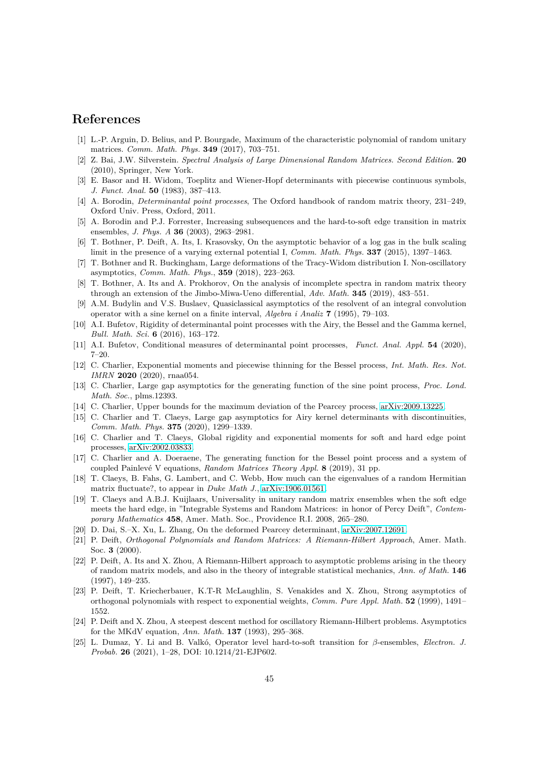# References

[1] L.-P. Arguin, D. Belius, and P. Bourgade, Maximum of the characteristic polynomial of random unitary matrices. *Comm. Math. Phys.* **349** (2017), 703–751.

[2] Z. Bai, J.W. Silverstein. *Spectral Analysis of Large Dimensional Random Matrices. Second Edition.* **20** (2010), Springer, New York.

[3] E. Basor and H. Widom, Toeplitz and Wiener-Hopf determinants with piecewise continuous symbols, *J. Funct. Anal.* **50** (1983), 387–413.

[4] A. Borodin, *Determinantal point processes*, The Oxford handbook of random matrix theory, 231–249, Oxford Univ. Press, Oxford, 2011.

[5] A. Borodin and P.J. Forrester, Increasing subsequences and the hard-to-soft edge transition in matrix ensembles, *J. Phys. A* **36** (2003), 2963–2981.

[6] T. Bothner, P. Deift, A. Its, I. Krasovsky, On the asymptotic behavior of a log gas in the bulk scaling limit in the presence of a varying external potential I, *Comm. Math. Phys.* **337** (2015), 1397–1463.

[7] T. Bothner and R. Buckingham, Large deformations of the Tracy-Widom distribution I. Non-oscillatory asymptotics, *Comm. Math. Phys.*, **359** (2018), 223–263.

[8] T. Bothner, A. Its and A. Prokhorov, On the analysis of incomplete spectra in random matrix theory through an extension of the Jimbo-Miwa-Ueno differential, *Adv. Math.* **345** (2019), 483–551.

[9] A.M. Budylin and V.S. Buslaev, Quasiclassical asymptotics of the resolvent of an integral convolution operator with a sine kernel on a finite interval, *Algebra i Analiz* **7** (1995), 79–103.

[10] A.I. Bufetov, Rigidity of determinantal point processes with the Airy, the Bessel and the Gamma kernel, *Bull. Math. Sci.* **6** (2016), 163–172.

[11] A.I. Bufetov, Conditional measures of determinantal point processes, *Funct. Anal. Appl.* **54** (2020), 7–20.

[12] C. Charlier, Exponential moments and piecewise thinning for the Bessel process, *Int. Math. Res. Not. IMRN* **2020** (2020), rnaa054.

[13] C. Charlier, Large gap asymptotics for the generating function of the sine point process, *Proc. Lond. Math. Soc.*, plms.12393.

[14] C. Charlier, Upper bounds for the maximum deviation of the Pearcey process, arXiv:2009.13225.

[15] C. Charlier and T. Claeys, Large gap asymptotics for Airy kernel determinants with discontinuities, *Comm. Math. Phys.* **375** (2020), 1299–1339.

[16] C. Charlier and T. Claeys, Global rigidity and exponential moments for soft and hard edge point processes, arXiv:2002.03833.

[17] C. Charlier and A. Doeraene, The generating function for the Bessel point process and a system of coupled Painlevé V equations, *Random Matrices Theory Appl.* **8** (2019), 31 pp.

[18] T. Claeys, B. Fahs, G. Lambert, and C. Webb, How much can the eigenvalues of a random Hermitian matrix fluctuate?, to appear in *Duke Math J.*, arXiv:1906.01561.

[19] T. Claeys and A.B.J. Kuijlaars, Universality in unitary random matrix ensembles when the soft edge meets the hard edge, in "Integrable Systems and Random Matrices: in honor of Percy Deift", *Contemporary Mathematics* **458**, Amer. Math. Soc., Providence R.I. 2008, 265–280.

[20] D. Dai, S.–X. Xu, L. Zhang, On the deformed Pearcey determinant, arXiv:2007.12691.

[21] P. Deift, *Orthogonal Polynomials and Random Matrices: A Riemann-Hilbert Approach*, Amer. Math. Soc. **3** (2000).

[22] P. Deift, A. Its and X. Zhou, A Riemann-Hilbert approach to asymptotic problems arising in the theory of random matrix models, and also in the theory of integrable statistical mechanics, *Ann. of Math.* **146** (1997), 149–235.

[23] P. Deift, T. Kriecherbauer, K.T-R McLaughlin, S. Venakides and X. Zhou, Strong asymptotics of orthogonal polynomials with respect to exponential weights, *Comm. Pure Appl. Math.* **52** (1999), 1491–1552.

[24] P. Deift and X. Zhou, A steepest descent method for oscillatory Riemann-Hilbert problems. Asymptotics for the MKdV equation, *Ann. Math.* **137** (1993), 295–368.

[25] L. Dumaz, Y. Li and B. Valkó, Operator level hard-to-soft transition for $\beta$-ensembles, *Electron. J. Probab.* **26** (2021), 1–28, DOI: 10.1214/21-EJP602.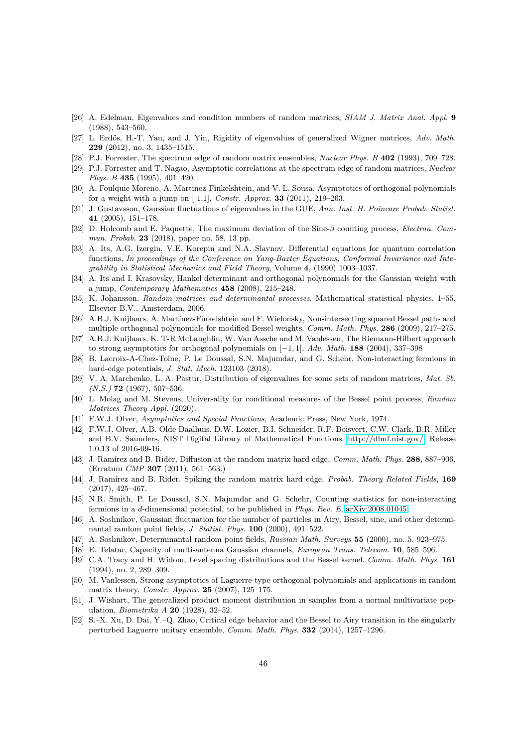[26] A. Edelman, Eigenvalues and condition numbers of random matrices, *SIAM J. Matrix Anal. Appl.* **9** (1988), 543–560.

[27] L. Erdős, H.-T. Yau, and J. Yin, Rigidity of eigenvalues of generalized Wigner matrices, *Adv. Math.* **229** (2012), no. 3, 1435–1515.

[28] P.J. Forrester, The spectrum edge of random matrix ensembles, *Nuclear Phys. B* **402** (1993), 709–728.

[29] P.J. Forrester and T. Nagao, Asymptotic correlations at the spectrum edge of random matrices, *Nuclear Phys. B* **435** (1995), 401–420.

[30] A. Foulquie Moreno, A. Martinez-Finkelshtein, and V. L. Sousa, Asymptotics of orthogonal polynomials for a weight with a jump on [-1,1], *Constr. Approx.* **33** (2011), 219–263.

[31] J. Gustavsson, Gaussian fluctuations of eigenvalues in the GUE, *Ann. Inst. H. Poincare Probab. Statist.* **41** (2005), 151–178.

[32] D. Holcomb and E. Paquette, The maximum deviation of the Sine-$\beta$ counting process, *Electron. Commun. Probab.* **23** (2018), paper no. 58, 13 pp.

[33] A. Its, A.G. Izergin, V.E. Korepin and N.A. Slavnov, Differential equations for quantum correlation functions, *In proceedings of the Conference on Yang-Baxter Equations, Conformal Invariance and Integrability in Statistical Mechanics and Field Theory*, Volume **4**, (1990) 1003–1037.

[34] A. Its and I. Krasovsky, Hankel determinant and orthogonal polynomials for the Gaussian weight with a jump, *Contemporary Mathematics* **458** (2008), 215–248.

[35] K. Johansson. *Random matrices and determinantal processes*, Mathematical statistical physics, 1–55, Elsevier B.V., Amsterdam, 2006.

[36] A.B.J. Kuijlaars, A. Martínez-Finkelshtein and F. Wielonsky, Non-intersecting squared Bessel paths and multiple orthogonal polynomials for modified Bessel weights. *Comm. Math. Phys.* **286** (2009), 217–275.

[37] A.B.J. Kuijlaars, K. T-R McLaughlin, W. Van Assche and M. Vanlessen, The Riemann-Hilbert approach to strong asymptotics for orthogonal polynomials on $[-1, 1]$, *Adv. Math.* **188** (2004), 337–398

[38] B. Lacroix-A-Chez-Toine, P. Le Doussal, S.N. Majumdar, and G. Schehr, Non-interacting fermions in hard-edge potentials, *J. Stat. Mech.* 123103 (2018).

[39] V. A. Marchenko, L. A. Pastur, Distribution of eigenvalues for some sets of random matrices, *Mat. Sb. (N.S.)* **72** (1967), 507–536.

[40] L. Molag and M. Stevens, Universality for conditional measures of the Bessel point process, *Random Matrices Theory Appl.* (2020).

[41] F.W.J. Olver, *Asymptotics and Special Functions*, Academic Press, New York, 1974.

[42] F.W.J. Olver, A.B. Olde Daalhuis, D.W. Lozier, B.I. Schneider, R.F. Boisvert, C.W. Clark, B.R. Miller and B.V. Saunders, NIST Digital Library of Mathematical Functions. http://dlmf.nist.gov/, Release 1.0.13 of 2016-09-16.

[43] J. Ramírez and B. Rider, Diffusion at the random matrix hard edge, *Comm. Math. Phys.* **288**, 887–906. (Erratum *CMP* **307** (2011), 561–563.)

[44] J. Ramírez and B. Rider, Spiking the random matrix hard edge, *Probab. Theory Related Fields*, **169** (2017), 425–467.

[45] N.R. Smith, P. Le Doussal, S.N. Majumdar and G. Schehr, Counting statistics for non-interacting fermions in a $d$-dimensional potential, to be published in *Phys. Rev. E*, arXiv:2008.01045.

[46] A. Soshnikov, Gaussian fluctuation for the number of particles in Airy, Bessel, sine, and other determinantal random point fields, *J. Statist. Phys.* **100** (2000), 491–522.

[47] A. Soshnikov, Determinantal random point fields, *Russian Math. Surveys* **55** (2000), no. 5, 923–975.

[48] E. Telatar, Capacity of multi-antenna Gaussian channels, *European Trans. Telecom.* **10**, 585–596.

[49] C.A. Tracy and H. Widom, Level spacing distributions and the Bessel kernel. *Comm. Math. Phys.* **161** (1994), no. 2, 289–309.

[50] M. Vanlessen, Strong asymptotics of Laguerre-type orthogonal polynomials and applications in random matrix theory, *Constr. Approx.* **25** (2007), 125–175.

[51] J. Wishart, The generalized product moment distribution in samples from a normal multivariate population, *Biometrika A* **20** (1928), 32–52.

[52] S.–X. Xu, D. Dai, Y.–Q. Zhao, Critical edge behavior and the Bessel to Airy transition in the singularly perturbed Laguerre unitary ensemble, *Comm. Math. Phys.* **332** (2014), 1257–1296.